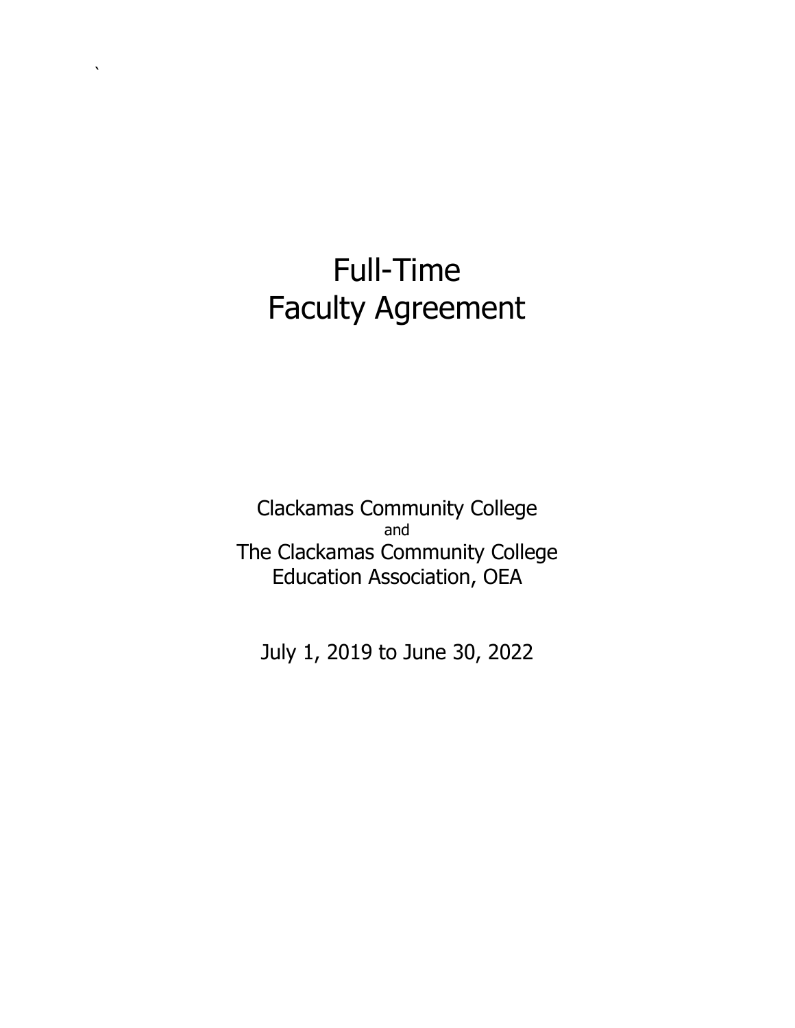# Full-Time Faculty Agreement

Clackamas Community College

and

The Clackamas Community College Education Association, OEA

July 1, 2019 to June 30, 2022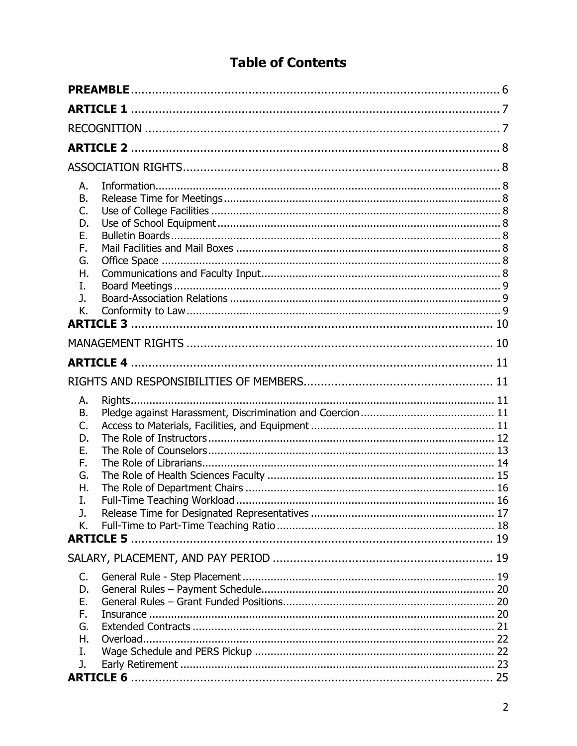# Table of Contents

**PREAMBLE** ............................................................................................ 6

**ARTICLE 1** ............................................................................................ 7

RECOGNITION ............................................................................................ 7

**ARTICLE 2** ............................................................................................ 8

ASSOCIATION RIGHTS ............................................................................................ 8

A. Information ............................................................................................ 8
B. Release Time for Meetings ............................................................................................ 8
C. Use of College Facilities ............................................................................................ 8
D. Use of School Equipment ............................................................................................ 8
E. Bulletin Boards ............................................................................................ 8
F. Mail Facilities and Mail Boxes ............................................................................................ 8
G. Office Space ............................................................................................ 8
H. Communications and Faculty Input ............................................................................................ 8
I. Board Meetings ............................................................................................ 9
J. Board-Association Relations ............................................................................................ 9
K. Conformity to Law ............................................................................................ 9

**ARTICLE 3** ............................................................................................ 10

MANAGEMENT RIGHTS ............................................................................................ 10

**ARTICLE 4** ............................................................................................ 11

RIGHTS AND RESPONSIBILITIES OF MEMBERS ............................................................................................ 11

A. Rights ............................................................................................ 11
B. Pledge against Harassment, Discrimination and Coercion ............................................................................................ 11
C. Access to Materials, Facilities, and Equipment ............................................................................................ 11
D. The Role of Instructors ............................................................................................ 12
E. The Role of Counselors ............................................................................................ 13
F. The Role of Librarians ............................................................................................ 14
G. The Role of Health Sciences Faculty ............................................................................................ 15
H. The Role of Department Chairs ............................................................................................ 16
I. Full-Time Teaching Workload ............................................................................................ 16
J. Release Time for Designated Representatives ............................................................................................ 17
K. Full-Time to Part-Time Teaching Ratio ............................................................................................ 18

**ARTICLE 5** ............................................................................................ 19

SALARY, PLACEMENT, AND PAY PERIOD ............................................................................................ 19

C. General Rule - Step Placement ............................................................................................ 19
D. General Rules – Payment Schedule ............................................................................................ 20
E. General Rules – Grant Funded Positions ............................................................................................ 20
F. Insurance ............................................................................................ 20
G. Extended Contracts ............................................................................................ 21
H. Overload ............................................................................................ 22
I. Wage Schedule and PERS Pickup ............................................................................................ 22
J. Early Retirement ............................................................................................ 23

**ARTICLE 6** ............................................................................................ 25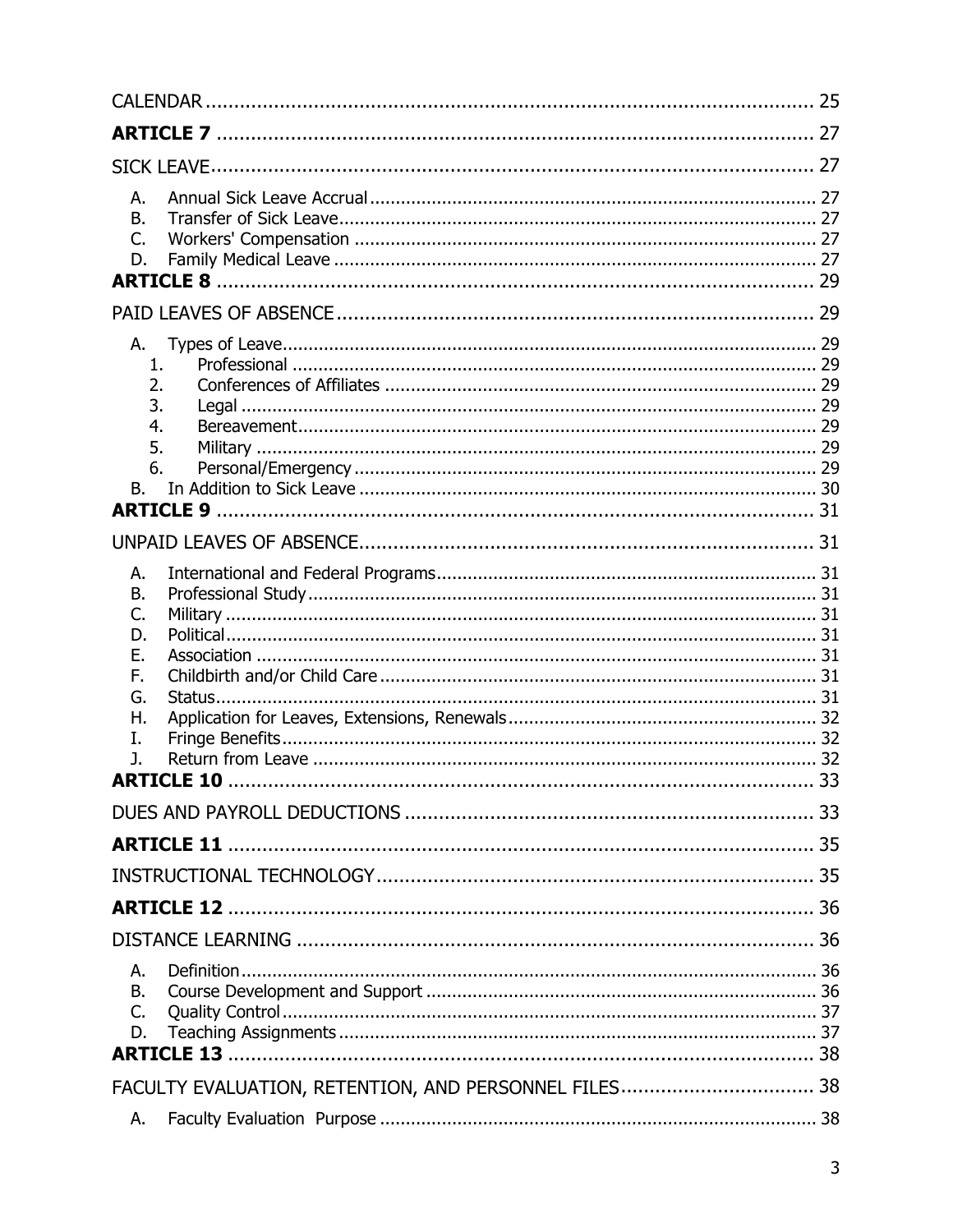CALENDAR ........................................................................................ 25

**ARTICLE 7** ........................................................................................ 27

SICK LEAVE........................................................................................ 27

- A. Annual Sick Leave Accrual ........................................................................ 27
- B. Transfer of Sick Leave........................................................................ 27
- C. Workers' Compensation ........................................................................ 27
- D. Family Medical Leave ........................................................................ 27

**ARTICLE 8** ........................................................................................ 29

PAID LEAVES OF ABSENCE........................................................................................ 29

- A. Types of Leave........................................................................ 29
  1. Professional ........................................................................ 29
  2. Conferences of Affiliates ........................................................................ 29
  3. Legal ........................................................................ 29
  4. Bereavement........................................................................ 29
  5. Military ........................................................................ 29
  6. Personal/Emergency ........................................................................ 29
- B. In Addition to Sick Leave ........................................................................ 30

**ARTICLE 9** ........................................................................................ 31

UNPAID LEAVES OF ABSENCE........................................................................................ 31

- A. International and Federal Programs........................................................................ 31
- B. Professional Study........................................................................ 31
- C. Military ........................................................................ 31
- D. Political........................................................................ 31
- E. Association ........................................................................ 31
- F. Childbirth and/or Child Care ........................................................................ 31
- G. Status........................................................................ 31
- H. Application for Leaves, Extensions, Renewals........................................................................ 32
- I. Fringe Benefits........................................................................ 32
- J. Return from Leave ........................................................................ 32

**ARTICLE 10** ........................................................................................ 33

DUES AND PAYROLL DEDUCTIONS ........................................................................................ 33

**ARTICLE 11** ........................................................................................ 35

INSTRUCTIONAL TECHNOLOGY........................................................................................ 35

**ARTICLE 12** ........................................................................................ 36

DISTANCE LEARNING ........................................................................................ 36

- A. Definition........................................................................ 36
- B. Course Development and Support ........................................................................ 36
- C. Quality Control........................................................................ 37
- D. Teaching Assignments ........................................................................ 37

**ARTICLE 13** ........................................................................................ 38

FACULTY EVALUATION, RETENTION, AND PERSONNEL FILES........................................................................................ 38

- A. Faculty Evaluation Purpose ........................................................................ 38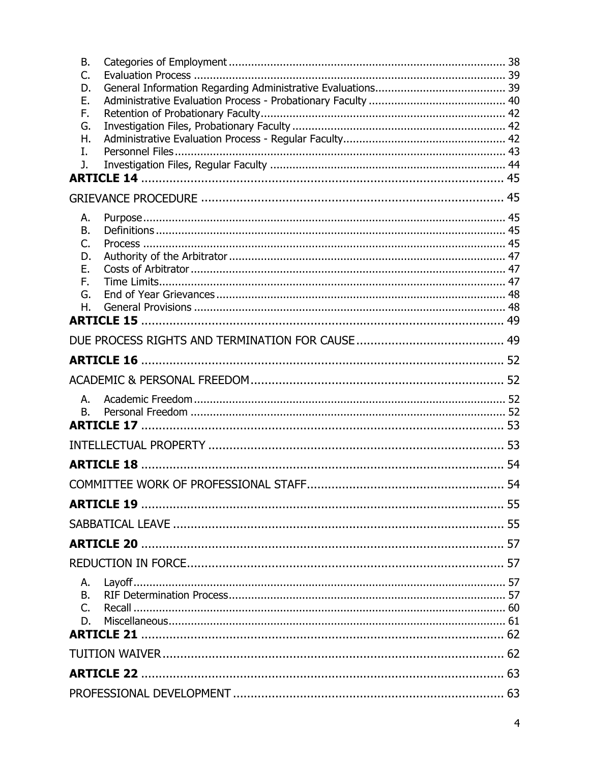B. Categories of Employment ..................................................................................... 38
C. Evaluation Process ................................................................................................ 39
D. General Information Regarding Administrative Evaluations......................................... 39
E. Administrative Evaluation Process - Probationary Faculty ........................................... 40
F. Retention of Probationary Faculty............................................................................ 42
G. Investigation Files, Probationary Faculty ................................................................... 42
H. Administrative Evaluation Process - Regular Faculty................................................... 42
I. Personnel Files ....................................................................................................... 43
J. Investigation Files, Regular Faculty ......................................................................... 44

**ARTICLE 14** .......................................................................................... 45

GRIEVANCE PROCEDURE ........................................................................ 45

A. Purpose ................................................................................................................ 45
B. Definitions ............................................................................................................ 45
C. Process ................................................................................................................ 45
D. Authority of the Arbitrator ...................................................................................... 47
E. Costs of Arbitrator .................................................................................................. 47
F. Time Limits........................................................................................................... 47
G. End of Year Grievances .......................................................................................... 48
H. General Provisions ................................................................................................ 48

**ARTICLE 15** .......................................................................................... 49

DUE PROCESS RIGHTS AND TERMINATION FOR CAUSE ........................................... 49

**ARTICLE 16** .......................................................................................... 52

ACADEMIC & PERSONAL FREEDOM......................................................................... 52

A. Academic Freedom ............................................................................................... 52
B. Personal Freedom ................................................................................................. 52

**ARTICLE 17** .......................................................................................... 53

INTELLECTUAL PROPERTY ...................................................................................... 53

**ARTICLE 18** .......................................................................................... 54

COMMITTEE WORK OF PROFESSIONAL STAFF.......................................................... 54

**ARTICLE 19** .......................................................................................... 55

SABBATICAL LEAVE ................................................................................................ 55

**ARTICLE 20** .......................................................................................... 57

REDUCTION IN FORCE............................................................................................ 57

A. Layoff ................................................................................................................... 57
B. RIF Determination Process...................................................................................... 57
C. Recall ................................................................................................................... 60
D. Miscellaneous........................................................................................................ 61

**ARTICLE 21** .......................................................................................... 62

TUITION WAIVER.................................................................................................... 62

**ARTICLE 22** .......................................................................................... 63

PROFESSIONAL DEVELOPMENT .............................................................................. 63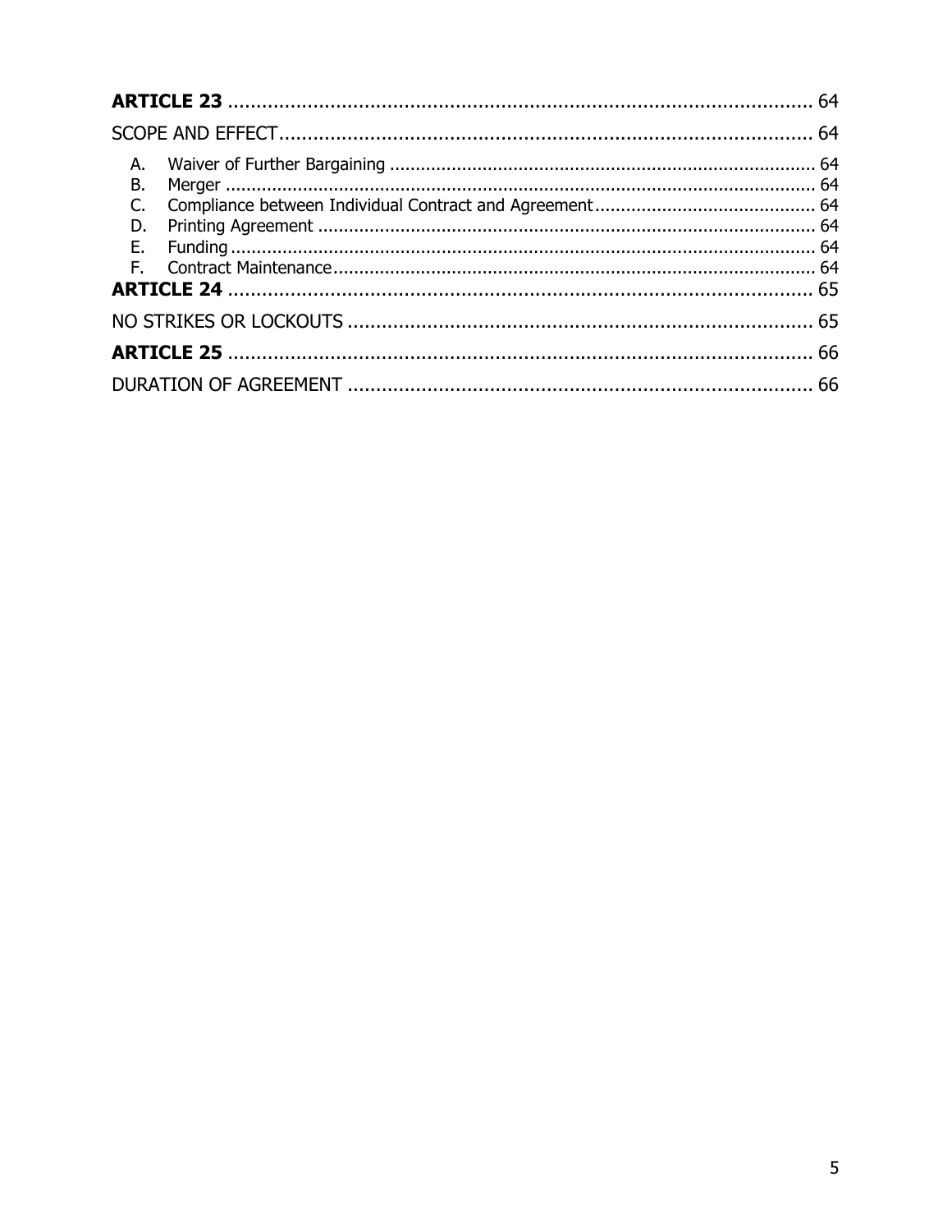**ARTICLE 23** ........................................................................................................ 64

SCOPE AND EFFECT................................................................................................ 64

A. Waiver of Further Bargaining ................................................................................. 64
B. Merger ................................................................................................................. 64
C. Compliance between Individual Contract and Agreement........................................... 64
D. Printing Agreement ............................................................................................... 64
E. Funding ................................................................................................................ 64
F. Contract Maintenance............................................................................................ 64

**ARTICLE 24** ........................................................................................................ 65

NO STRIKES OR LOCKOUTS .................................................................................... 65

**ARTICLE 25** ........................................................................................................ 66

DURATION OF AGREEMENT ................................................................................... 66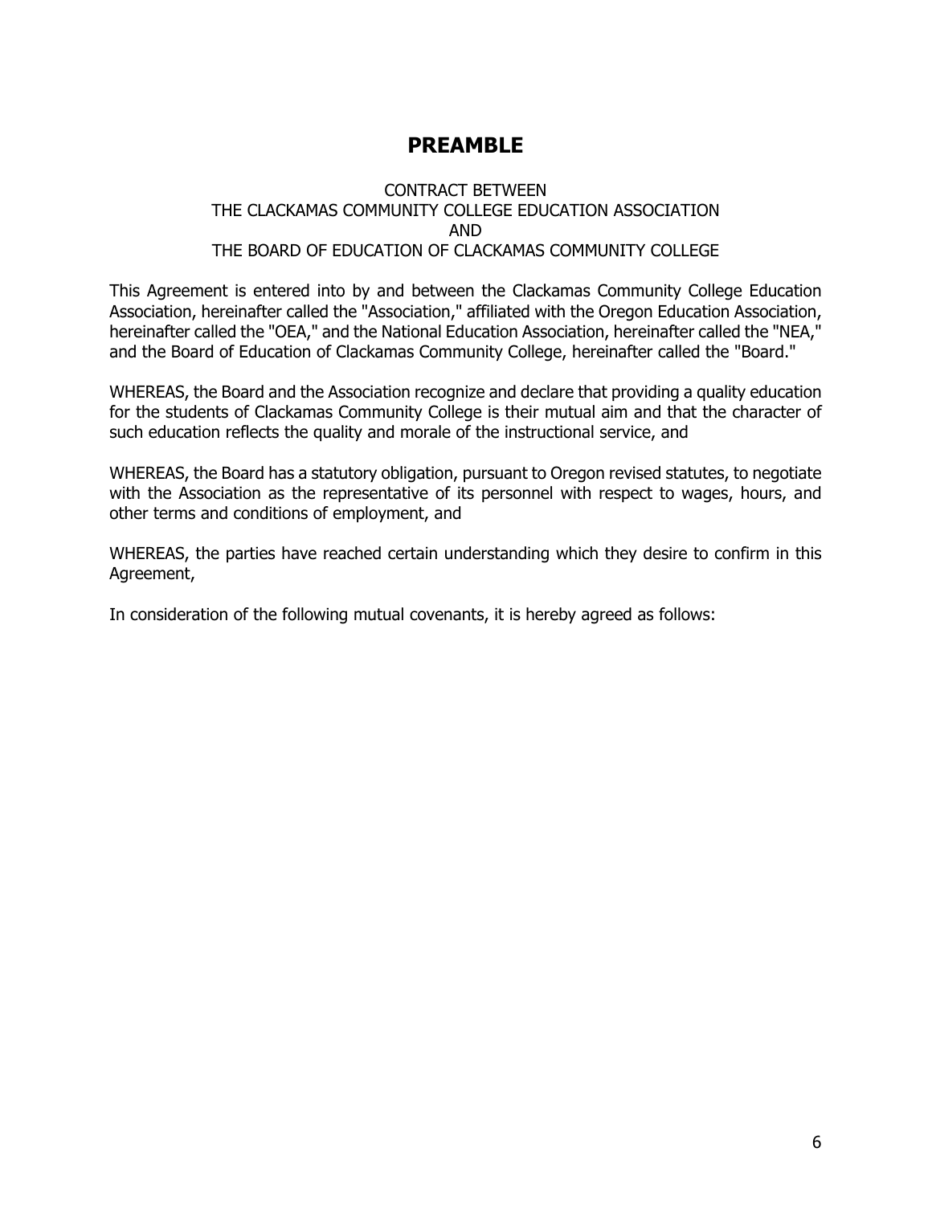# PREAMBLE

CONTRACT BETWEEN
THE CLACKAMAS COMMUNITY COLLEGE EDUCATION ASSOCIATION
AND
THE BOARD OF EDUCATION OF CLACKAMAS COMMUNITY COLLEGE

This Agreement is entered into by and between the Clackamas Community College Education Association, hereinafter called the "Association," affiliated with the Oregon Education Association, hereinafter called the "OEA," and the National Education Association, hereinafter called the "NEA," and the Board of Education of Clackamas Community College, hereinafter called the "Board."

WHEREAS, the Board and the Association recognize and declare that providing a quality education for the students of Clackamas Community College is their mutual aim and that the character of such education reflects the quality and morale of the instructional service, and

WHEREAS, the Board has a statutory obligation, pursuant to Oregon revised statutes, to negotiate with the Association as the representative of its personnel with respect to wages, hours, and other terms and conditions of employment, and

WHEREAS, the parties have reached certain understanding which they desire to confirm in this Agreement,

In consideration of the following mutual covenants, it is hereby agreed as follows: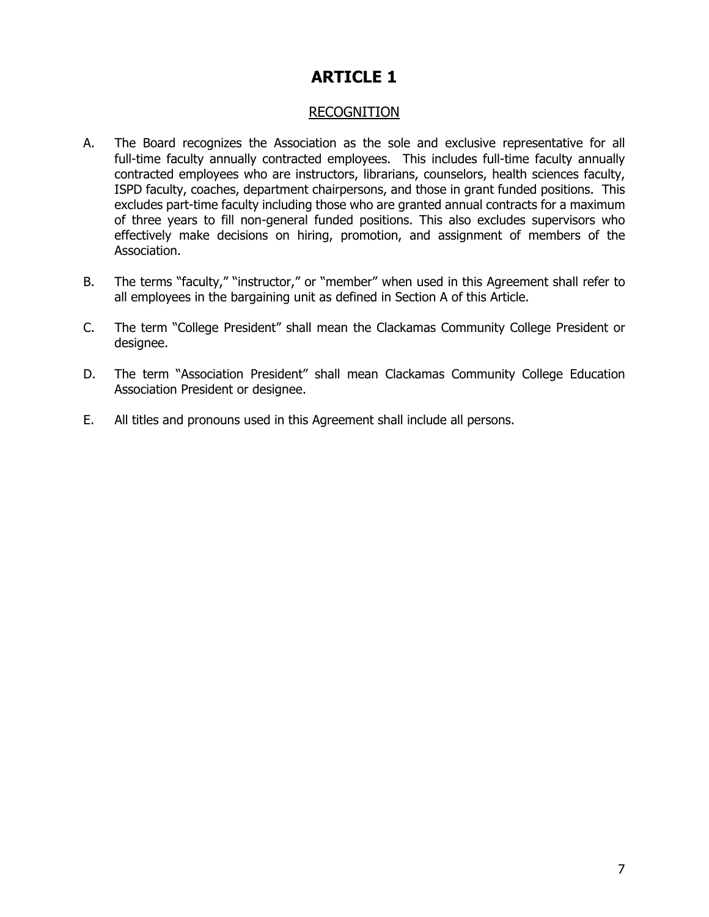# ARTICLE 1

## RECOGNITION

A. The Board recognizes the Association as the sole and exclusive representative for all full-time faculty annually contracted employees. This includes full-time faculty annually contracted employees who are instructors, librarians, counselors, health sciences faculty, ISPD faculty, coaches, department chairpersons, and those in grant funded positions. This excludes part-time faculty including those who are granted annual contracts for a maximum of three years to fill non-general funded positions. This also excludes supervisors who effectively make decisions on hiring, promotion, and assignment of members of the Association.

B. The terms "faculty," "instructor," or "member" when used in this Agreement shall refer to all employees in the bargaining unit as defined in Section A of this Article.

C. The term "College President" shall mean the Clackamas Community College President or designee.

D. The term "Association President" shall mean Clackamas Community College Education Association President or designee.

E. All titles and pronouns used in this Agreement shall include all persons.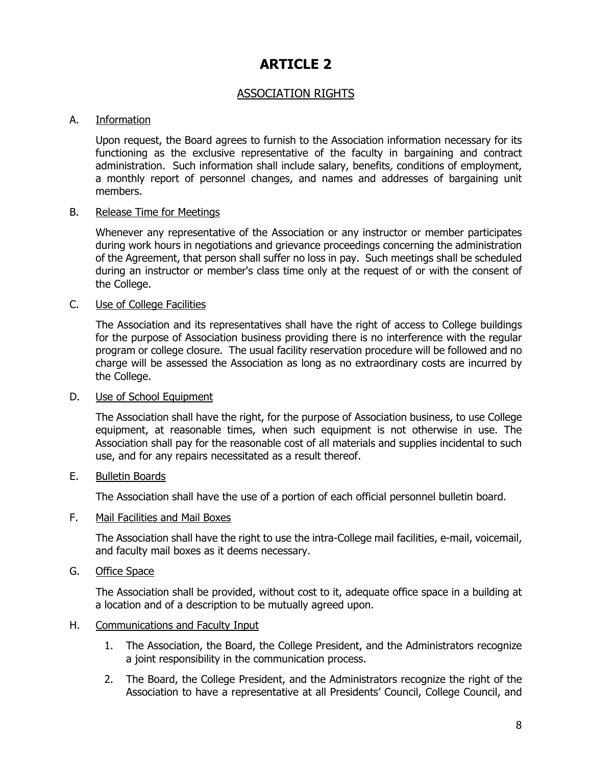# ARTICLE 2

## ASSOCIATION RIGHTS

A. Information

Upon request, the Board agrees to furnish to the Association information necessary for its functioning as the exclusive representative of the faculty in bargaining and contract administration. Such information shall include salary, benefits, conditions of employment, a monthly report of personnel changes, and names and addresses of bargaining unit members.

B. Release Time for Meetings

Whenever any representative of the Association or any instructor or member participates during work hours in negotiations and grievance proceedings concerning the administration of the Agreement, that person shall suffer no loss in pay. Such meetings shall be scheduled during an instructor or member's class time only at the request of or with the consent of the College.

C. Use of College Facilities

The Association and its representatives shall have the right of access to College buildings for the purpose of Association business providing there is no interference with the regular program or college closure. The usual facility reservation procedure will be followed and no charge will be assessed the Association as long as no extraordinary costs are incurred by the College.

D. Use of School Equipment

The Association shall have the right, for the purpose of Association business, to use College equipment, at reasonable times, when such equipment is not otherwise in use. The Association shall pay for the reasonable cost of all materials and supplies incidental to such use, and for any repairs necessitated as a result thereof.

E. Bulletin Boards

The Association shall have the use of a portion of each official personnel bulletin board.

F. Mail Facilities and Mail Boxes

The Association shall have the right to use the intra-College mail facilities, e-mail, voicemail, and faculty mail boxes as it deems necessary.

G. Office Space

The Association shall be provided, without cost to it, adequate office space in a building at a location and of a description to be mutually agreed upon.

H. Communications and Faculty Input

1. The Association, the Board, the College President, and the Administrators recognize a joint responsibility in the communication process.
2. The Board, the College President, and the Administrators recognize the right of the Association to have a representative at all Presidents' Council, College Council, and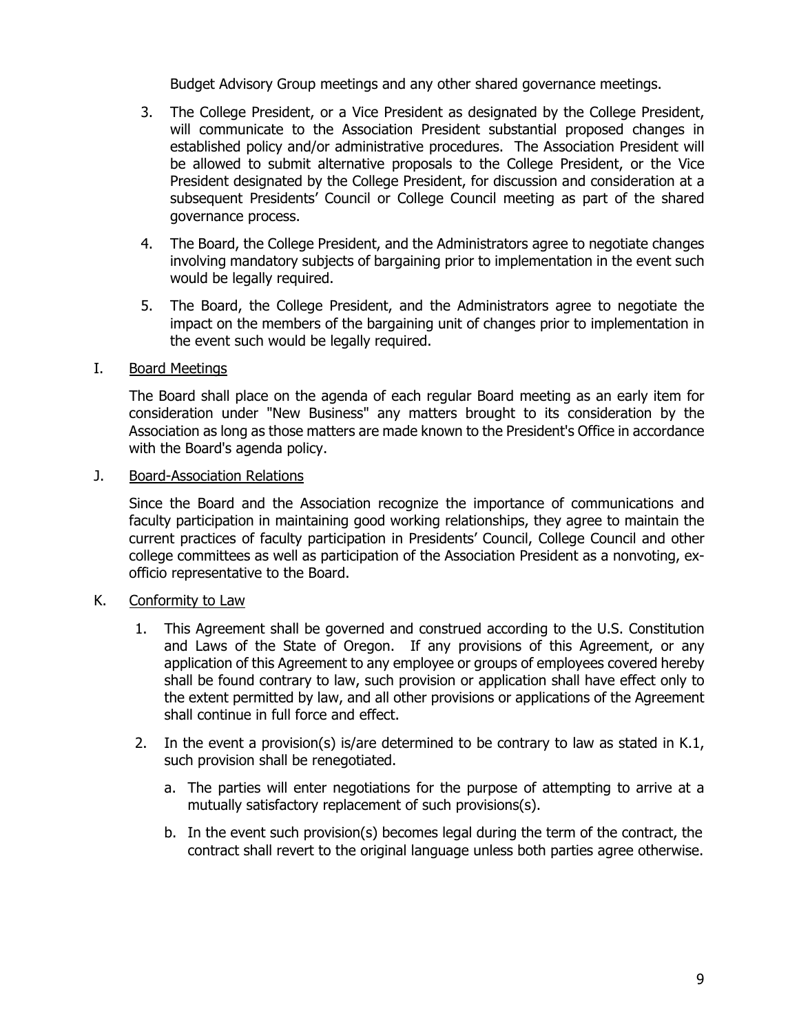Budget Advisory Group meetings and any other shared governance meetings.

3. The College President, or a Vice President as designated by the College President, will communicate to the Association President substantial proposed changes in established policy and/or administrative procedures. The Association President will be allowed to submit alternative proposals to the College President, or the Vice President designated by the College President, for discussion and consideration at a subsequent Presidents' Council or College Council meeting as part of the shared governance process.

4. The Board, the College President, and the Administrators agree to negotiate changes involving mandatory subjects of bargaining prior to implementation in the event such would be legally required.

5. The Board, the College President, and the Administrators agree to negotiate the impact on the members of the bargaining unit of changes prior to implementation in the event such would be legally required.

I. <u>Board Meetings</u>

The Board shall place on the agenda of each regular Board meeting as an early item for consideration under "New Business" any matters brought to its consideration by the Association as long as those matters are made known to the President's Office in accordance with the Board's agenda policy.

J. <u>Board-Association Relations</u>

Since the Board and the Association recognize the importance of communications and faculty participation in maintaining good working relationships, they agree to maintain the current practices of faculty participation in Presidents' Council, College Council and other college committees as well as participation of the Association President as a nonvoting, ex-officio representative to the Board.

K. <u>Conformity to Law</u>

1. This Agreement shall be governed and construed according to the U.S. Constitution and Laws of the State of Oregon. If any provisions of this Agreement, or any application of this Agreement to any employee or groups of employees covered hereby shall be found contrary to law, such provision or application shall have effect only to the extent permitted by law, and all other provisions or applications of the Agreement shall continue in full force and effect.

2. In the event a provision(s) is/are determined to be contrary to law as stated in K.1, such provision shall be renegotiated.

   a. The parties will enter negotiations for the purpose of attempting to arrive at a mutually satisfactory replacement of such provisions(s).

   b. In the event such provision(s) becomes legal during the term of the contract, the contract shall revert to the original language unless both parties agree otherwise.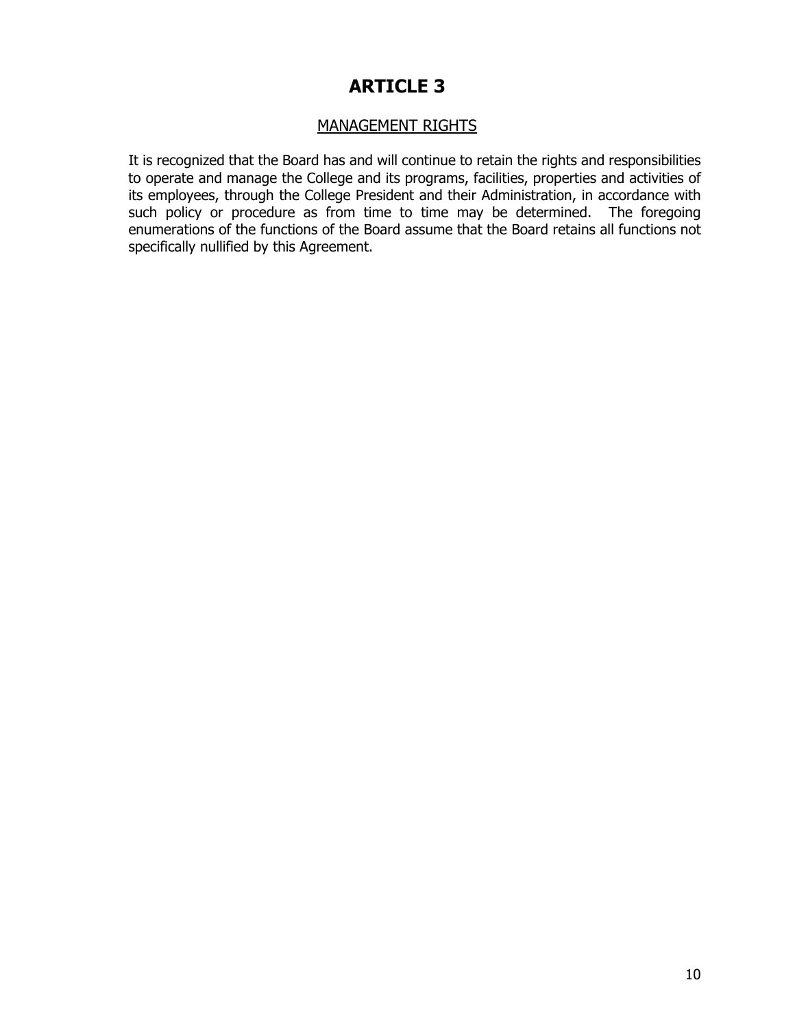# ARTICLE 3

## MANAGEMENT RIGHTS

It is recognized that the Board has and will continue to retain the rights and responsibilities to operate and manage the College and its programs, facilities, properties and activities of its employees, through the College President and their Administration, in accordance with such policy or procedure as from time to time may be determined. The foregoing enumerations of the functions of the Board assume that the Board retains all functions not specifically nullified by this Agreement.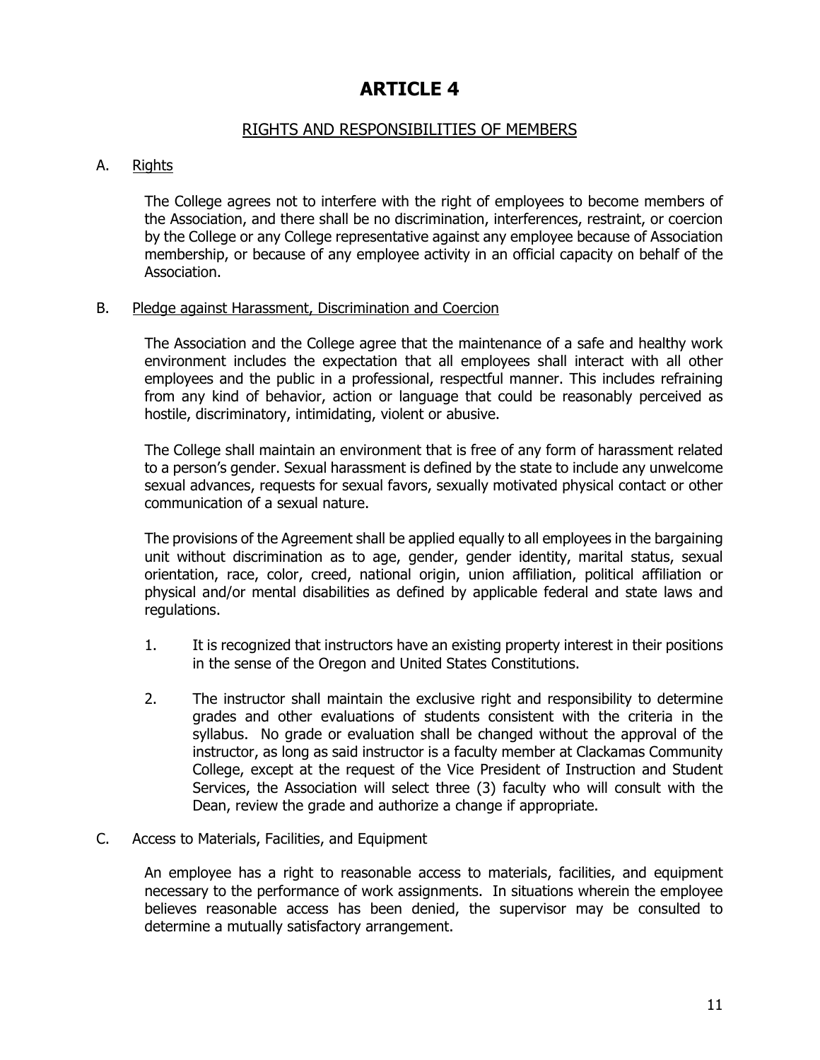# ARTICLE 4

## RIGHTS AND RESPONSIBILITIES OF MEMBERS

A. Rights

The College agrees not to interfere with the right of employees to become members of the Association, and there shall be no discrimination, interferences, restraint, or coercion by the College or any College representative against any employee because of Association membership, or because of any employee activity in an official capacity on behalf of the Association.

B. Pledge against Harassment, Discrimination and Coercion

The Association and the College agree that the maintenance of a safe and healthy work environment includes the expectation that all employees shall interact with all other employees and the public in a professional, respectful manner. This includes refraining from any kind of behavior, action or language that could be reasonably perceived as hostile, discriminatory, intimidating, violent or abusive.

The College shall maintain an environment that is free of any form of harassment related to a person's gender. Sexual harassment is defined by the state to include any unwelcome sexual advances, requests for sexual favors, sexually motivated physical contact or other communication of a sexual nature.

The provisions of the Agreement shall be applied equally to all employees in the bargaining unit without discrimination as to age, gender, gender identity, marital status, sexual orientation, race, color, creed, national origin, union affiliation, political affiliation or physical and/or mental disabilities as defined by applicable federal and state laws and regulations.

1. It is recognized that instructors have an existing property interest in their positions in the sense of the Oregon and United States Constitutions.

2. The instructor shall maintain the exclusive right and responsibility to determine grades and other evaluations of students consistent with the criteria in the syllabus. No grade or evaluation shall be changed without the approval of the instructor, as long as said instructor is a faculty member at Clackamas Community College, except at the request of the Vice President of Instruction and Student Services, the Association will select three (3) faculty who will consult with the Dean, review the grade and authorize a change if appropriate.

C. Access to Materials, Facilities, and Equipment

An employee has a right to reasonable access to materials, facilities, and equipment necessary to the performance of work assignments. In situations wherein the employee believes reasonable access has been denied, the supervisor may be consulted to determine a mutually satisfactory arrangement.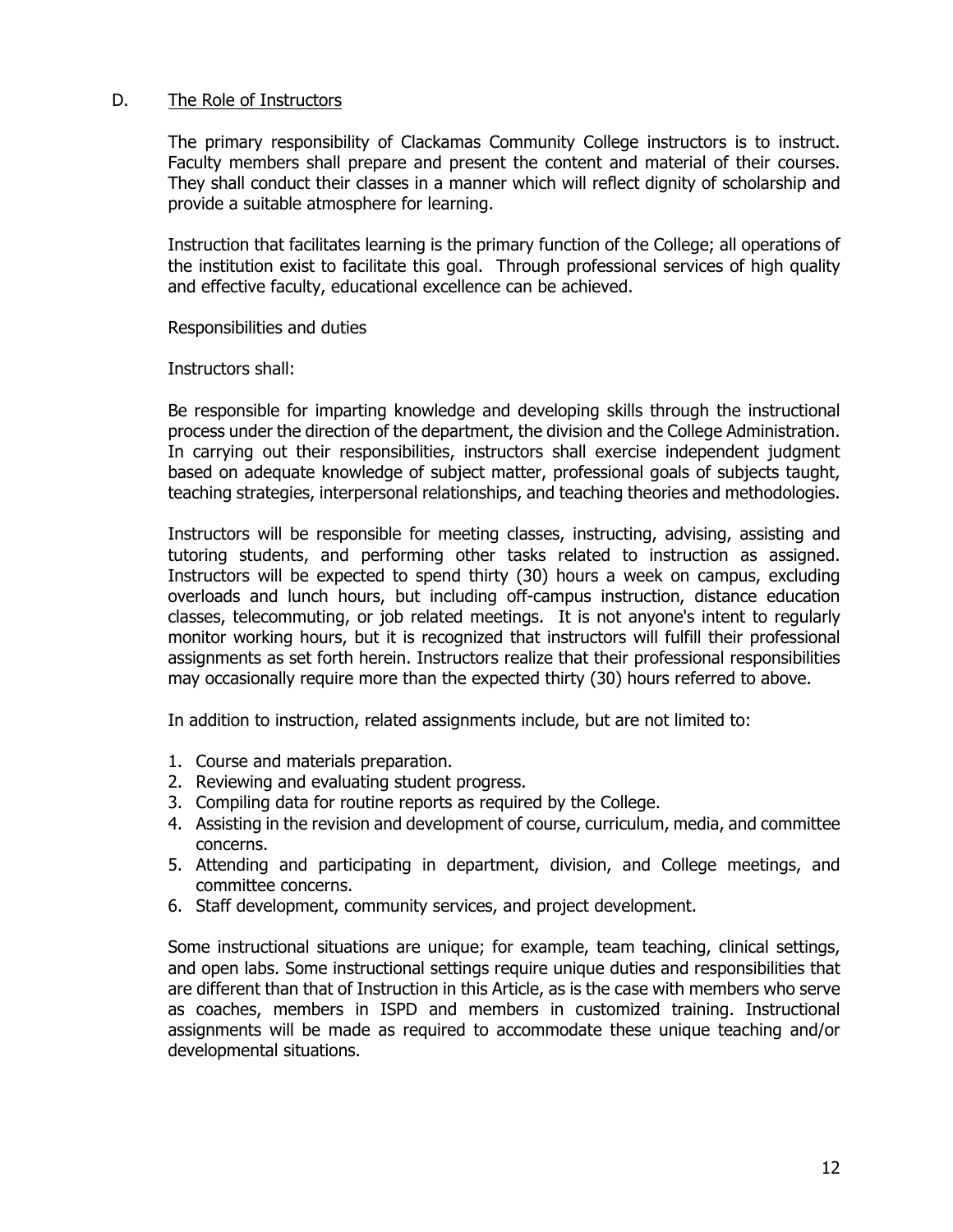### D. The Role of Instructors

The primary responsibility of Clackamas Community College instructors is to instruct. Faculty members shall prepare and present the content and material of their courses. They shall conduct their classes in a manner which will reflect dignity of scholarship and provide a suitable atmosphere for learning.

Instruction that facilitates learning is the primary function of the College; all operations of the institution exist to facilitate this goal. Through professional services of high quality and effective faculty, educational excellence can be achieved.

Responsibilities and duties

Instructors shall:

Be responsible for imparting knowledge and developing skills through the instructional process under the direction of the department, the division and the College Administration. In carrying out their responsibilities, instructors shall exercise independent judgment based on adequate knowledge of subject matter, professional goals of subjects taught, teaching strategies, interpersonal relationships, and teaching theories and methodologies.

Instructors will be responsible for meeting classes, instructing, advising, assisting and tutoring students, and performing other tasks related to instruction as assigned. Instructors will be expected to spend thirty (30) hours a week on campus, excluding overloads and lunch hours, but including off-campus instruction, distance education classes, telecommuting, or job related meetings. It is not anyone's intent to regularly monitor working hours, but it is recognized that instructors will fulfill their professional assignments as set forth herein. Instructors realize that their professional responsibilities may occasionally require more than the expected thirty (30) hours referred to above.

In addition to instruction, related assignments include, but are not limited to:

1. Course and materials preparation.
2. Reviewing and evaluating student progress.
3. Compiling data for routine reports as required by the College.
4. Assisting in the revision and development of course, curriculum, media, and committee concerns.
5. Attending and participating in department, division, and College meetings, and committee concerns.
6. Staff development, community services, and project development.

Some instructional situations are unique; for example, team teaching, clinical settings, and open labs. Some instructional settings require unique duties and responsibilities that are different than that of Instruction in this Article, as is the case with members who serve as coaches, members in ISPD and members in customized training. Instructional assignments will be made as required to accommodate these unique teaching and/or developmental situations.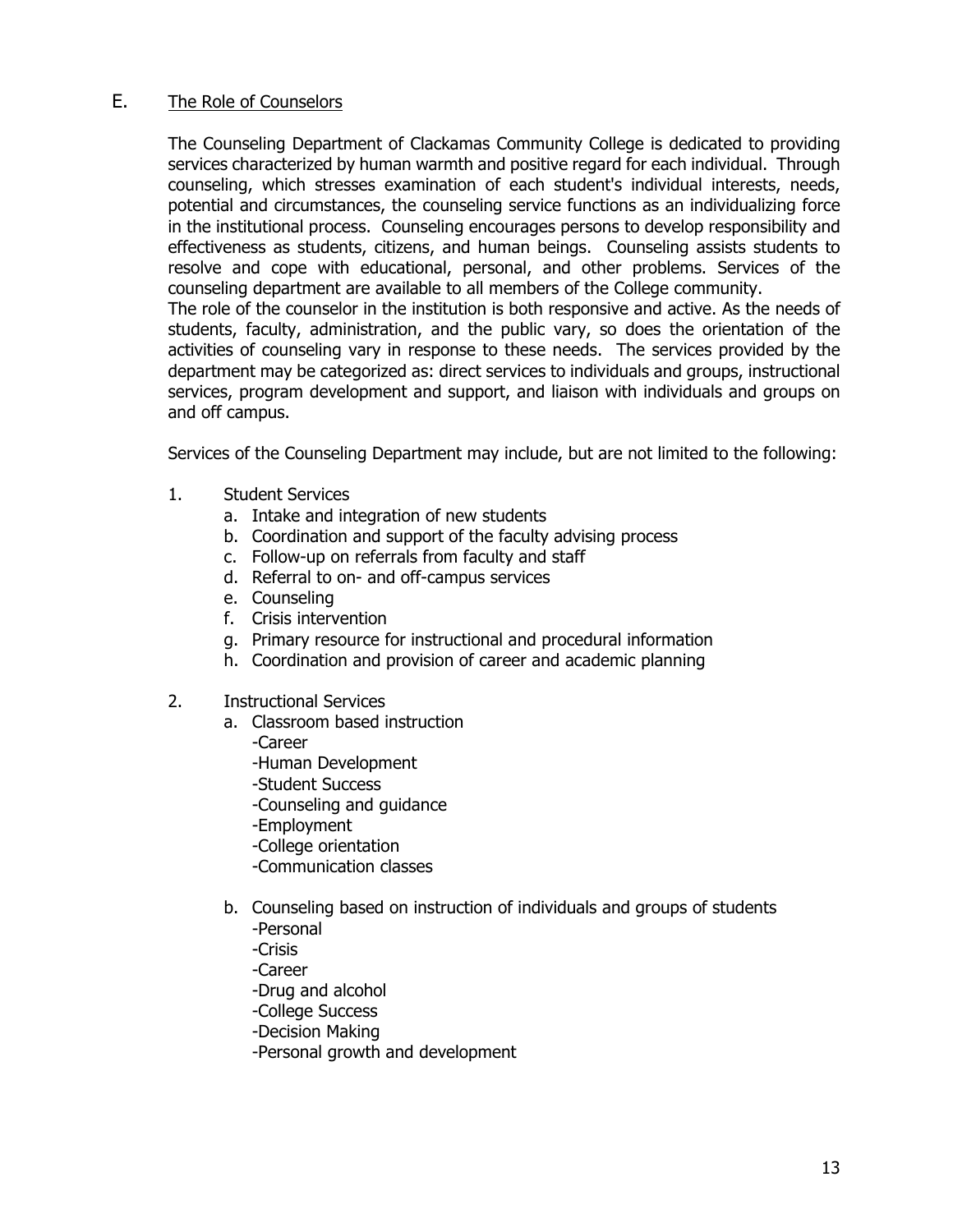## E. The Role of Counselors

The Counseling Department of Clackamas Community College is dedicated to providing services characterized by human warmth and positive regard for each individual. Through counseling, which stresses examination of each student's individual interests, needs, potential and circumstances, the counseling service functions as an individualizing force in the institutional process. Counseling encourages persons to develop responsibility and effectiveness as students, citizens, and human beings. Counseling assists students to resolve and cope with educational, personal, and other problems. Services of the counseling department are available to all members of the College community.

The role of the counselor in the institution is both responsive and active. As the needs of students, faculty, administration, and the public vary, so does the orientation of the activities of counseling vary in response to these needs. The services provided by the department may be categorized as: direct services to individuals and groups, instructional services, program development and support, and liaison with individuals and groups on and off campus.

Services of the Counseling Department may include, but are not limited to the following:

1. Student Services
   - a. Intake and integration of new students
   - b. Coordination and support of the faculty advising process
   - c. Follow-up on referrals from faculty and staff
   - d. Referral to on- and off-campus services
   - e. Counseling
   - f. Crisis intervention
   - g. Primary resource for instructional and procedural information
   - h. Coordination and provision of career and academic planning

2. Instructional Services
   - a. Classroom based instruction
     - -Career
     - -Human Development
     - -Student Success
     - -Counseling and guidance
     - -Employment
     - -College orientation
     - -Communication classes
   - b. Counseling based on instruction of individuals and groups of students
     - -Personal
     - -Crisis
     - -Career
     - -Drug and alcohol
     - -College Success
     - -Decision Making
     - -Personal growth and development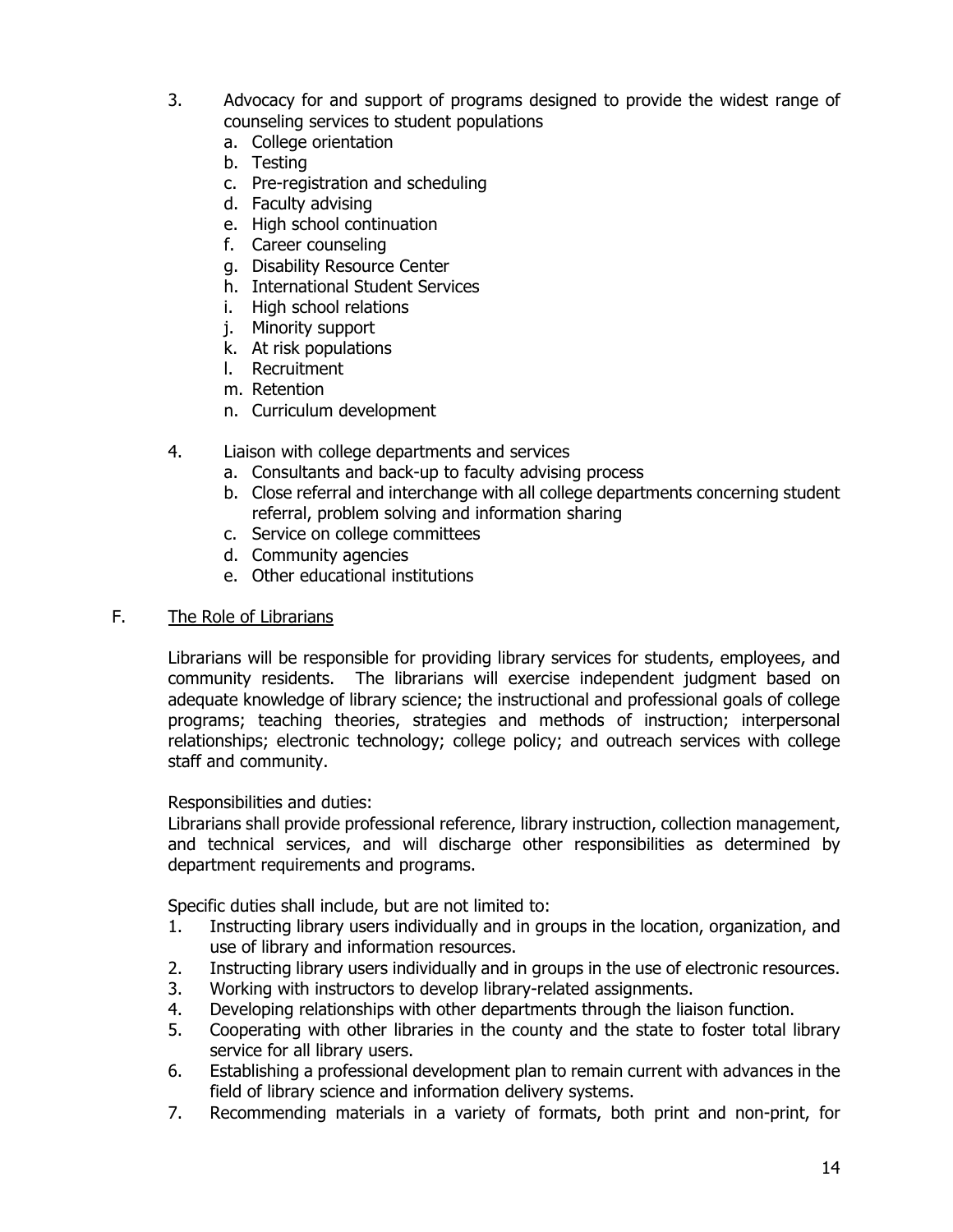3. Advocacy for and support of programs designed to provide the widest range of counseling services to student populations
   a. College orientation
   b. Testing
   c. Pre-registration and scheduling
   d. Faculty advising
   e. High school continuation
   f. Career counseling
   g. Disability Resource Center
   h. International Student Services
   i. High school relations
   j. Minority support
   k. At risk populations
   l. Recruitment
   m. Retention
   n. Curriculum development

4. Liaison with college departments and services
   a. Consultants and back-up to faculty advising process
   b. Close referral and interchange with all college departments concerning student referral, problem solving and information sharing
   c. Service on college committees
   d. Community agencies
   e. Other educational institutions

## F. The Role of Librarians

Librarians will be responsible for providing library services for students, employees, and community residents. The librarians will exercise independent judgment based on adequate knowledge of library science; the instructional and professional goals of college programs; teaching theories, strategies and methods of instruction; interpersonal relationships; electronic technology; college policy; and outreach services with college staff and community.

Responsibilities and duties:
Librarians shall provide professional reference, library instruction, collection management, and technical services, and will discharge other responsibilities as determined by department requirements and programs.

Specific duties shall include, but are not limited to:

1. Instructing library users individually and in groups in the location, organization, and use of library and information resources.
2. Instructing library users individually and in groups in the use of electronic resources.
3. Working with instructors to develop library-related assignments.
4. Developing relationships with other departments through the liaison function.
5. Cooperating with other libraries in the county and the state to foster total library service for all library users.
6. Establishing a professional development plan to remain current with advances in the field of library science and information delivery systems.
7. Recommending materials in a variety of formats, both print and non-print, for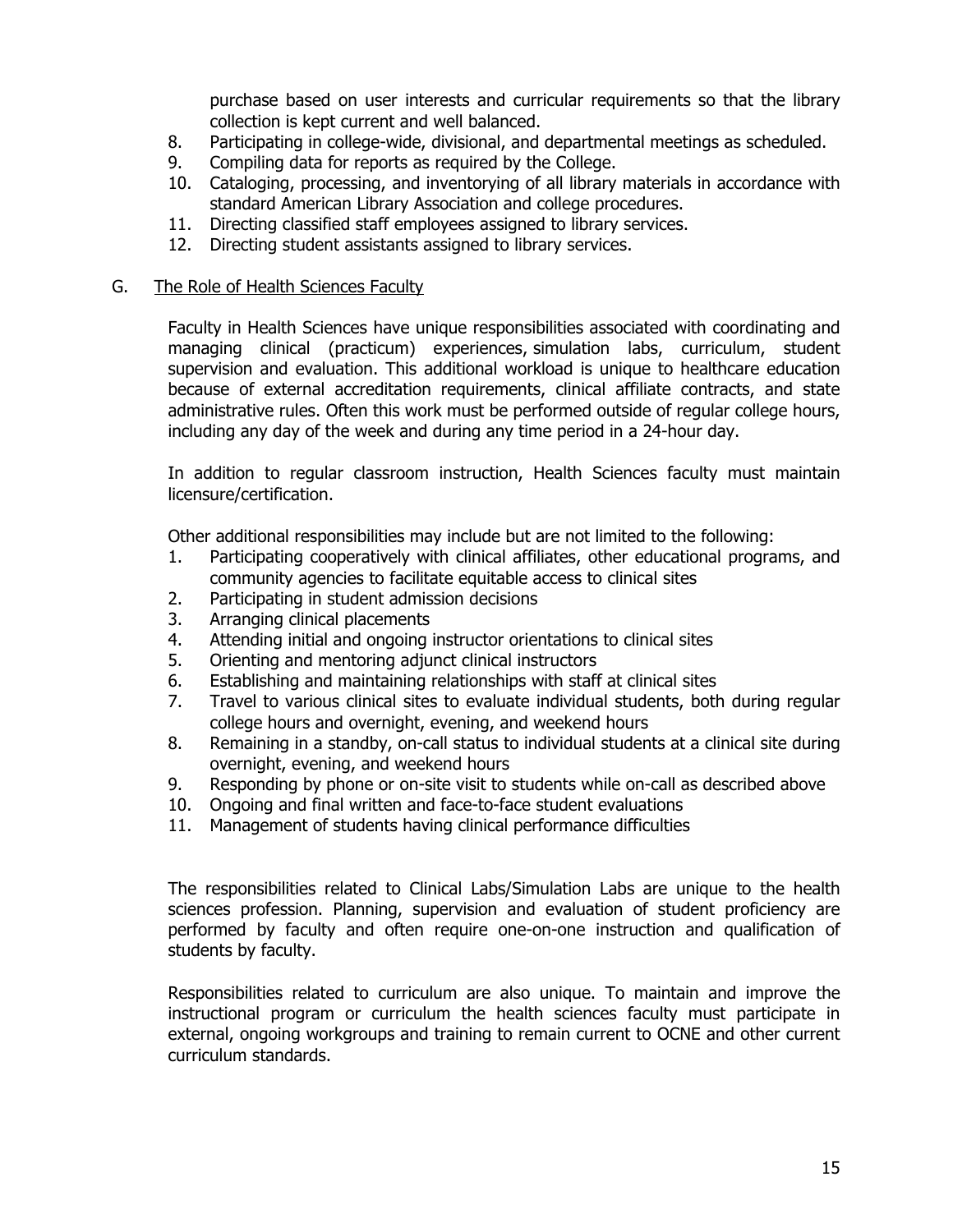purchase based on user interests and curricular requirements so that the library collection is kept current and well balanced.

8. Participating in college-wide, divisional, and departmental meetings as scheduled.
9. Compiling data for reports as required by the College.
10. Cataloging, processing, and inventorying of all library materials in accordance with standard American Library Association and college procedures.
11. Directing classified staff employees assigned to library services.
12. Directing student assistants assigned to library services.

G. <u>The Role of Health Sciences Faculty</u>

Faculty in Health Sciences have unique responsibilities associated with coordinating and managing clinical (practicum) experiences, simulation labs, curriculum, student supervision and evaluation. This additional workload is unique to healthcare education because of external accreditation requirements, clinical affiliate contracts, and state administrative rules. Often this work must be performed outside of regular college hours, including any day of the week and during any time period in a 24-hour day.

In addition to regular classroom instruction, Health Sciences faculty must maintain licensure/certification.

Other additional responsibilities may include but are not limited to the following:

1. Participating cooperatively with clinical affiliates, other educational programs, and community agencies to facilitate equitable access to clinical sites
2. Participating in student admission decisions
3. Arranging clinical placements
4. Attending initial and ongoing instructor orientations to clinical sites
5. Orienting and mentoring adjunct clinical instructors
6. Establishing and maintaining relationships with staff at clinical sites
7. Travel to various clinical sites to evaluate individual students, both during regular college hours and overnight, evening, and weekend hours
8. Remaining in a standby, on-call status to individual students at a clinical site during overnight, evening, and weekend hours
9. Responding by phone or on-site visit to students while on-call as described above
10. Ongoing and final written and face-to-face student evaluations
11. Management of students having clinical performance difficulties

The responsibilities related to Clinical Labs/Simulation Labs are unique to the health sciences profession. Planning, supervision and evaluation of student proficiency are performed by faculty and often require one-on-one instruction and qualification of students by faculty.

Responsibilities related to curriculum are also unique. To maintain and improve the instructional program or curriculum the health sciences faculty must participate in external, ongoing workgroups and training to remain current to OCNE and other current curriculum standards.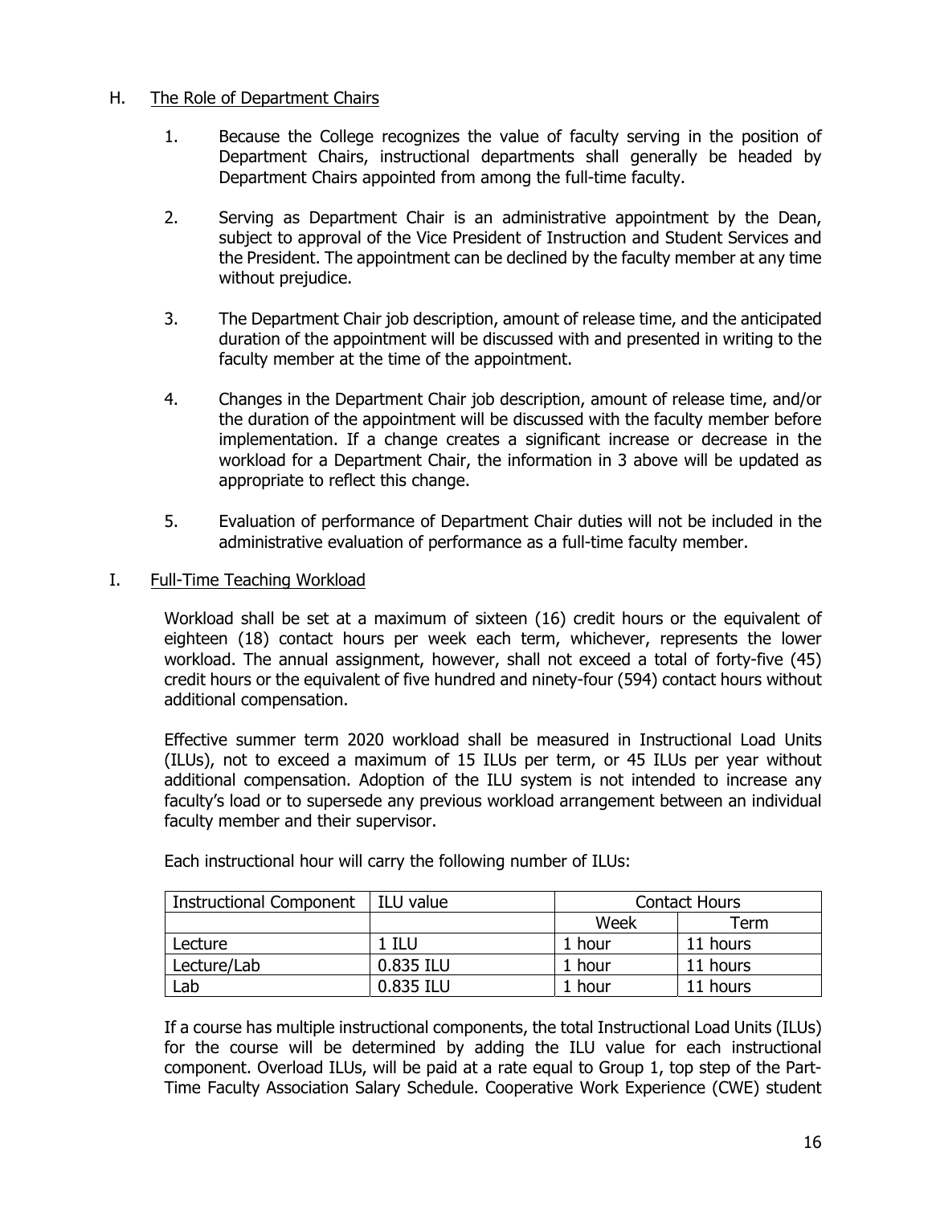## H. The Role of Department Chairs

1. Because the College recognizes the value of faculty serving in the position of Department Chairs, instructional departments shall generally be headed by Department Chairs appointed from among the full-time faculty.

2. Serving as Department Chair is an administrative appointment by the Dean, subject to approval of the Vice President of Instruction and Student Services and the President. The appointment can be declined by the faculty member at any time without prejudice.

3. The Department Chair job description, amount of release time, and the anticipated duration of the appointment will be discussed with and presented in writing to the faculty member at the time of the appointment.

4. Changes in the Department Chair job description, amount of release time, and/or the duration of the appointment will be discussed with the faculty member before implementation. If a change creates a significant increase or decrease in the workload for a Department Chair, the information in 3 above will be updated as appropriate to reflect this change.

5. Evaluation of performance of Department Chair duties will not be included in the administrative evaluation of performance as a full-time faculty member.

## I. Full-Time Teaching Workload

Workload shall be set at a maximum of sixteen (16) credit hours or the equivalent of eighteen (18) contact hours per week each term, whichever, represents the lower workload. The annual assignment, however, shall not exceed a total of forty-five (45) credit hours or the equivalent of five hundred and ninety-four (594) contact hours without additional compensation.

Effective summer term 2020 workload shall be measured in Instructional Load Units (ILUs), not to exceed a maximum of 15 ILUs per term, or 45 ILUs per year without additional compensation. Adoption of the ILU system is not intended to increase any faculty's load or to supersede any previous workload arrangement between an individual faculty member and their supervisor.

Each instructional hour will carry the following number of ILUs:

| Instructional Component | ILU value | Contact Hours | |
|---|---|---|---|
| | | Week | Term |
| Lecture | 1 ILU | 1 hour | 11 hours |
| Lecture/Lab | 0.835 ILU | 1 hour | 11 hours |
| Lab | 0.835 ILU | 1 hour | 11 hours |

If a course has multiple instructional components, the total Instructional Load Units (ILUs) for the course will be determined by adding the ILU value for each instructional component. Overload ILUs, will be paid at a rate equal to Group 1, top step of the Part-Time Faculty Association Salary Schedule. Cooperative Work Experience (CWE) student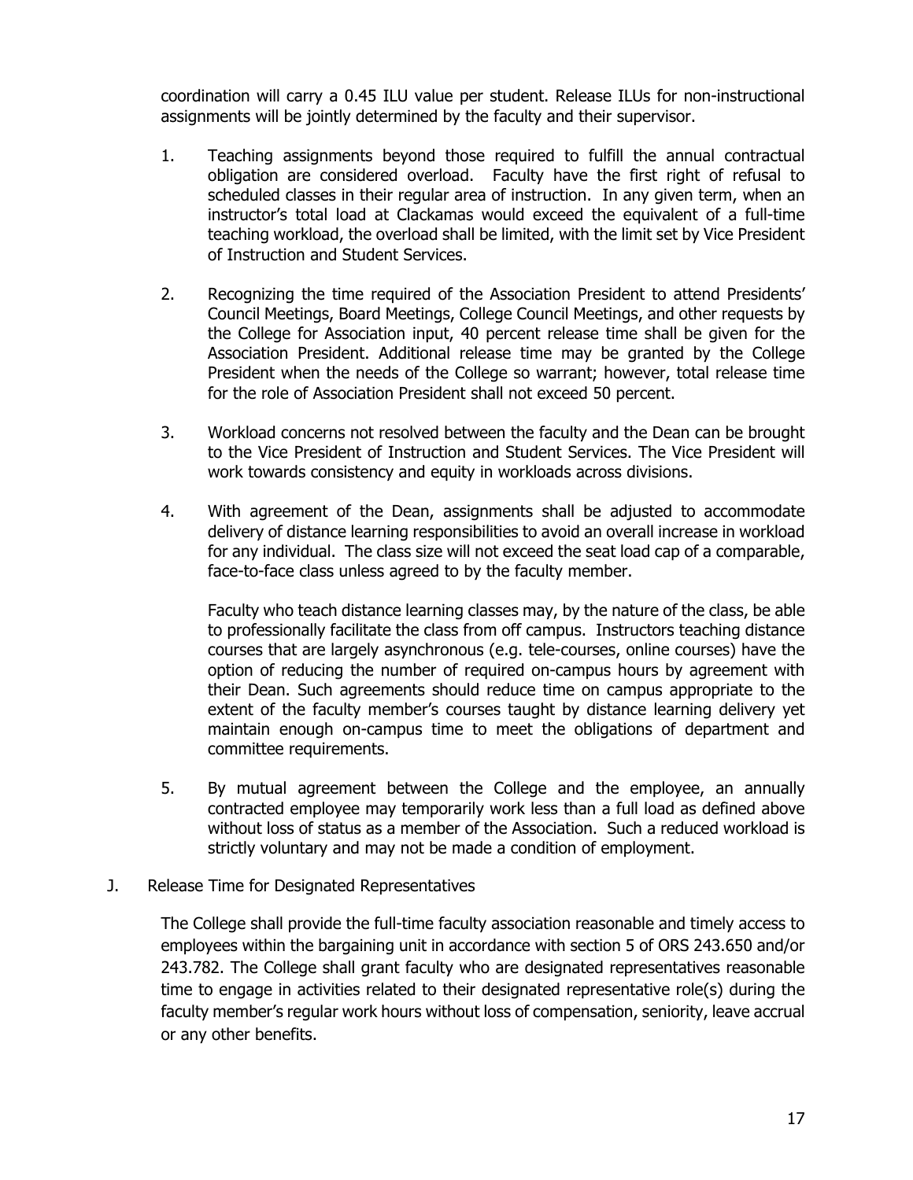coordination will carry a 0.45 ILU value per student. Release ILUs for non-instructional assignments will be jointly determined by the faculty and their supervisor.

1. Teaching assignments beyond those required to fulfill the annual contractual obligation are considered overload. Faculty have the first right of refusal to scheduled classes in their regular area of instruction. In any given term, when an instructor's total load at Clackamas would exceed the equivalent of a full-time teaching workload, the overload shall be limited, with the limit set by Vice President of Instruction and Student Services.

2. Recognizing the time required of the Association President to attend Presidents' Council Meetings, Board Meetings, College Council Meetings, and other requests by the College for Association input, 40 percent release time shall be given for the Association President. Additional release time may be granted by the College President when the needs of the College so warrant; however, total release time for the role of Association President shall not exceed 50 percent.

3. Workload concerns not resolved between the faculty and the Dean can be brought to the Vice President of Instruction and Student Services. The Vice President will work towards consistency and equity in workloads across divisions.

4. With agreement of the Dean, assignments shall be adjusted to accommodate delivery of distance learning responsibilities to avoid an overall increase in workload for any individual. The class size will not exceed the seat load cap of a comparable, face-to-face class unless agreed to by the faculty member.

   Faculty who teach distance learning classes may, by the nature of the class, be able to professionally facilitate the class from off campus. Instructors teaching distance courses that are largely asynchronous (e.g. tele-courses, online courses) have the option of reducing the number of required on-campus hours by agreement with their Dean. Such agreements should reduce time on campus appropriate to the extent of the faculty member's courses taught by distance learning delivery yet maintain enough on-campus time to meet the obligations of department and committee requirements.

5. By mutual agreement between the College and the employee, an annually contracted employee may temporarily work less than a full load as defined above without loss of status as a member of the Association. Such a reduced workload is strictly voluntary and may not be made a condition of employment.

J. Release Time for Designated Representatives

The College shall provide the full-time faculty association reasonable and timely access to employees within the bargaining unit in accordance with section 5 of ORS 243.650 and/or 243.782. The College shall grant faculty who are designated representatives reasonable time to engage in activities related to their designated representative role(s) during the faculty member's regular work hours without loss of compensation, seniority, leave accrual or any other benefits.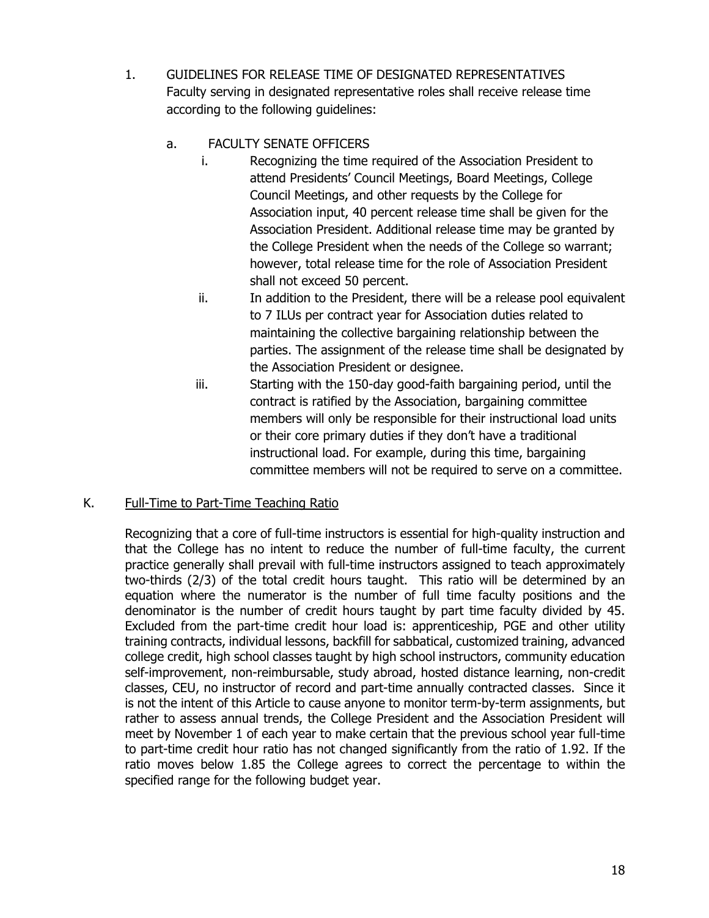1. GUIDELINES FOR RELEASE TIME OF DESIGNATED REPRESENTATIVES
   Faculty serving in designated representative roles shall receive release time according to the following guidelines:

   a. FACULTY SENATE OFFICERS

      i. Recognizing the time required of the Association President to attend Presidents' Council Meetings, Board Meetings, College Council Meetings, and other requests by the College for Association input, 40 percent release time shall be given for the Association President. Additional release time may be granted by the College President when the needs of the College so warrant; however, total release time for the role of Association President shall not exceed 50 percent.

      ii. In addition to the President, there will be a release pool equivalent to 7 ILUs per contract year for Association duties related to maintaining the collective bargaining relationship between the parties. The assignment of the release time shall be designated by the Association President or designee.

      iii. Starting with the 150-day good-faith bargaining period, until the contract is ratified by the Association, bargaining committee members will only be responsible for their instructional load units or their core primary duties if they don't have a traditional instructional load. For example, during this time, bargaining committee members will not be required to serve on a committee.

K. <u>Full-Time to Part-Time Teaching Ratio</u>

Recognizing that a core of full-time instructors is essential for high-quality instruction and that the College has no intent to reduce the number of full-time faculty, the current practice generally shall prevail with full-time instructors assigned to teach approximately two-thirds (2/3) of the total credit hours taught. This ratio will be determined by an equation where the numerator is the number of full time faculty positions and the denominator is the number of credit hours taught by part time faculty divided by 45. Excluded from the part-time credit hour load is: apprenticeship, PGE and other utility training contracts, individual lessons, backfill for sabbatical, customized training, advanced college credit, high school classes taught by high school instructors, community education self-improvement, non-reimbursable, study abroad, hosted distance learning, non-credit classes, CEU, no instructor of record and part-time annually contracted classes. Since it is not the intent of this Article to cause anyone to monitor term-by-term assignments, but rather to assess annual trends, the College President and the Association President will meet by November 1 of each year to make certain that the previous school year full-time to part-time credit hour ratio has not changed significantly from the ratio of 1.92. If the ratio moves below 1.85 the College agrees to correct the percentage to within the specified range for the following budget year.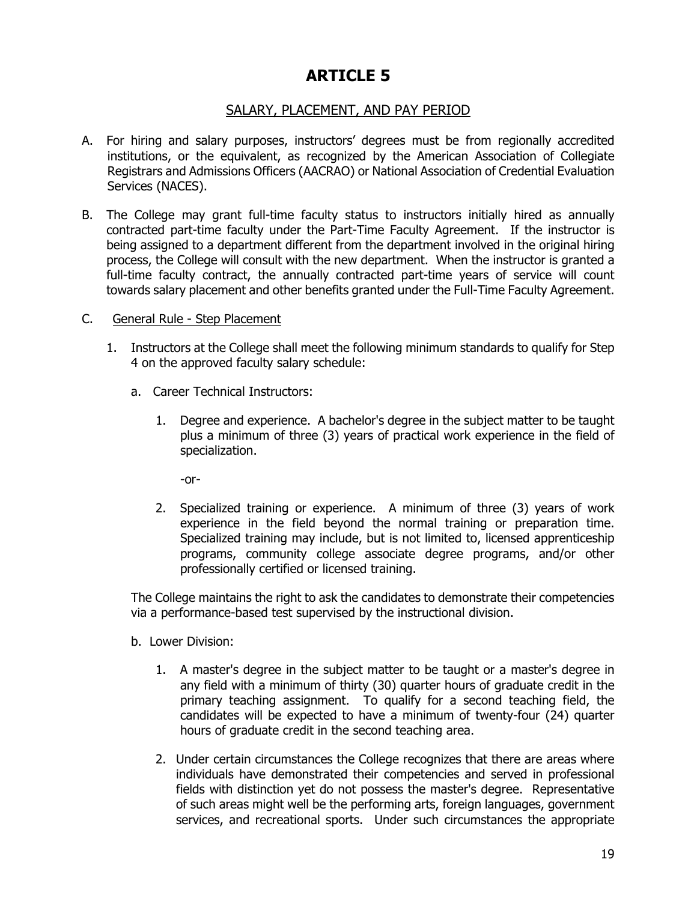# ARTICLE 5

## SALARY, PLACEMENT, AND PAY PERIOD

A. For hiring and salary purposes, instructors' degrees must be from regionally accredited institutions, or the equivalent, as recognized by the American Association of Collegiate Registrars and Admissions Officers (AACRAO) or National Association of Credential Evaluation Services (NACES).

B. The College may grant full-time faculty status to instructors initially hired as annually contracted part-time faculty under the Part-Time Faculty Agreement. If the instructor is being assigned to a department different from the department involved in the original hiring process, the College will consult with the new department. When the instructor is granted a full-time faculty contract, the annually contracted part-time years of service will count towards salary placement and other benefits granted under the Full-Time Faculty Agreement.

C. General Rule - Step Placement

1. Instructors at the College shall meet the following minimum standards to qualify for Step 4 on the approved faculty salary schedule:

   a. Career Technical Instructors:

      1. Degree and experience. A bachelor's degree in the subject matter to be taught plus a minimum of three (3) years of practical work experience in the field of specialization.

         -or-

      2. Specialized training or experience. A minimum of three (3) years of work experience in the field beyond the normal training or preparation time. Specialized training may include, but is not limited to, licensed apprenticeship programs, community college associate degree programs, and/or other professionally certified or licensed training.

   The College maintains the right to ask the candidates to demonstrate their competencies via a performance-based test supervised by the instructional division.

   b. Lower Division:

      1. A master's degree in the subject matter to be taught or a master's degree in any field with a minimum of thirty (30) quarter hours of graduate credit in the primary teaching assignment. To qualify for a second teaching field, the candidates will be expected to have a minimum of twenty-four (24) quarter hours of graduate credit in the second teaching area.

      2. Under certain circumstances the College recognizes that there are areas where individuals have demonstrated their competencies and served in professional fields with distinction yet do not possess the master's degree. Representative of such areas might well be the performing arts, foreign languages, government services, and recreational sports. Under such circumstances the appropriate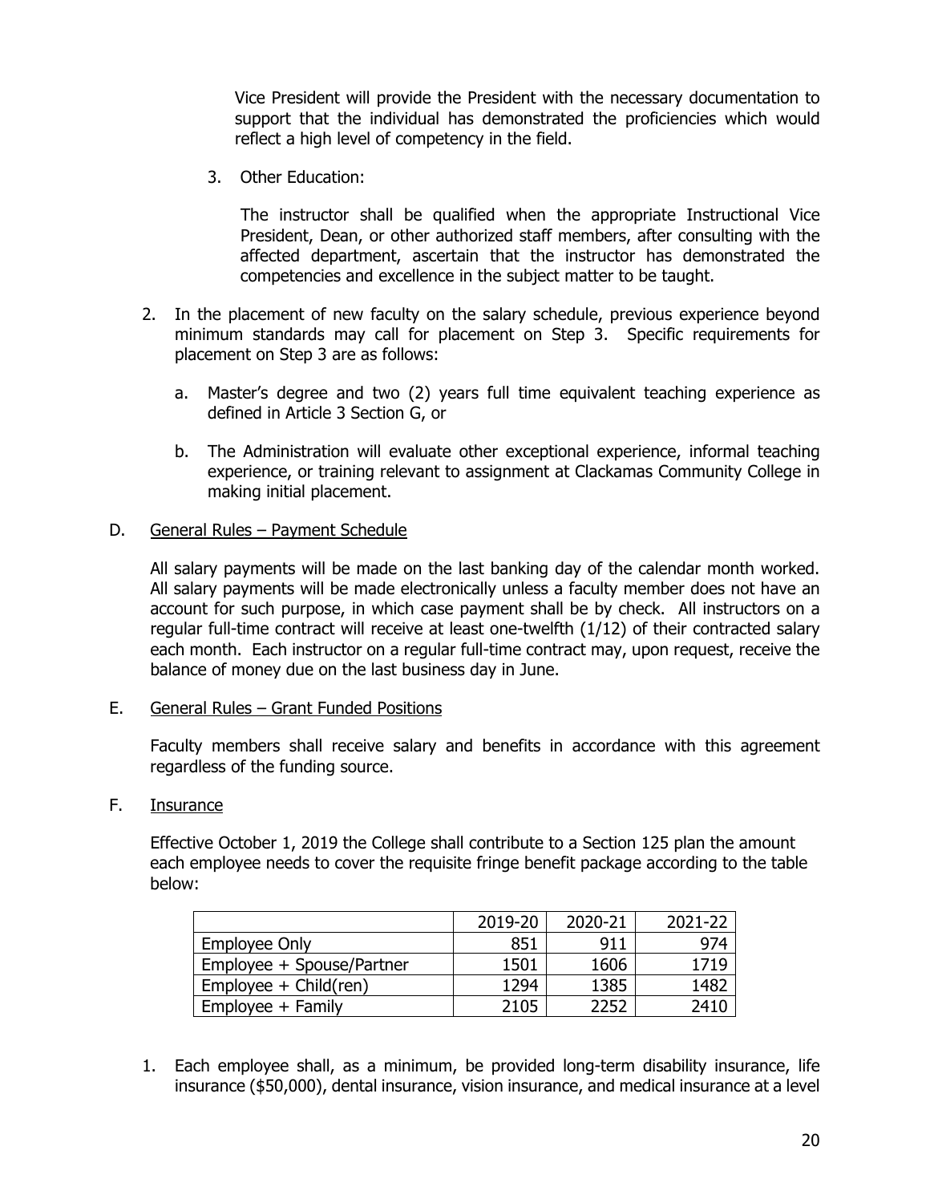Vice President will provide the President with the necessary documentation to support that the individual has demonstrated the proficiencies which would reflect a high level of competency in the field.

3. Other Education:

   The instructor shall be qualified when the appropriate Instructional Vice President, Dean, or other authorized staff members, after consulting with the affected department, ascertain that the instructor has demonstrated the competencies and excellence in the subject matter to be taught.

2. In the placement of new faculty on the salary schedule, previous experience beyond minimum standards may call for placement on Step 3. Specific requirements for placement on Step 3 are as follows:

   a. Master's degree and two (2) years full time equivalent teaching experience as defined in Article 3 Section G, or

   b. The Administration will evaluate other exceptional experience, informal teaching experience, or training relevant to assignment at Clackamas Community College in making initial placement.

D. General Rules – Payment Schedule

All salary payments will be made on the last banking day of the calendar month worked. All salary payments will be made electronically unless a faculty member does not have an account for such purpose, in which case payment shall be by check. All instructors on a regular full-time contract will receive at least one-twelfth (1/12) of their contracted salary each month. Each instructor on a regular full-time contract may, upon request, receive the balance of money due on the last business day in June.

E. General Rules – Grant Funded Positions

Faculty members shall receive salary and benefits in accordance with this agreement regardless of the funding source.

F. Insurance

Effective October 1, 2019 the College shall contribute to a Section 125 plan the amount each employee needs to cover the requisite fringe benefit package according to the table below:

| | 2019-20 | 2020-21 | 2021-22 |
|---|---|---|---|
| Employee Only | 851 | 911 | 974 |
| Employee + Spouse/Partner | 1501 | 1606 | 1719 |
| Employee + Child(ren) | 1294 | 1385 | 1482 |
| Employee + Family | 2105 | 2252 | 2410 |

1. Each employee shall, as a minimum, be provided long-term disability insurance, life insurance ($50,000), dental insurance, vision insurance, and medical insurance at a level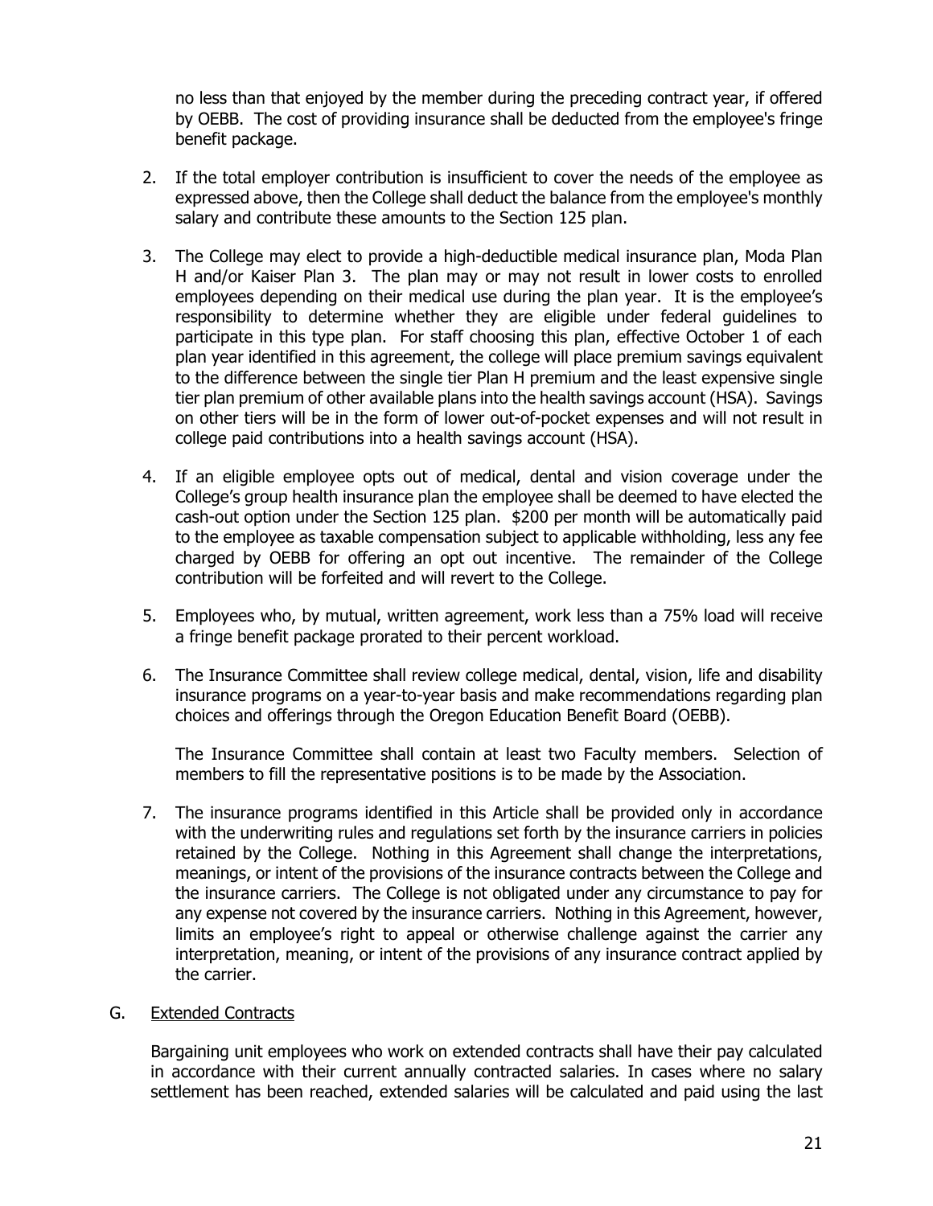no less than that enjoyed by the member during the preceding contract year, if offered by OEBB. The cost of providing insurance shall be deducted from the employee's fringe benefit package.

2. If the total employer contribution is insufficient to cover the needs of the employee as expressed above, then the College shall deduct the balance from the employee's monthly salary and contribute these amounts to the Section 125 plan.

3. The College may elect to provide a high-deductible medical insurance plan, Moda Plan H and/or Kaiser Plan 3. The plan may or may not result in lower costs to enrolled employees depending on their medical use during the plan year. It is the employee's responsibility to determine whether they are eligible under federal guidelines to participate in this type plan. For staff choosing this plan, effective October 1 of each plan year identified in this agreement, the college will place premium savings equivalent to the difference between the single tier Plan H premium and the least expensive single tier plan premium of other available plans into the health savings account (HSA). Savings on other tiers will be in the form of lower out-of-pocket expenses and will not result in college paid contributions into a health savings account (HSA).

4. If an eligible employee opts out of medical, dental and vision coverage under the College's group health insurance plan the employee shall be deemed to have elected the cash-out option under the Section 125 plan. $200 per month will be automatically paid to the employee as taxable compensation subject to applicable withholding, less any fee charged by OEBB for offering an opt out incentive. The remainder of the College contribution will be forfeited and will revert to the College.

5. Employees who, by mutual, written agreement, work less than a 75% load will receive a fringe benefit package prorated to their percent workload.

6. The Insurance Committee shall review college medical, dental, vision, life and disability insurance programs on a year-to-year basis and make recommendations regarding plan choices and offerings through the Oregon Education Benefit Board (OEBB).

   The Insurance Committee shall contain at least two Faculty members. Selection of members to fill the representative positions is to be made by the Association.

7. The insurance programs identified in this Article shall be provided only in accordance with the underwriting rules and regulations set forth by the insurance carriers in policies retained by the College. Nothing in this Agreement shall change the interpretations, meanings, or intent of the provisions of the insurance contracts between the College and the insurance carriers. The College is not obligated under any circumstance to pay for any expense not covered by the insurance carriers. Nothing in this Agreement, however, limits an employee's right to appeal or otherwise challenge against the carrier any interpretation, meaning, or intent of the provisions of any insurance contract applied by the carrier.

G. Extended Contracts

Bargaining unit employees who work on extended contracts shall have their pay calculated in accordance with their current annually contracted salaries. In cases where no salary settlement has been reached, extended salaries will be calculated and paid using the last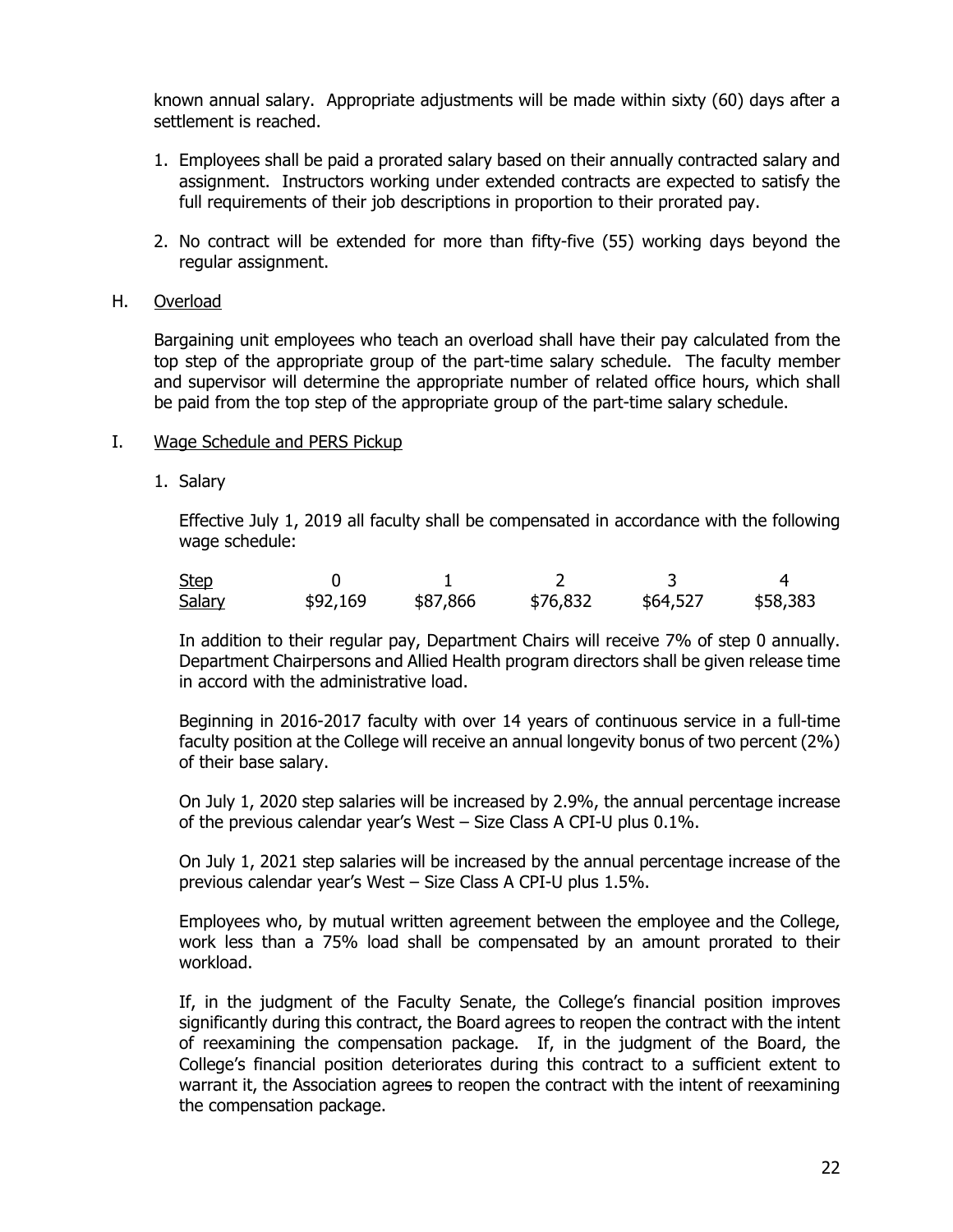known annual salary. Appropriate adjustments will be made within sixty (60) days after a settlement is reached.

1. Employees shall be paid a prorated salary based on their annually contracted salary and assignment. Instructors working under extended contracts are expected to satisfy the full requirements of their job descriptions in proportion to their prorated pay.

2. No contract will be extended for more than fifty-five (55) working days beyond the regular assignment.

H. Overload

Bargaining unit employees who teach an overload shall have their pay calculated from the top step of the appropriate group of the part-time salary schedule. The faculty member and supervisor will determine the appropriate number of related office hours, which shall be paid from the top step of the appropriate group of the part-time salary schedule.

I. Wage Schedule and PERS Pickup

1. Salary

Effective July 1, 2019 all faculty shall be compensated in accordance with the following wage schedule:

| Step | 0 | 1 | 2 | 3 | 4 |
|---|---|---|---|---|---|
| Salary | $92,169 | $87,866 | $76,832 | $64,527 | $58,383 |

In addition to their regular pay, Department Chairs will receive 7% of step 0 annually. Department Chairpersons and Allied Health program directors shall be given release time in accord with the administrative load.

Beginning in 2016-2017 faculty with over 14 years of continuous service in a full-time faculty position at the College will receive an annual longevity bonus of two percent (2%) of their base salary.

On July 1, 2020 step salaries will be increased by 2.9%, the annual percentage increase of the previous calendar year's West – Size Class A CPI-U plus 0.1%.

On July 1, 2021 step salaries will be increased by the annual percentage increase of the previous calendar year's West – Size Class A CPI-U plus 1.5%.

Employees who, by mutual written agreement between the employee and the College, work less than a 75% load shall be compensated by an amount prorated to their workload.

If, in the judgment of the Faculty Senate, the College's financial position improves significantly during this contract, the Board agrees to reopen the contract with the intent of reexamining the compensation package. If, in the judgment of the Board, the College's financial position deteriorates during this contract to a sufficient extent to warrant it, the Association agrees to reopen the contract with the intent of reexamining the compensation package.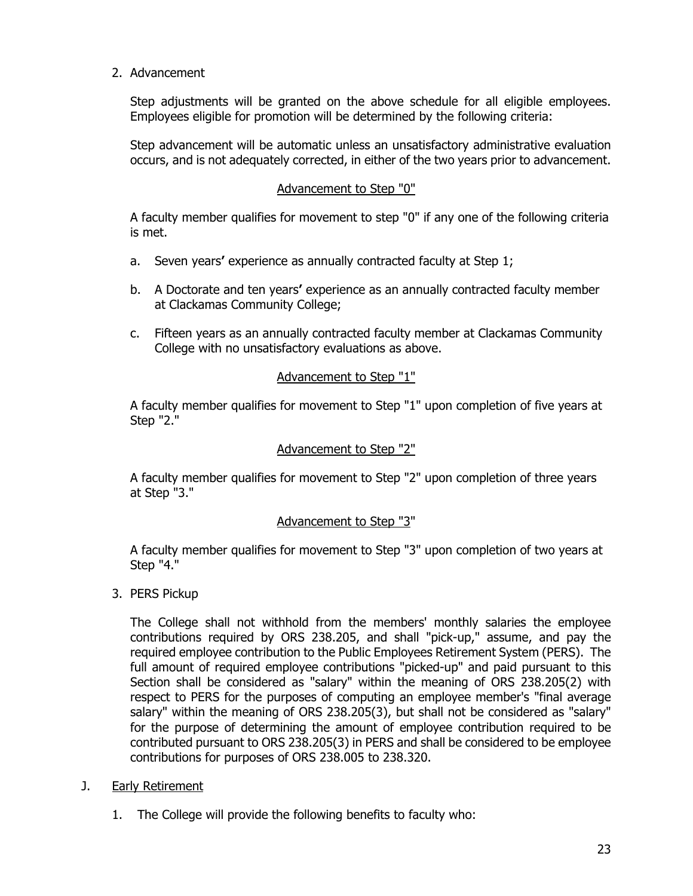2. Advancement

   Step adjustments will be granted on the above schedule for all eligible employees. Employees eligible for promotion will be determined by the following criteria:

   Step advancement will be automatic unless an unsatisfactory administrative evaluation occurs, and is not adequately corrected, in either of the two years prior to advancement.

   <u>Advancement to Step "0"</u>

   A faculty member qualifies for movement to step "0" if any one of the following criteria is met.

   a. Seven years' experience as annually contracted faculty at Step 1;

   b. A Doctorate and ten years' experience as an annually contracted faculty member at Clackamas Community College;

   c. Fifteen years as an annually contracted faculty member at Clackamas Community College with no unsatisfactory evaluations as above.

   <u>Advancement to Step "1"</u>

   A faculty member qualifies for movement to Step "1" upon completion of five years at Step "2."

   <u>Advancement to Step "2"</u>

   A faculty member qualifies for movement to Step "2" upon completion of three years at Step "3."

   <u>Advancement to Step "3"</u>

   A faculty member qualifies for movement to Step "3" upon completion of two years at Step "4."

3. PERS Pickup

   The College shall not withhold from the members' monthly salaries the employee contributions required by ORS 238.205, and shall "pick-up," assume, and pay the required employee contribution to the Public Employees Retirement System (PERS). The full amount of required employee contributions "picked-up" and paid pursuant to this Section shall be considered as "salary" within the meaning of ORS 238.205(2) with respect to PERS for the purposes of computing an employee member's "final average salary" within the meaning of ORS 238.205(3), but shall not be considered as "salary" for the purpose of determining the amount of employee contribution required to be contributed pursuant to ORS 238.205(3) in PERS and shall be considered to be employee contributions for purposes of ORS 238.005 to 238.320.

J. <u>Early Retirement</u>

   1. The College will provide the following benefits to faculty who: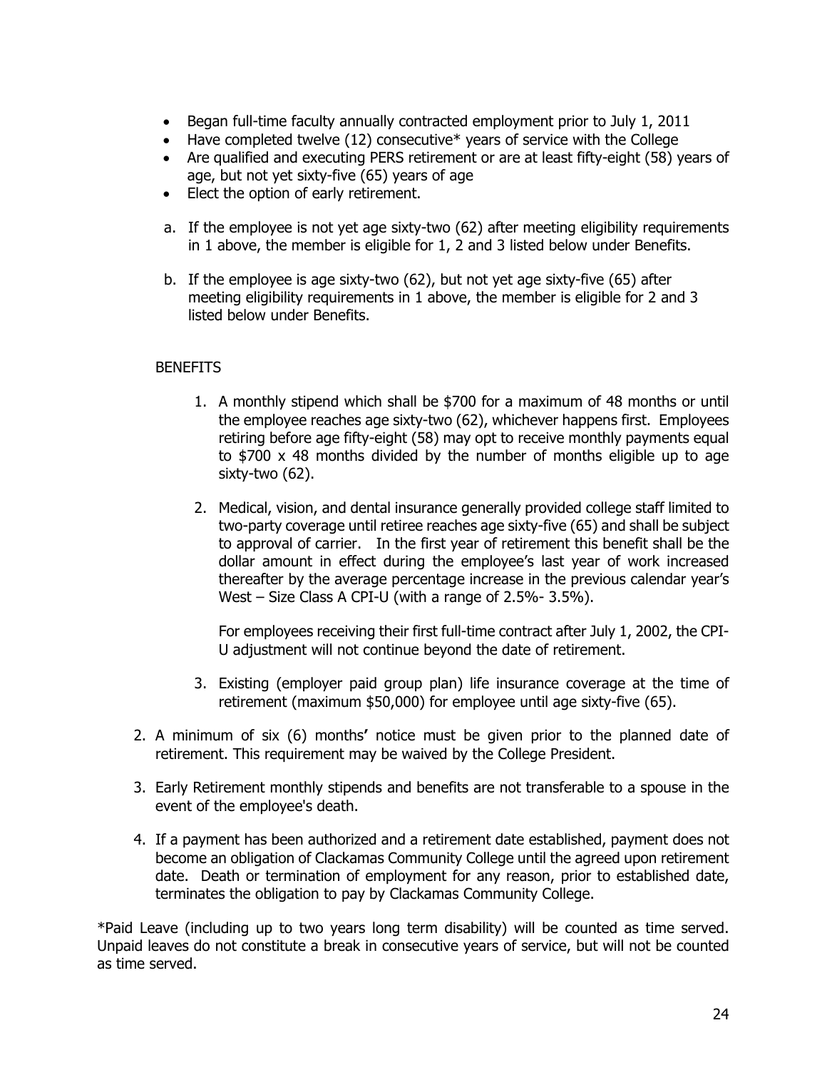- Began full-time faculty annually contracted employment prior to July 1, 2011
- Have completed twelve (12) consecutive* years of service with the College
- Are qualified and executing PERS retirement or are at least fifty-eight (58) years of age, but not yet sixty-five (65) years of age
- Elect the option of early retirement.

a. If the employee is not yet age sixty-two (62) after meeting eligibility requirements in 1 above, the member is eligible for 1, 2 and 3 listed below under Benefits.

b. If the employee is age sixty-two (62), but not yet age sixty-five (65) after meeting eligibility requirements in 1 above, the member is eligible for 2 and 3 listed below under Benefits.

BENEFITS

1. A monthly stipend which shall be $700 for a maximum of 48 months or until the employee reaches age sixty-two (62), whichever happens first. Employees retiring before age fifty-eight (58) may opt to receive monthly payments equal to $700 x 48 months divided by the number of months eligible up to age sixty-two (62).

2. Medical, vision, and dental insurance generally provided college staff limited to two-party coverage until retiree reaches age sixty-five (65) and shall be subject to approval of carrier. In the first year of retirement this benefit shall be the dollar amount in effect during the employee's last year of work increased thereafter by the average percentage increase in the previous calendar year's West – Size Class A CPI-U (with a range of 2.5%- 3.5%).

   For employees receiving their first full-time contract after July 1, 2002, the CPI-U adjustment will not continue beyond the date of retirement.

3. Existing (employer paid group plan) life insurance coverage at the time of retirement (maximum $50,000) for employee until age sixty-five (65).

2. A minimum of six (6) months' notice must be given prior to the planned date of retirement. This requirement may be waived by the College President.

3. Early Retirement monthly stipends and benefits are not transferable to a spouse in the event of the employee's death.

4. If a payment has been authorized and a retirement date established, payment does not become an obligation of Clackamas Community College until the agreed upon retirement date. Death or termination of employment for any reason, prior to established date, terminates the obligation to pay by Clackamas Community College.

*Paid Leave (including up to two years long term disability) will be counted as time served. Unpaid leaves do not constitute a break in consecutive years of service, but will not be counted as time served.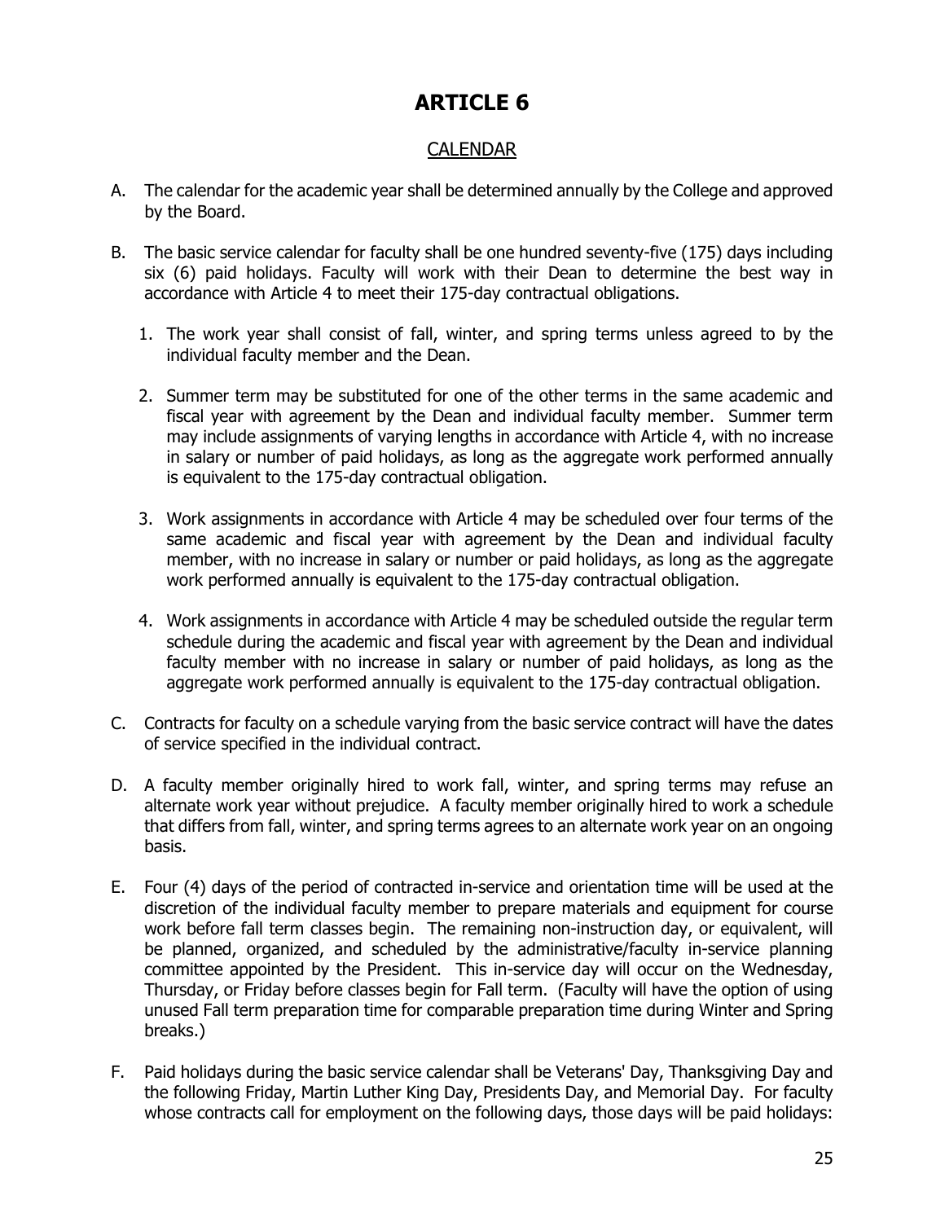# ARTICLE 6

## CALENDAR

A. The calendar for the academic year shall be determined annually by the College and approved by the Board.

B. The basic service calendar for faculty shall be one hundred seventy-five (175) days including six (6) paid holidays. Faculty will work with their Dean to determine the best way in accordance with Article 4 to meet their 175-day contractual obligations.

   1. The work year shall consist of fall, winter, and spring terms unless agreed to by the individual faculty member and the Dean.

   2. Summer term may be substituted for one of the other terms in the same academic and fiscal year with agreement by the Dean and individual faculty member. Summer term may include assignments of varying lengths in accordance with Article 4, with no increase in salary or number of paid holidays, as long as the aggregate work performed annually is equivalent to the 175-day contractual obligation.

   3. Work assignments in accordance with Article 4 may be scheduled over four terms of the same academic and fiscal year with agreement by the Dean and individual faculty member, with no increase in salary or number or paid holidays, as long as the aggregate work performed annually is equivalent to the 175-day contractual obligation.

   4. Work assignments in accordance with Article 4 may be scheduled outside the regular term schedule during the academic and fiscal year with agreement by the Dean and individual faculty member with no increase in salary or number of paid holidays, as long as the aggregate work performed annually is equivalent to the 175-day contractual obligation.

C. Contracts for faculty on a schedule varying from the basic service contract will have the dates of service specified in the individual contract.

D. A faculty member originally hired to work fall, winter, and spring terms may refuse an alternate work year without prejudice. A faculty member originally hired to work a schedule that differs from fall, winter, and spring terms agrees to an alternate work year on an ongoing basis.

E. Four (4) days of the period of contracted in-service and orientation time will be used at the discretion of the individual faculty member to prepare materials and equipment for course work before fall term classes begin. The remaining non-instruction day, or equivalent, will be planned, organized, and scheduled by the administrative/faculty in-service planning committee appointed by the President. This in-service day will occur on the Wednesday, Thursday, or Friday before classes begin for Fall term. (Faculty will have the option of using unused Fall term preparation time for comparable preparation time during Winter and Spring breaks.)

F. Paid holidays during the basic service calendar shall be Veterans' Day, Thanksgiving Day and the following Friday, Martin Luther King Day, Presidents Day, and Memorial Day. For faculty whose contracts call for employment on the following days, those days will be paid holidays: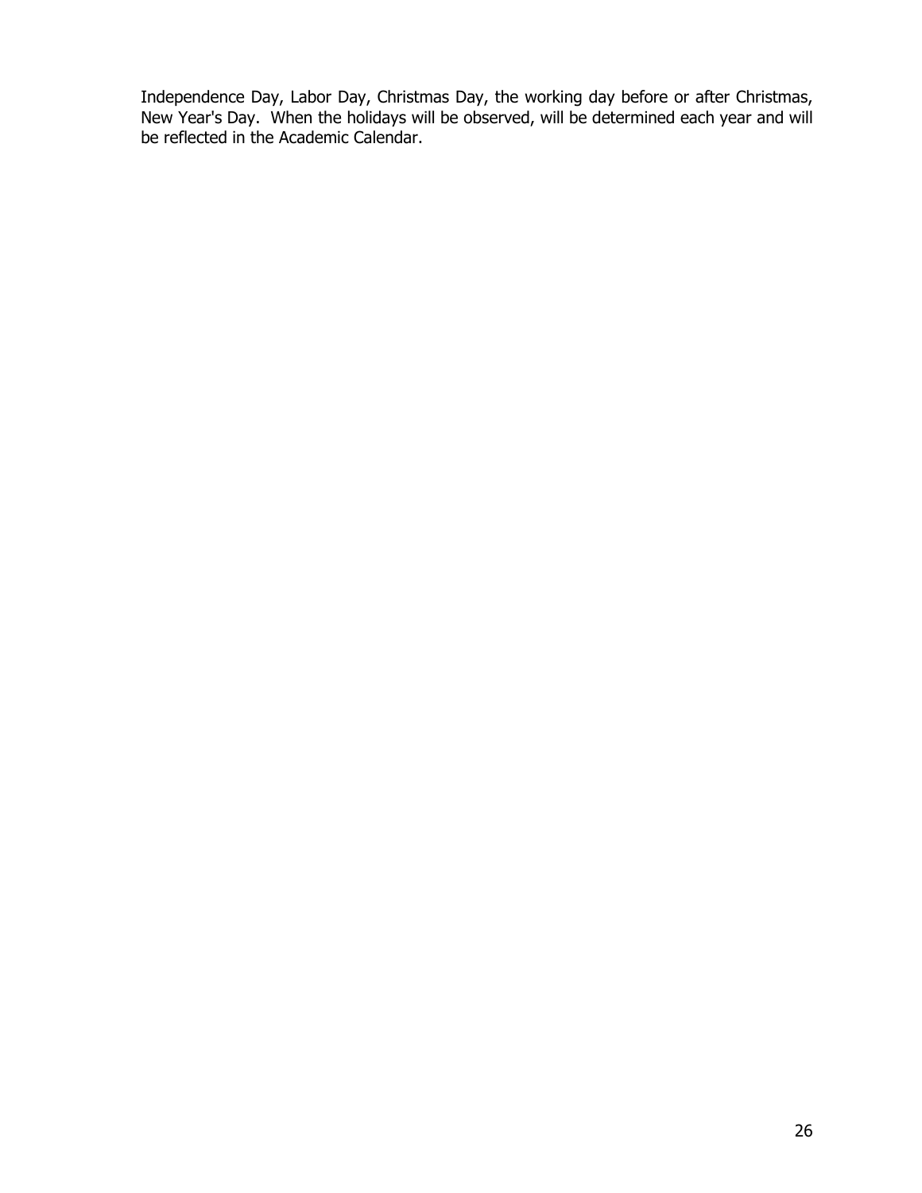Independence Day, Labor Day, Christmas Day, the working day before or after Christmas, New Year's Day. When the holidays will be observed, will be determined each year and will be reflected in the Academic Calendar.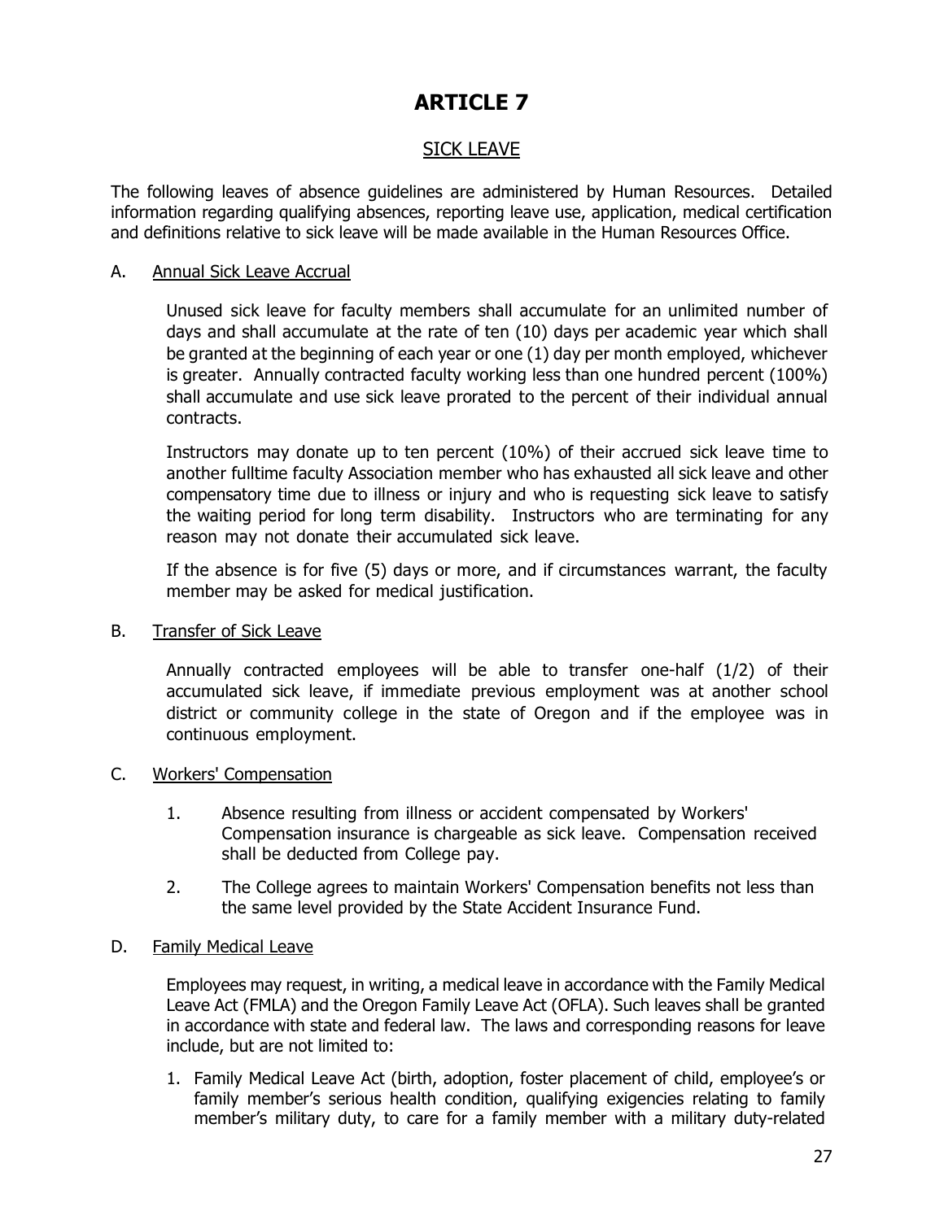# ARTICLE 7

## SICK LEAVE

The following leaves of absence guidelines are administered by Human Resources. Detailed information regarding qualifying absences, reporting leave use, application, medical certification and definitions relative to sick leave will be made available in the Human Resources Office.

### A. Annual Sick Leave Accrual

Unused sick leave for faculty members shall accumulate for an unlimited number of days and shall accumulate at the rate of ten (10) days per academic year which shall be granted at the beginning of each year or one (1) day per month employed, whichever is greater. Annually contracted faculty working less than one hundred percent (100%) shall accumulate and use sick leave prorated to the percent of their individual annual contracts.

Instructors may donate up to ten percent (10%) of their accrued sick leave time to another fulltime faculty Association member who has exhausted all sick leave and other compensatory time due to illness or injury and who is requesting sick leave to satisfy the waiting period for long term disability. Instructors who are terminating for any reason may not donate their accumulated sick leave.

If the absence is for five (5) days or more, and if circumstances warrant, the faculty member may be asked for medical justification.

### B. Transfer of Sick Leave

Annually contracted employees will be able to transfer one-half (1/2) of their accumulated sick leave, if immediate previous employment was at another school district or community college in the state of Oregon and if the employee was in continuous employment.

### C. Workers' Compensation

1. Absence resulting from illness or accident compensated by Workers' Compensation insurance is chargeable as sick leave. Compensation received shall be deducted from College pay.
2. The College agrees to maintain Workers' Compensation benefits not less than the same level provided by the State Accident Insurance Fund.

### D. Family Medical Leave

Employees may request, in writing, a medical leave in accordance with the Family Medical Leave Act (FMLA) and the Oregon Family Leave Act (OFLA). Such leaves shall be granted in accordance with state and federal law. The laws and corresponding reasons for leave include, but are not limited to:

1. Family Medical Leave Act (birth, adoption, foster placement of child, employee's or family member's serious health condition, qualifying exigencies relating to family member's military duty, to care for a family member with a military duty-related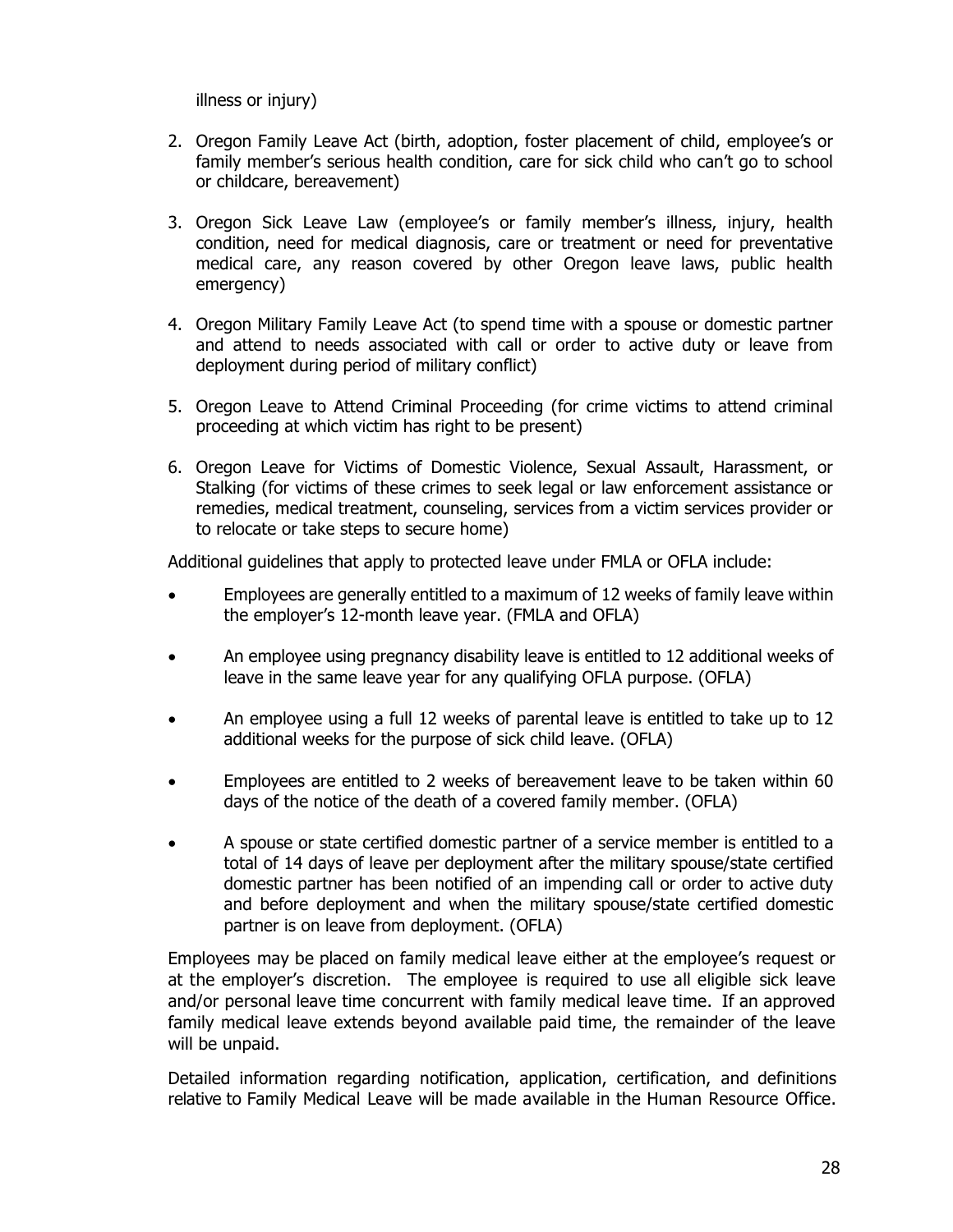illness or injury)

2. Oregon Family Leave Act (birth, adoption, foster placement of child, employee's or family member's serious health condition, care for sick child who can't go to school or childcare, bereavement)

3. Oregon Sick Leave Law (employee's or family member's illness, injury, health condition, need for medical diagnosis, care or treatment or need for preventative medical care, any reason covered by other Oregon leave laws, public health emergency)

4. Oregon Military Family Leave Act (to spend time with a spouse or domestic partner and attend to needs associated with call or order to active duty or leave from deployment during period of military conflict)

5. Oregon Leave to Attend Criminal Proceeding (for crime victims to attend criminal proceeding at which victim has right to be present)

6. Oregon Leave for Victims of Domestic Violence, Sexual Assault, Harassment, or Stalking (for victims of these crimes to seek legal or law enforcement assistance or remedies, medical treatment, counseling, services from a victim services provider or to relocate or take steps to secure home)

Additional guidelines that apply to protected leave under FMLA or OFLA include:

- Employees are generally entitled to a maximum of 12 weeks of family leave within the employer's 12-month leave year. (FMLA and OFLA)
- An employee using pregnancy disability leave is entitled to 12 additional weeks of leave in the same leave year for any qualifying OFLA purpose. (OFLA)
- An employee using a full 12 weeks of parental leave is entitled to take up to 12 additional weeks for the purpose of sick child leave. (OFLA)
- Employees are entitled to 2 weeks of bereavement leave to be taken within 60 days of the notice of the death of a covered family member. (OFLA)
- A spouse or state certified domestic partner of a service member is entitled to a total of 14 days of leave per deployment after the military spouse/state certified domestic partner has been notified of an impending call or order to active duty and before deployment and when the military spouse/state certified domestic partner is on leave from deployment. (OFLA)

Employees may be placed on family medical leave either at the employee's request or at the employer's discretion. The employee is required to use all eligible sick leave and/or personal leave time concurrent with family medical leave time. If an approved family medical leave extends beyond available paid time, the remainder of the leave will be unpaid.

Detailed information regarding notification, application, certification, and definitions relative to Family Medical Leave will be made available in the Human Resource Office.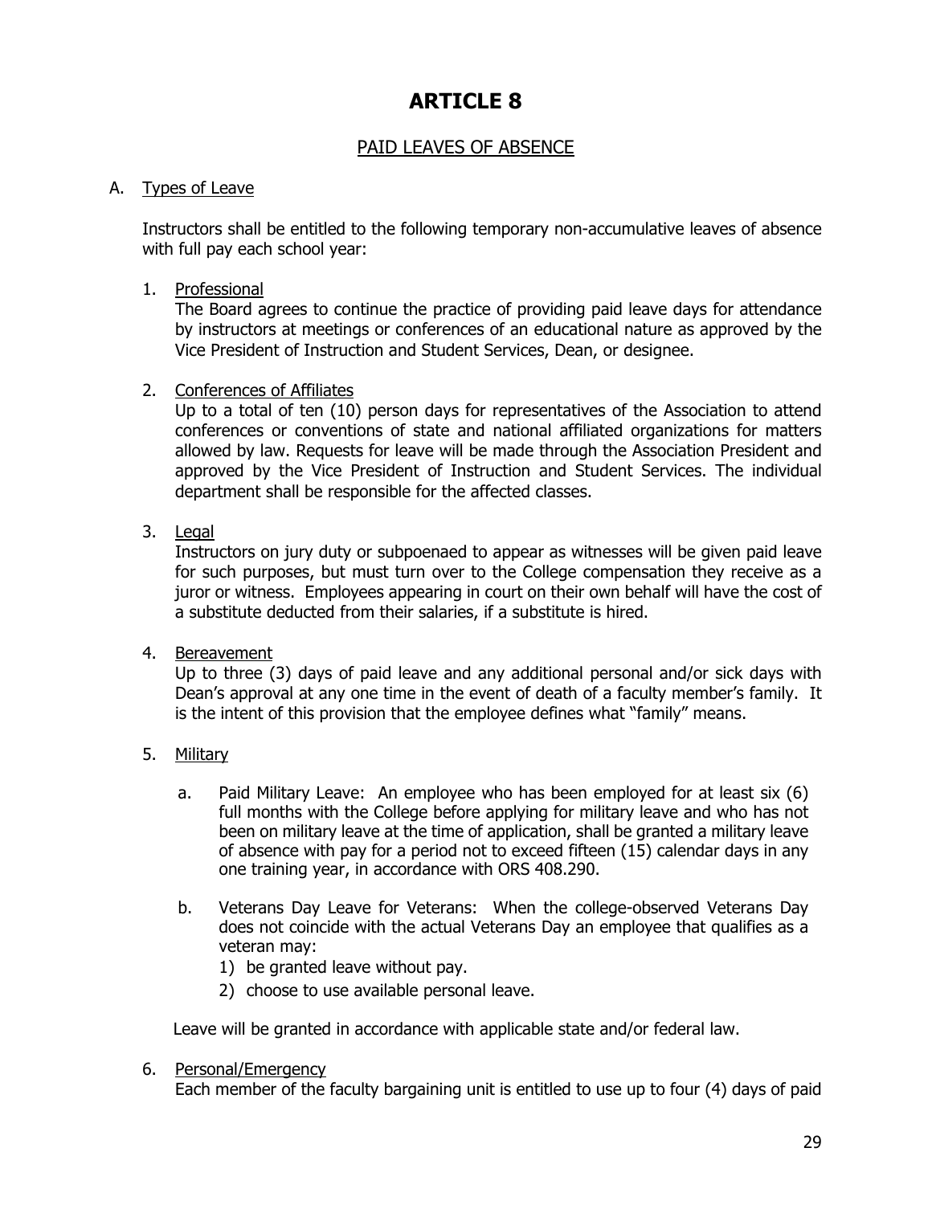# ARTICLE 8

## PAID LEAVES OF ABSENCE

A. Types of Leave

Instructors shall be entitled to the following temporary non-accumulative leaves of absence with full pay each school year:

1. Professional
   The Board agrees to continue the practice of providing paid leave days for attendance by instructors at meetings or conferences of an educational nature as approved by the Vice President of Instruction and Student Services, Dean, or designee.

2. Conferences of Affiliates
   Up to a total of ten (10) person days for representatives of the Association to attend conferences or conventions of state and national affiliated organizations for matters allowed by law. Requests for leave will be made through the Association President and approved by the Vice President of Instruction and Student Services. The individual department shall be responsible for the affected classes.

3. Legal
   Instructors on jury duty or subpoenaed to appear as witnesses will be given paid leave for such purposes, but must turn over to the College compensation they receive as a juror or witness. Employees appearing in court on their own behalf will have the cost of a substitute deducted from their salaries, if a substitute is hired.

4. Bereavement
   Up to three (3) days of paid leave and any additional personal and/or sick days with Dean's approval at any one time in the event of death of a faculty member's family. It is the intent of this provision that the employee defines what "family" means.

5. Military

   a. Paid Military Leave: An employee who has been employed for at least six (6) full months with the College before applying for military leave and who has not been on military leave at the time of application, shall be granted a military leave of absence with pay for a period not to exceed fifteen (15) calendar days in any one training year, in accordance with ORS 408.290.

   b. Veterans Day Leave for Veterans: When the college-observed Veterans Day does not coincide with the actual Veterans Day an employee that qualifies as a veteran may:
      1) be granted leave without pay.
      2) choose to use available personal leave.

   Leave will be granted in accordance with applicable state and/or federal law.

6. Personal/Emergency
   Each member of the faculty bargaining unit is entitled to use up to four (4) days of paid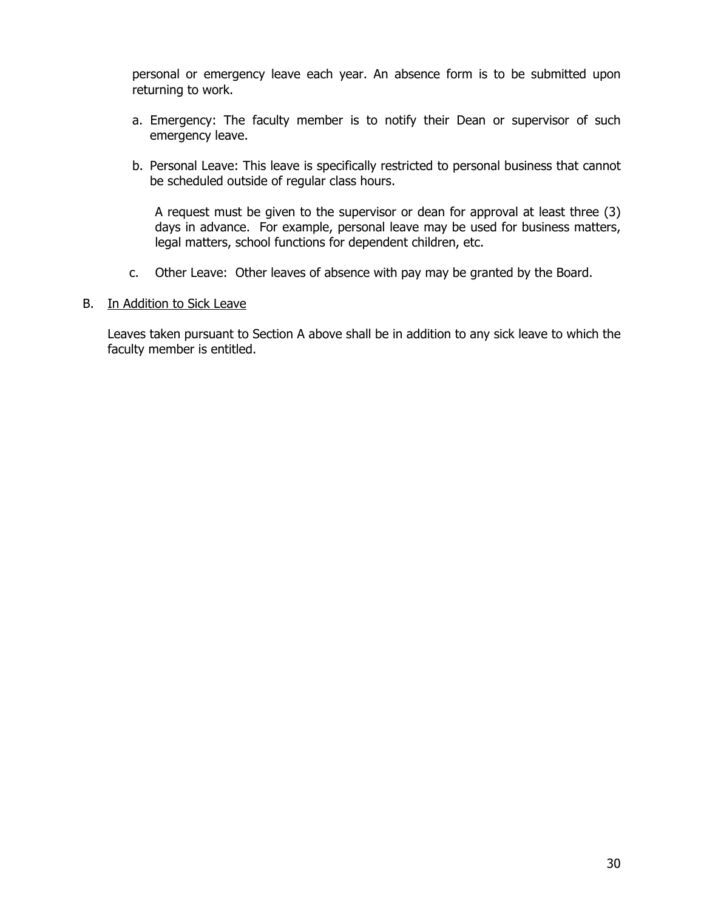personal or emergency leave each year. An absence form is to be submitted upon returning to work.

a. Emergency: The faculty member is to notify their Dean or supervisor of such emergency leave.

b. Personal Leave: This leave is specifically restricted to personal business that cannot be scheduled outside of regular class hours.

   A request must be given to the supervisor or dean for approval at least three (3) days in advance. For example, personal leave may be used for business matters, legal matters, school functions for dependent children, etc.

c. Other Leave: Other leaves of absence with pay may be granted by the Board.

B. <u>In Addition to Sick Leave</u>

Leaves taken pursuant to Section A above shall be in addition to any sick leave to which the faculty member is entitled.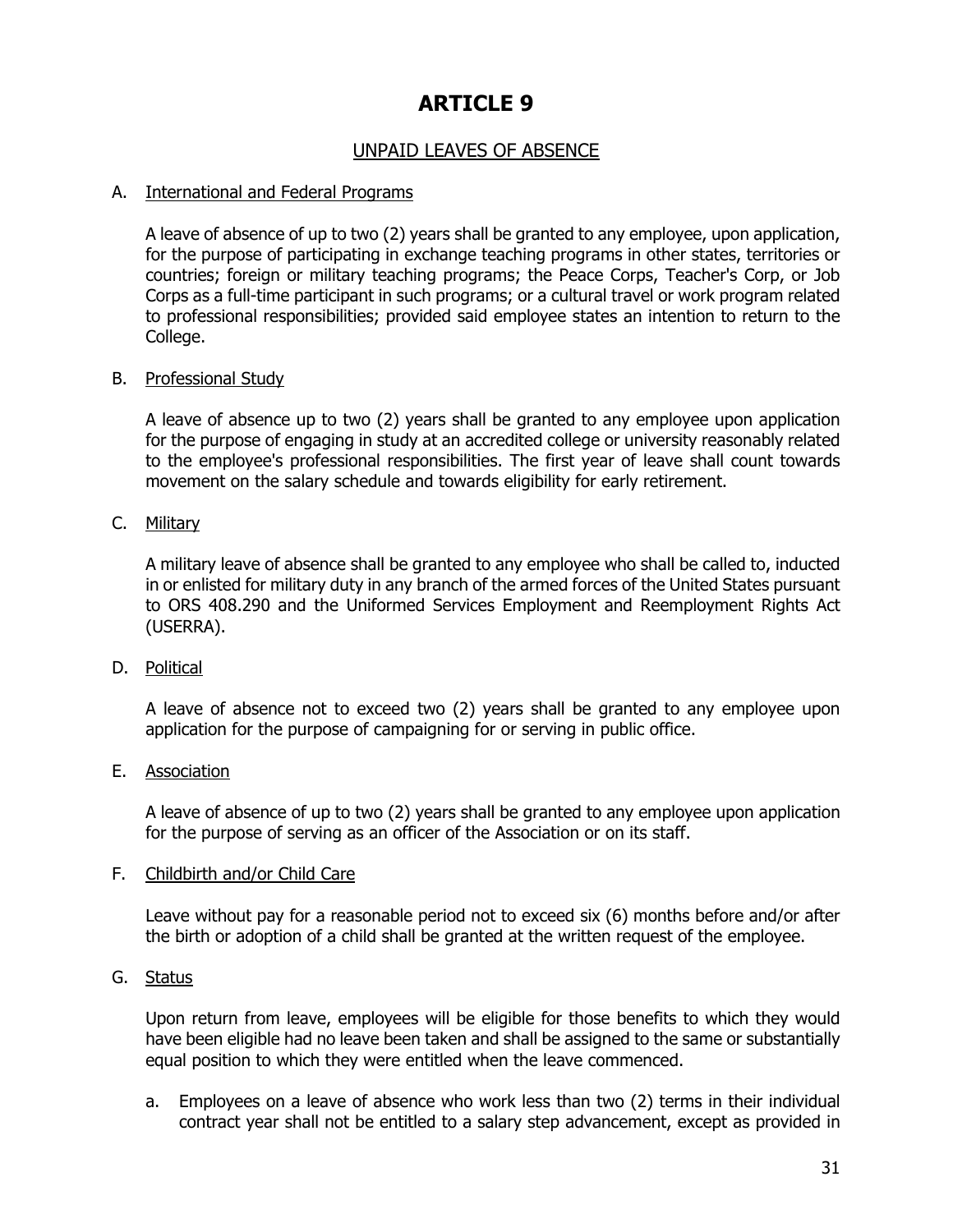# ARTICLE 9

## UNPAID LEAVES OF ABSENCE

A. International and Federal Programs

A leave of absence of up to two (2) years shall be granted to any employee, upon application, for the purpose of participating in exchange teaching programs in other states, territories or countries; foreign or military teaching programs; the Peace Corps, Teacher's Corp, or Job Corps as a full-time participant in such programs; or a cultural travel or work program related to professional responsibilities; provided said employee states an intention to return to the College.

B. Professional Study

A leave of absence up to two (2) years shall be granted to any employee upon application for the purpose of engaging in study at an accredited college or university reasonably related to the employee's professional responsibilities. The first year of leave shall count towards movement on the salary schedule and towards eligibility for early retirement.

C. Military

A military leave of absence shall be granted to any employee who shall be called to, inducted in or enlisted for military duty in any branch of the armed forces of the United States pursuant to ORS 408.290 and the Uniformed Services Employment and Reemployment Rights Act (USERRA).

D. Political

A leave of absence not to exceed two (2) years shall be granted to any employee upon application for the purpose of campaigning for or serving in public office.

E. Association

A leave of absence of up to two (2) years shall be granted to any employee upon application for the purpose of serving as an officer of the Association or on its staff.

F. Childbirth and/or Child Care

Leave without pay for a reasonable period not to exceed six (6) months before and/or after the birth or adoption of a child shall be granted at the written request of the employee.

G. Status

Upon return from leave, employees will be eligible for those benefits to which they would have been eligible had no leave been taken and shall be assigned to the same or substantially equal position to which they were entitled when the leave commenced.

a. Employees on a leave of absence who work less than two (2) terms in their individual contract year shall not be entitled to a salary step advancement, except as provided in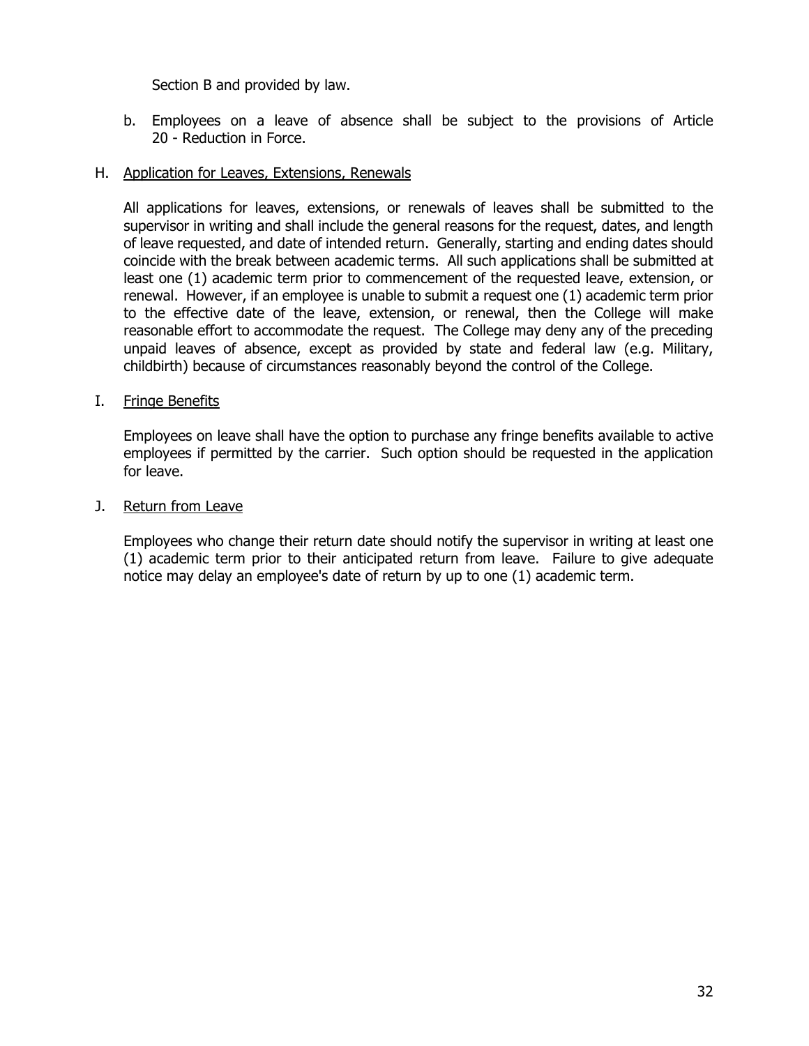Section B and provided by law.

b. Employees on a leave of absence shall be subject to the provisions of Article 20 - Reduction in Force.

H. <u>Application for Leaves, Extensions, Renewals</u>

All applications for leaves, extensions, or renewals of leaves shall be submitted to the supervisor in writing and shall include the general reasons for the request, dates, and length of leave requested, and date of intended return. Generally, starting and ending dates should coincide with the break between academic terms. All such applications shall be submitted at least one (1) academic term prior to commencement of the requested leave, extension, or renewal. However, if an employee is unable to submit a request one (1) academic term prior to the effective date of the leave, extension, or renewal, then the College will make reasonable effort to accommodate the request. The College may deny any of the preceding unpaid leaves of absence, except as provided by state and federal law (e.g. Military, childbirth) because of circumstances reasonably beyond the control of the College.

I. <u>Fringe Benefits</u>

Employees on leave shall have the option to purchase any fringe benefits available to active employees if permitted by the carrier. Such option should be requested in the application for leave.

J. <u>Return from Leave</u>

Employees who change their return date should notify the supervisor in writing at least one (1) academic term prior to their anticipated return from leave. Failure to give adequate notice may delay an employee's date of return by up to one (1) academic term.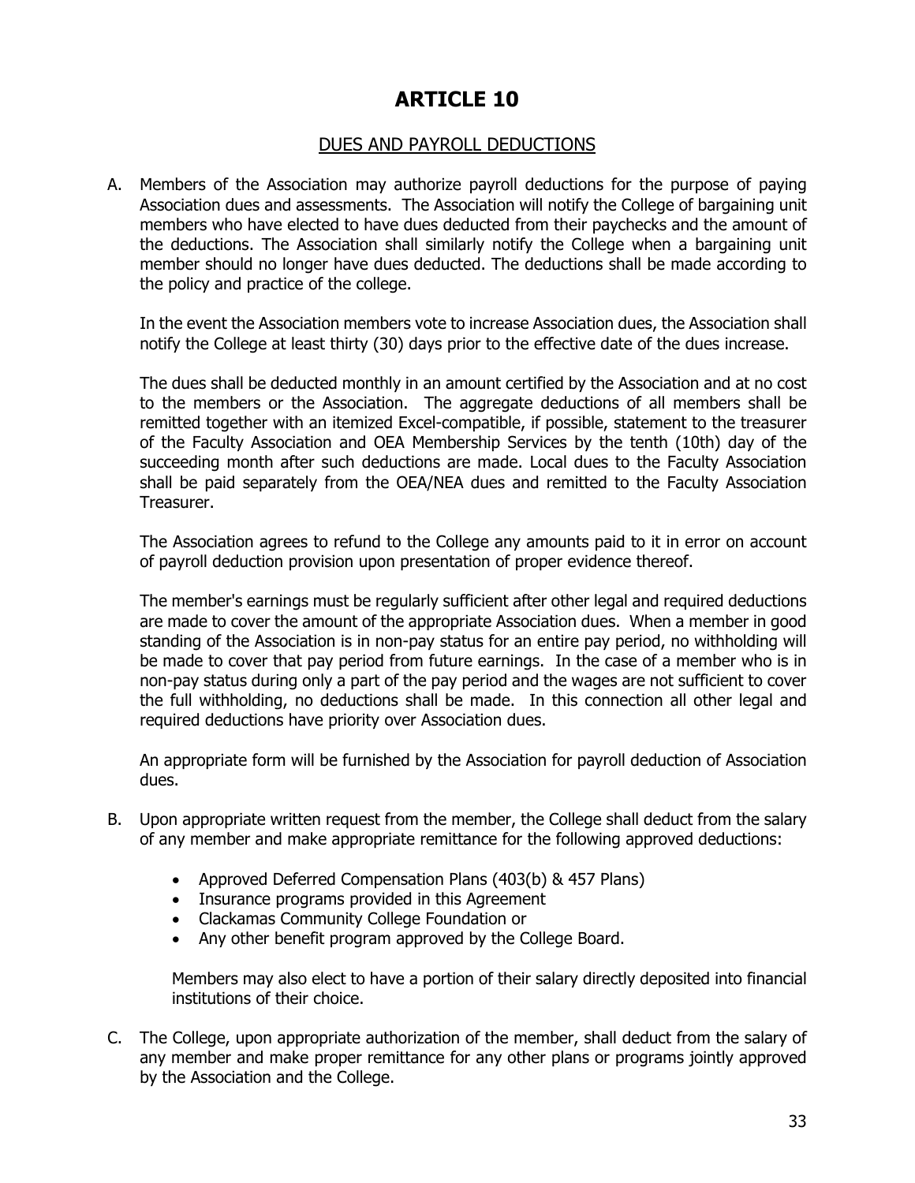# ARTICLE 10

## DUES AND PAYROLL DEDUCTIONS

A. Members of the Association may authorize payroll deductions for the purpose of paying Association dues and assessments. The Association will notify the College of bargaining unit members who have elected to have dues deducted from their paychecks and the amount of the deductions. The Association shall similarly notify the College when a bargaining unit member should no longer have dues deducted. The deductions shall be made according to the policy and practice of the college.

   In the event the Association members vote to increase Association dues, the Association shall notify the College at least thirty (30) days prior to the effective date of the dues increase.

   The dues shall be deducted monthly in an amount certified by the Association and at no cost to the members or the Association. The aggregate deductions of all members shall be remitted together with an itemized Excel-compatible, if possible, statement to the treasurer of the Faculty Association and OEA Membership Services by the tenth (10th) day of the succeeding month after such deductions are made. Local dues to the Faculty Association shall be paid separately from the OEA/NEA dues and remitted to the Faculty Association Treasurer.

   The Association agrees to refund to the College any amounts paid to it in error on account of payroll deduction provision upon presentation of proper evidence thereof.

   The member's earnings must be regularly sufficient after other legal and required deductions are made to cover the amount of the appropriate Association dues. When a member in good standing of the Association is in non-pay status for an entire pay period, no withholding will be made to cover that pay period from future earnings. In the case of a member who is in non-pay status during only a part of the pay period and the wages are not sufficient to cover the full withholding, no deductions shall be made. In this connection all other legal and required deductions have priority over Association dues.

   An appropriate form will be furnished by the Association for payroll deduction of Association dues.

B. Upon appropriate written request from the member, the College shall deduct from the salary of any member and make appropriate remittance for the following approved deductions:

   - Approved Deferred Compensation Plans (403(b) & 457 Plans)
   - Insurance programs provided in this Agreement
   - Clackamas Community College Foundation or
   - Any other benefit program approved by the College Board.

   Members may also elect to have a portion of their salary directly deposited into financial institutions of their choice.

C. The College, upon appropriate authorization of the member, shall deduct from the salary of any member and make proper remittance for any other plans or programs jointly approved by the Association and the College.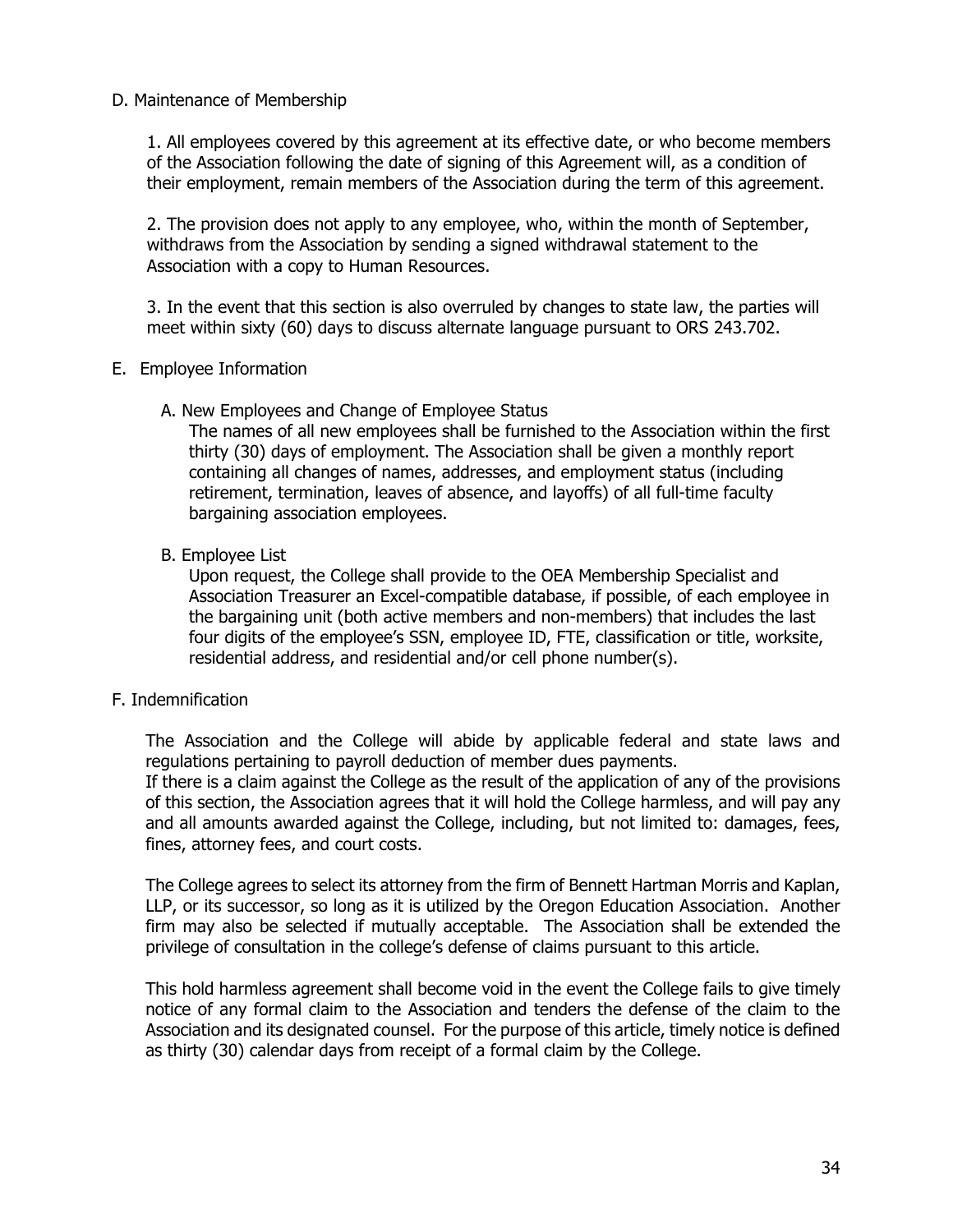D. Maintenance of Membership

1. All employees covered by this agreement at its effective date, or who become members of the Association following the date of signing of this Agreement will, as a condition of their employment, remain members of the Association during the term of this agreement.

2. The provision does not apply to any employee, who, within the month of September, withdraws from the Association by sending a signed withdrawal statement to the Association with a copy to Human Resources.

3. In the event that this section is also overruled by changes to state law, the parties will meet within sixty (60) days to discuss alternate language pursuant to ORS 243.702.

E. Employee Information

A. New Employees and Change of Employee Status

The names of all new employees shall be furnished to the Association within the first thirty (30) days of employment. The Association shall be given a monthly report containing all changes of names, addresses, and employment status (including retirement, termination, leaves of absence, and layoffs) of all full-time faculty bargaining association employees.

B. Employee List

Upon request, the College shall provide to the OEA Membership Specialist and Association Treasurer an Excel-compatible database, if possible, of each employee in the bargaining unit (both active members and non-members) that includes the last four digits of the employee's SSN, employee ID, FTE, classification or title, worksite, residential address, and residential and/or cell phone number(s).

F. Indemnification

The Association and the College will abide by applicable federal and state laws and regulations pertaining to payroll deduction of member dues payments.

If there is a claim against the College as the result of the application of any of the provisions of this section, the Association agrees that it will hold the College harmless, and will pay any and all amounts awarded against the College, including, but not limited to: damages, fees, fines, attorney fees, and court costs.

The College agrees to select its attorney from the firm of Bennett Hartman Morris and Kaplan, LLP, or its successor, so long as it is utilized by the Oregon Education Association. Another firm may also be selected if mutually acceptable. The Association shall be extended the privilege of consultation in the college's defense of claims pursuant to this article.

This hold harmless agreement shall become void in the event the College fails to give timely notice of any formal claim to the Association and tenders the defense of the claim to the Association and its designated counsel. For the purpose of this article, timely notice is defined as thirty (30) calendar days from receipt of a formal claim by the College.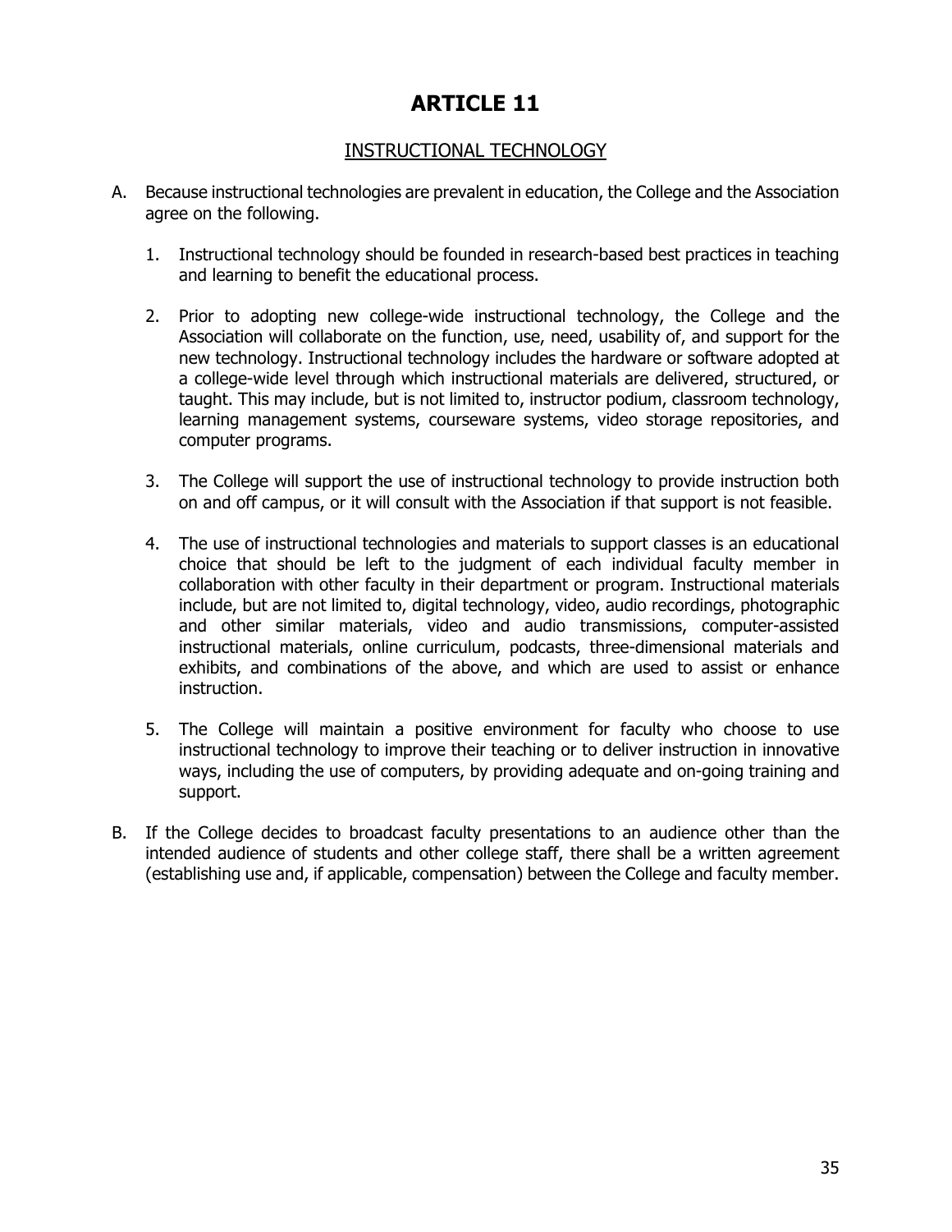# ARTICLE 11

## INSTRUCTIONAL TECHNOLOGY

A. Because instructional technologies are prevalent in education, the College and the Association agree on the following.

   1. Instructional technology should be founded in research-based best practices in teaching and learning to benefit the educational process.

   2. Prior to adopting new college-wide instructional technology, the College and the Association will collaborate on the function, use, need, usability of, and support for the new technology. Instructional technology includes the hardware or software adopted at a college-wide level through which instructional materials are delivered, structured, or taught. This may include, but is not limited to, instructor podium, classroom technology, learning management systems, courseware systems, video storage repositories, and computer programs.

   3. The College will support the use of instructional technology to provide instruction both on and off campus, or it will consult with the Association if that support is not feasible.

   4. The use of instructional technologies and materials to support classes is an educational choice that should be left to the judgment of each individual faculty member in collaboration with other faculty in their department or program. Instructional materials include, but are not limited to, digital technology, video, audio recordings, photographic and other similar materials, video and audio transmissions, computer-assisted instructional materials, online curriculum, podcasts, three-dimensional materials and exhibits, and combinations of the above, and which are used to assist or enhance instruction.

   5. The College will maintain a positive environment for faculty who choose to use instructional technology to improve their teaching or to deliver instruction in innovative ways, including the use of computers, by providing adequate and on-going training and support.

B. If the College decides to broadcast faculty presentations to an audience other than the intended audience of students and other college staff, there shall be a written agreement (establishing use and, if applicable, compensation) between the College and faculty member.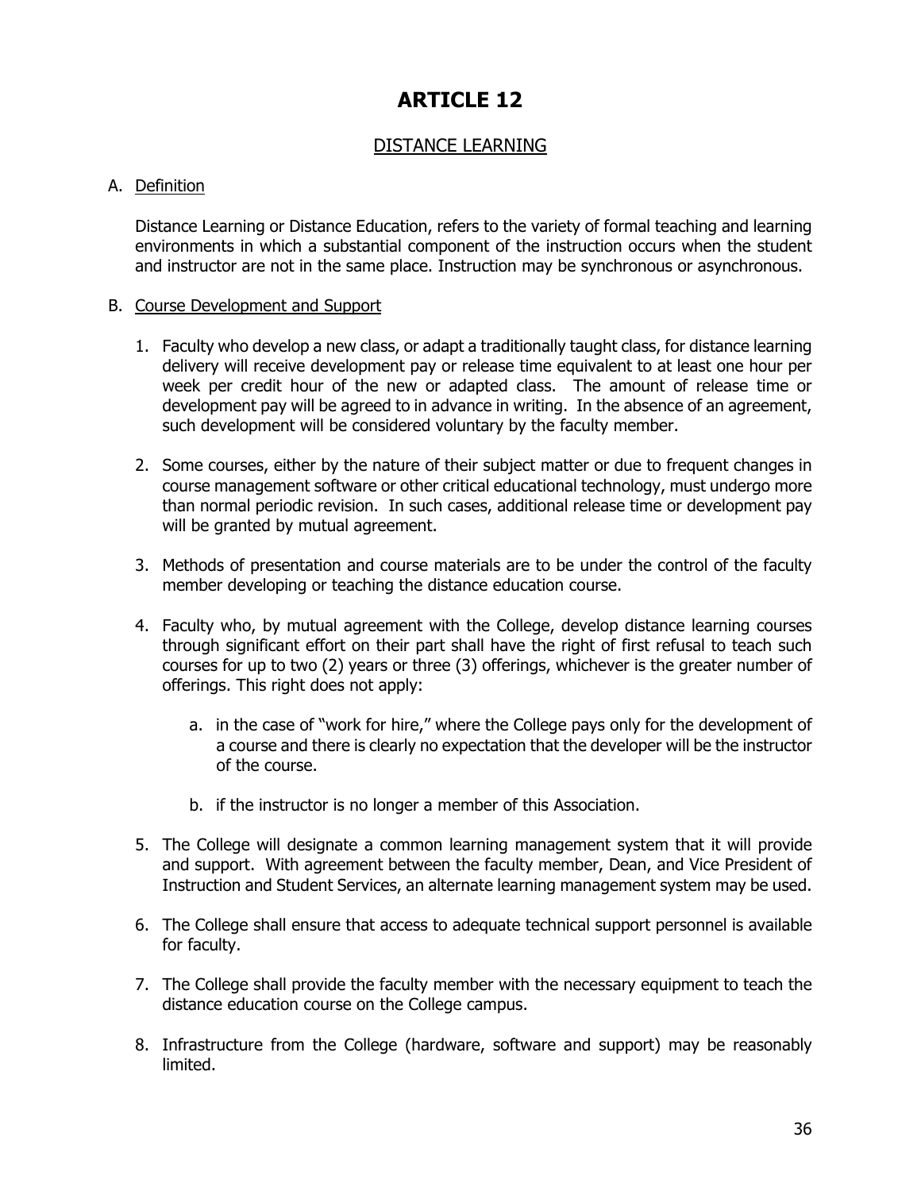# ARTICLE 12

## DISTANCE LEARNING

A. Definition

Distance Learning or Distance Education, refers to the variety of formal teaching and learning environments in which a substantial component of the instruction occurs when the student and instructor are not in the same place. Instruction may be synchronous or asynchronous.

B. Course Development and Support

1. Faculty who develop a new class, or adapt a traditionally taught class, for distance learning delivery will receive development pay or release time equivalent to at least one hour per week per credit hour of the new or adapted class. The amount of release time or development pay will be agreed to in advance in writing. In the absence of an agreement, such development will be considered voluntary by the faculty member.

2. Some courses, either by the nature of their subject matter or due to frequent changes in course management software or other critical educational technology, must undergo more than normal periodic revision. In such cases, additional release time or development pay will be granted by mutual agreement.

3. Methods of presentation and course materials are to be under the control of the faculty member developing or teaching the distance education course.

4. Faculty who, by mutual agreement with the College, develop distance learning courses through significant effort on their part shall have the right of first refusal to teach such courses for up to two (2) years or three (3) offerings, whichever is the greater number of offerings. This right does not apply:

   a. in the case of "work for hire," where the College pays only for the development of a course and there is clearly no expectation that the developer will be the instructor of the course.

   b. if the instructor is no longer a member of this Association.

5. The College will designate a common learning management system that it will provide and support. With agreement between the faculty member, Dean, and Vice President of Instruction and Student Services, an alternate learning management system may be used.

6. The College shall ensure that access to adequate technical support personnel is available for faculty.

7. The College shall provide the faculty member with the necessary equipment to teach the distance education course on the College campus.

8. Infrastructure from the College (hardware, software and support) may be reasonably limited.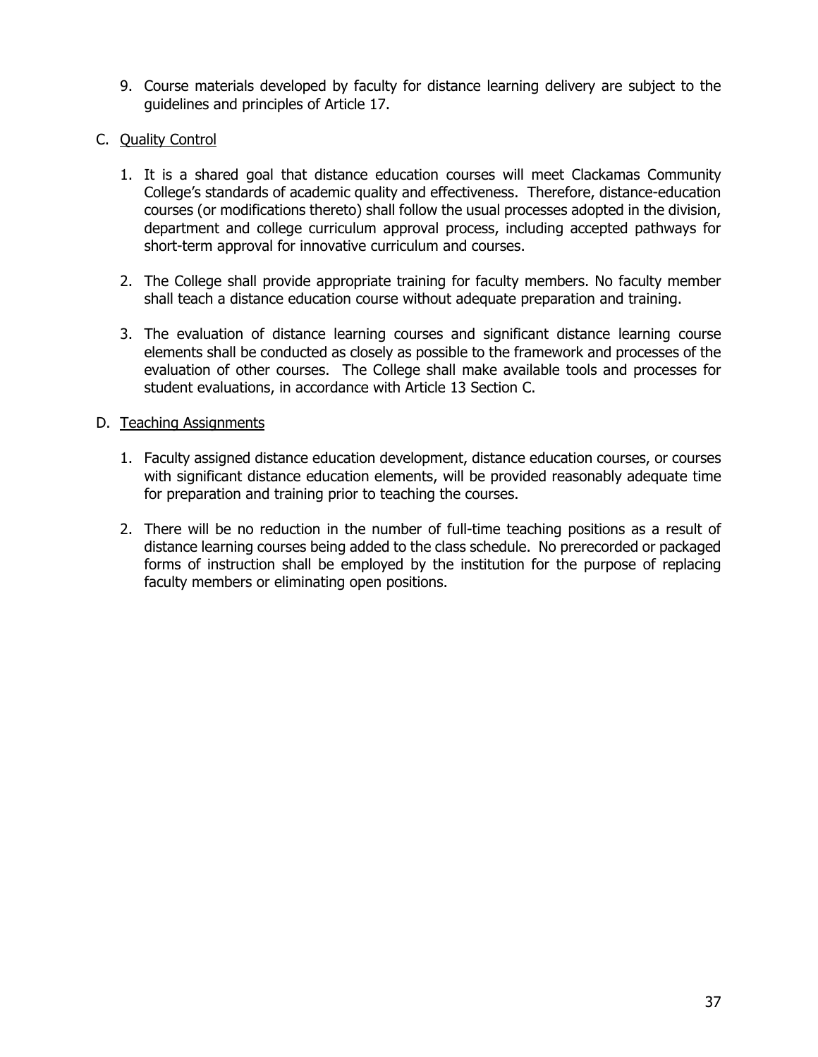9. Course materials developed by faculty for distance learning delivery are subject to the guidelines and principles of Article 17.

C. Quality Control

1. It is a shared goal that distance education courses will meet Clackamas Community College's standards of academic quality and effectiveness. Therefore, distance-education courses (or modifications thereto) shall follow the usual processes adopted in the division, department and college curriculum approval process, including accepted pathways for short-term approval for innovative curriculum and courses.

2. The College shall provide appropriate training for faculty members. No faculty member shall teach a distance education course without adequate preparation and training.

3. The evaluation of distance learning courses and significant distance learning course elements shall be conducted as closely as possible to the framework and processes of the evaluation of other courses. The College shall make available tools and processes for student evaluations, in accordance with Article 13 Section C.

D. Teaching Assignments

1. Faculty assigned distance education development, distance education courses, or courses with significant distance education elements, will be provided reasonably adequate time for preparation and training prior to teaching the courses.

2. There will be no reduction in the number of full-time teaching positions as a result of distance learning courses being added to the class schedule. No prerecorded or packaged forms of instruction shall be employed by the institution for the purpose of replacing faculty members or eliminating open positions.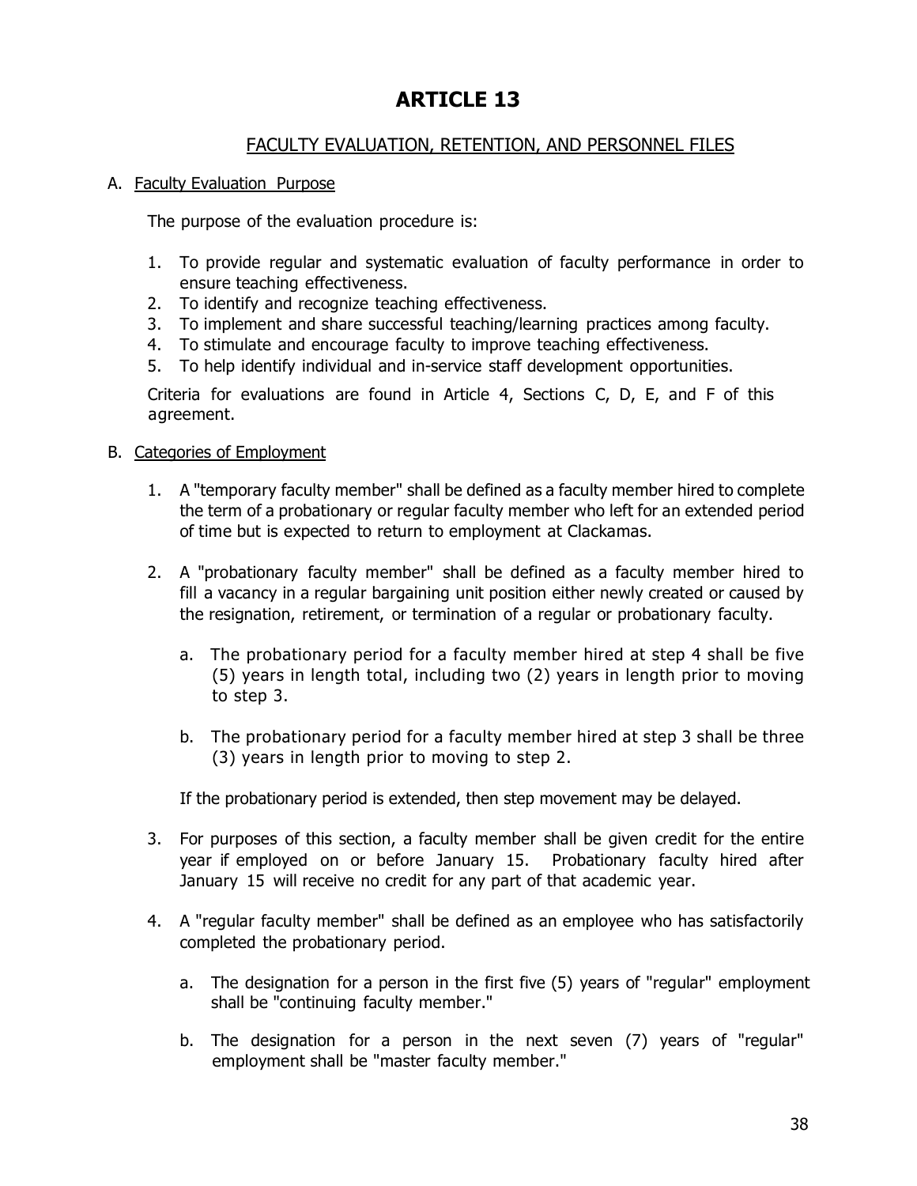# ARTICLE 13

## FACULTY EVALUATION, RETENTION, AND PERSONNEL FILES

A. Faculty Evaluation Purpose

The purpose of the evaluation procedure is:

1. To provide regular and systematic evaluation of faculty performance in order to ensure teaching effectiveness.
2. To identify and recognize teaching effectiveness.
3. To implement and share successful teaching/learning practices among faculty.
4. To stimulate and encourage faculty to improve teaching effectiveness.
5. To help identify individual and in-service staff development opportunities.

Criteria for evaluations are found in Article 4, Sections C, D, E, and F of this agreement.

B. Categories of Employment

1. A "temporary faculty member" shall be defined as a faculty member hired to complete the term of a probationary or regular faculty member who left for an extended period of time but is expected to return to employment at Clackamas.

2. A "probationary faculty member" shall be defined as a faculty member hired to fill a vacancy in a regular bargaining unit position either newly created or caused by the resignation, retirement, or termination of a regular or probationary faculty.

   a. The probationary period for a faculty member hired at step 4 shall be five (5) years in length total, including two (2) years in length prior to moving to step 3.

   b. The probationary period for a faculty member hired at step 3 shall be three (3) years in length prior to moving to step 2.

   If the probationary period is extended, then step movement may be delayed.

3. For purposes of this section, a faculty member shall be given credit for the entire year if employed on or before January 15. Probationary faculty hired after January 15 will receive no credit for any part of that academic year.

4. A "regular faculty member" shall be defined as an employee who has satisfactorily completed the probationary period.

   a. The designation for a person in the first five (5) years of "regular" employment shall be "continuing faculty member."

   b. The designation for a person in the next seven (7) years of "regular" employment shall be "master faculty member."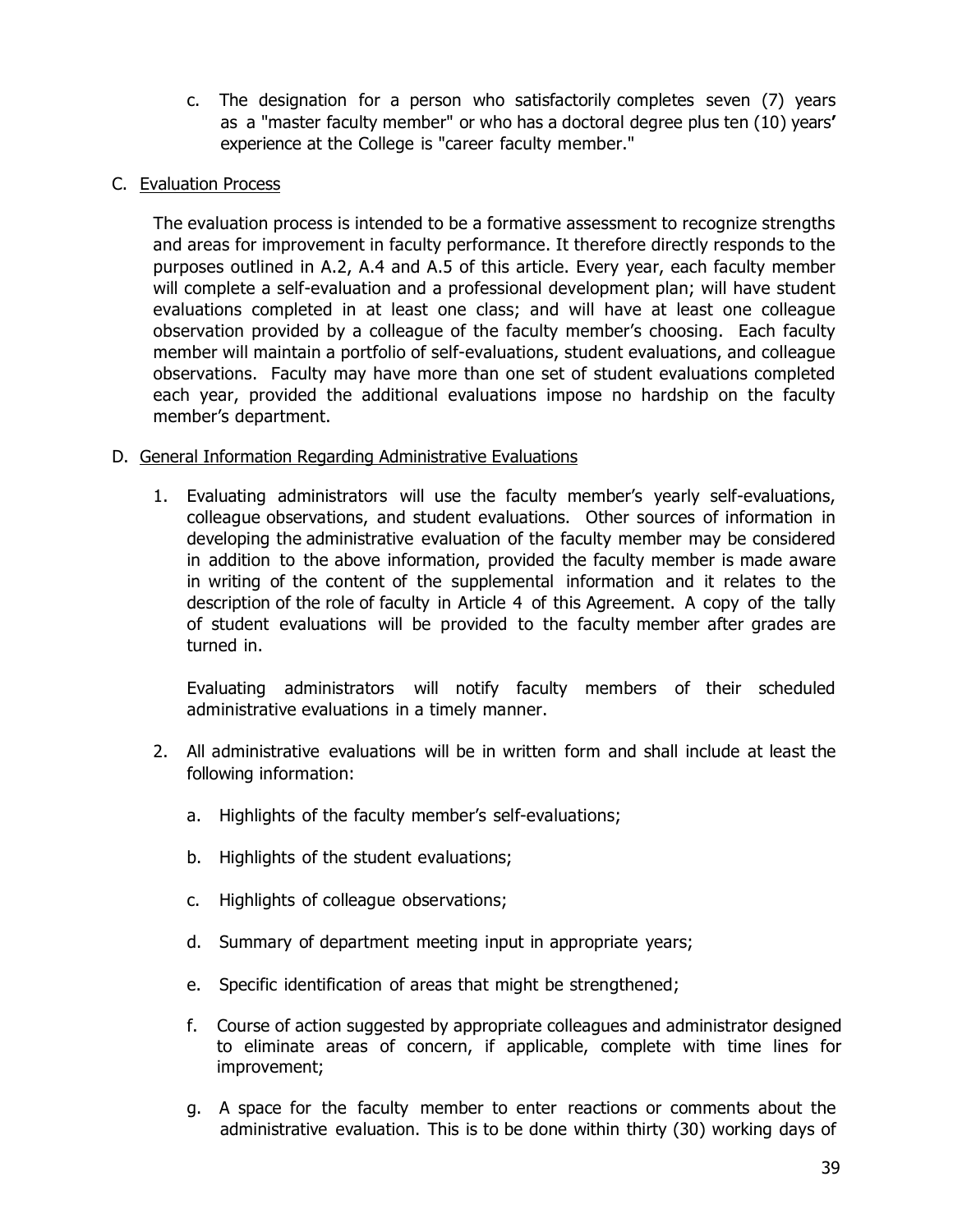c. The designation for a person who satisfactorily completes seven (7) years as a "master faculty member" or who has a doctoral degree plus ten (10) years' experience at the College is "career faculty member."

C. Evaluation Process

The evaluation process is intended to be a formative assessment to recognize strengths and areas for improvement in faculty performance. It therefore directly responds to the purposes outlined in A.2, A.4 and A.5 of this article. Every year, each faculty member will complete a self-evaluation and a professional development plan; will have student evaluations completed in at least one class; and will have at least one colleague observation provided by a colleague of the faculty member's choosing. Each faculty member will maintain a portfolio of self-evaluations, student evaluations, and colleague observations. Faculty may have more than one set of student evaluations completed each year, provided the additional evaluations impose no hardship on the faculty member's department.

D. General Information Regarding Administrative Evaluations

1. Evaluating administrators will use the faculty member's yearly self-evaluations, colleague observations, and student evaluations. Other sources of information in developing the administrative evaluation of the faculty member may be considered in addition to the above information, provided the faculty member is made aware in writing of the content of the supplemental information and it relates to the description of the role of faculty in Article 4 of this Agreement. A copy of the tally of student evaluations will be provided to the faculty member after grades are turned in.

   Evaluating administrators will notify faculty members of their scheduled administrative evaluations in a timely manner.

2. All administrative evaluations will be in written form and shall include at least the following information:

   a. Highlights of the faculty member's self-evaluations;

   b. Highlights of the student evaluations;

   c. Highlights of colleague observations;

   d. Summary of department meeting input in appropriate years;

   e. Specific identification of areas that might be strengthened;

   f. Course of action suggested by appropriate colleagues and administrator designed to eliminate areas of concern, if applicable, complete with time lines for improvement;

   g. A space for the faculty member to enter reactions or comments about the administrative evaluation. This is to be done within thirty (30) working days of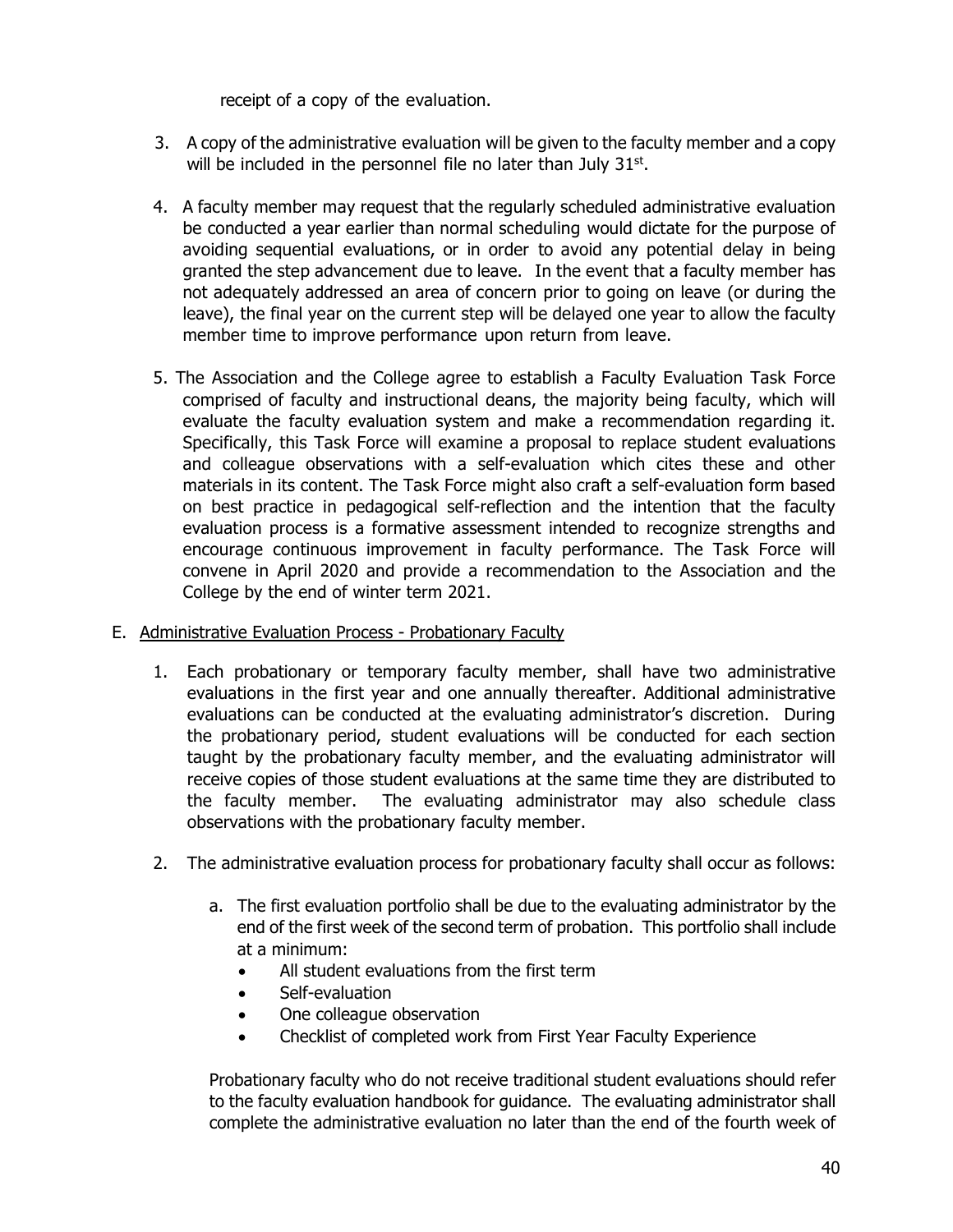receipt of a copy of the evaluation.

3. A copy of the administrative evaluation will be given to the faculty member and a copy will be included in the personnel file no later than July 31st.

4. A faculty member may request that the regularly scheduled administrative evaluation be conducted a year earlier than normal scheduling would dictate for the purpose of avoiding sequential evaluations, or in order to avoid any potential delay in being granted the step advancement due to leave. In the event that a faculty member has not adequately addressed an area of concern prior to going on leave (or during the leave), the final year on the current step will be delayed one year to allow the faculty member time to improve performance upon return from leave.

5. The Association and the College agree to establish a Faculty Evaluation Task Force comprised of faculty and instructional deans, the majority being faculty, which will evaluate the faculty evaluation system and make a recommendation regarding it. Specifically, this Task Force will examine a proposal to replace student evaluations and colleague observations with a self-evaluation which cites these and other materials in its content. The Task Force might also craft a self-evaluation form based on best practice in pedagogical self-reflection and the intention that the faculty evaluation process is a formative assessment intended to recognize strengths and encourage continuous improvement in faculty performance. The Task Force will convene in April 2020 and provide a recommendation to the Association and the College by the end of winter term 2021.

E. <u>Administrative Evaluation Process - Probationary Faculty</u>

1. Each probationary or temporary faculty member, shall have two administrative evaluations in the first year and one annually thereafter. Additional administrative evaluations can be conducted at the evaluating administrator's discretion. During the probationary period, student evaluations will be conducted for each section taught by the probationary faculty member, and the evaluating administrator will receive copies of those student evaluations at the same time they are distributed to the faculty member. The evaluating administrator may also schedule class observations with the probationary faculty member.

2. The administrative evaluation process for probationary faculty shall occur as follows:

   a. The first evaluation portfolio shall be due to the evaluating administrator by the end of the first week of the second term of probation. This portfolio shall include at a minimum:
      - All student evaluations from the first term
      - Self-evaluation
      - One colleague observation
      - Checklist of completed work from First Year Faculty Experience

   Probationary faculty who do not receive traditional student evaluations should refer to the faculty evaluation handbook for guidance. The evaluating administrator shall complete the administrative evaluation no later than the end of the fourth week of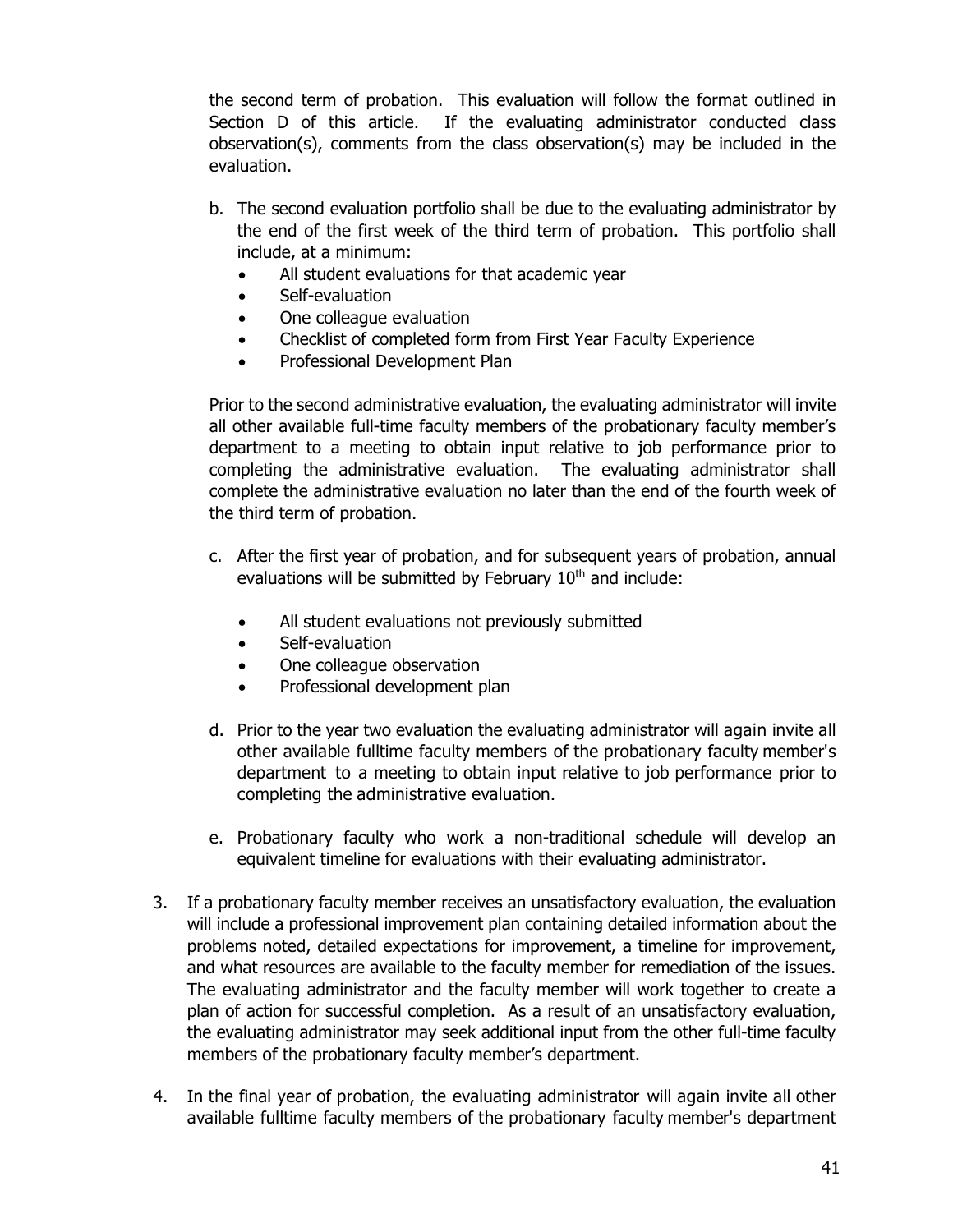the second term of probation. This evaluation will follow the format outlined in Section D of this article. If the evaluating administrator conducted class observation(s), comments from the class observation(s) may be included in the evaluation.

b. The second evaluation portfolio shall be due to the evaluating administrator by the end of the first week of the third term of probation. This portfolio shall include, at a minimum:
   - All student evaluations for that academic year
   - Self-evaluation
   - One colleague evaluation
   - Checklist of completed form from First Year Faculty Experience
   - Professional Development Plan

   Prior to the second administrative evaluation, the evaluating administrator will invite all other available full-time faculty members of the probationary faculty member's department to a meeting to obtain input relative to job performance prior to completing the administrative evaluation. The evaluating administrator shall complete the administrative evaluation no later than the end of the fourth week of the third term of probation.

c. After the first year of probation, and for subsequent years of probation, annual evaluations will be submitted by February 10th and include:
   - All student evaluations not previously submitted
   - Self-evaluation
   - One colleague observation
   - Professional development plan

d. Prior to the year two evaluation the evaluating administrator will again invite all other available fulltime faculty members of the probationary faculty member's department to a meeting to obtain input relative to job performance prior to completing the administrative evaluation.

e. Probationary faculty who work a non-traditional schedule will develop an equivalent timeline for evaluations with their evaluating administrator.

3. If a probationary faculty member receives an unsatisfactory evaluation, the evaluation will include a professional improvement plan containing detailed information about the problems noted, detailed expectations for improvement, a timeline for improvement, and what resources are available to the faculty member for remediation of the issues. The evaluating administrator and the faculty member will work together to create a plan of action for successful completion. As a result of an unsatisfactory evaluation, the evaluating administrator may seek additional input from the other full-time faculty members of the probationary faculty member's department.

4. In the final year of probation, the evaluating administrator will again invite all other available fulltime faculty members of the probationary faculty member's department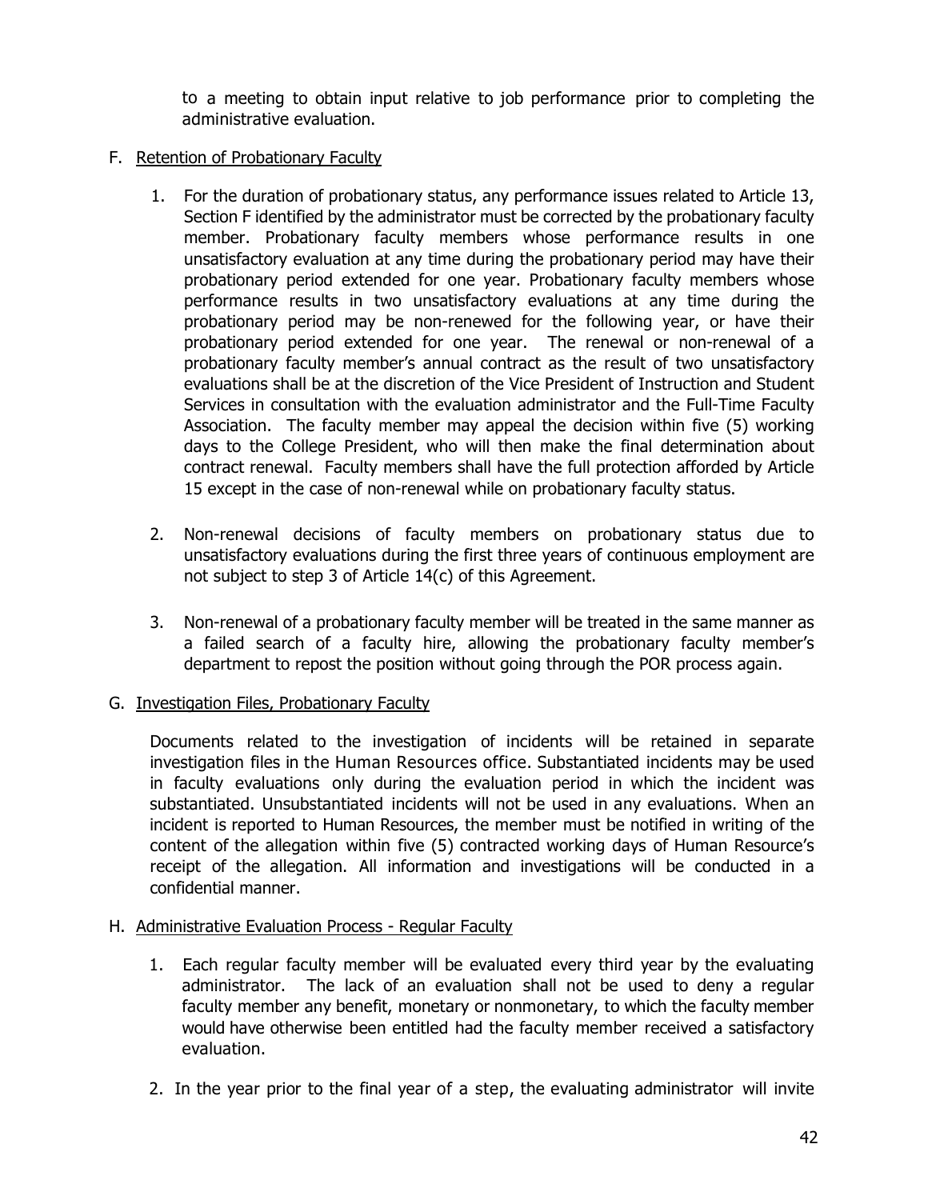to a meeting to obtain input relative to job performance prior to completing the administrative evaluation.

F. Retention of Probationary Faculty

1. For the duration of probationary status, any performance issues related to Article 13, Section F identified by the administrator must be corrected by the probationary faculty member. Probationary faculty members whose performance results in one unsatisfactory evaluation at any time during the probationary period may have their probationary period extended for one year. Probationary faculty members whose performance results in two unsatisfactory evaluations at any time during the probationary period may be non-renewed for the following year, or have their probationary period extended for one year. The renewal or non-renewal of a probationary faculty member's annual contract as the result of two unsatisfactory evaluations shall be at the discretion of the Vice President of Instruction and Student Services in consultation with the evaluation administrator and the Full-Time Faculty Association. The faculty member may appeal the decision within five (5) working days to the College President, who will then make the final determination about contract renewal. Faculty members shall have the full protection afforded by Article 15 except in the case of non-renewal while on probationary faculty status.

2. Non-renewal decisions of faculty members on probationary status due to unsatisfactory evaluations during the first three years of continuous employment are not subject to step 3 of Article 14(c) of this Agreement.

3. Non-renewal of a probationary faculty member will be treated in the same manner as a failed search of a faculty hire, allowing the probationary faculty member's department to repost the position without going through the POR process again.

G. Investigation Files, Probationary Faculty

Documents related to the investigation of incidents will be retained in separate investigation files in the Human Resources office. Substantiated incidents may be used in faculty evaluations only during the evaluation period in which the incident was substantiated. Unsubstantiated incidents will not be used in any evaluations. When an incident is reported to Human Resources, the member must be notified in writing of the content of the allegation within five (5) contracted working days of Human Resource's receipt of the allegation. All information and investigations will be conducted in a confidential manner.

H. Administrative Evaluation Process - Regular Faculty

1. Each regular faculty member will be evaluated every third year by the evaluating administrator. The lack of an evaluation shall not be used to deny a regular faculty member any benefit, monetary or nonmonetary, to which the faculty member would have otherwise been entitled had the faculty member received a satisfactory evaluation.

2. In the year prior to the final year of a step, the evaluating administrator will invite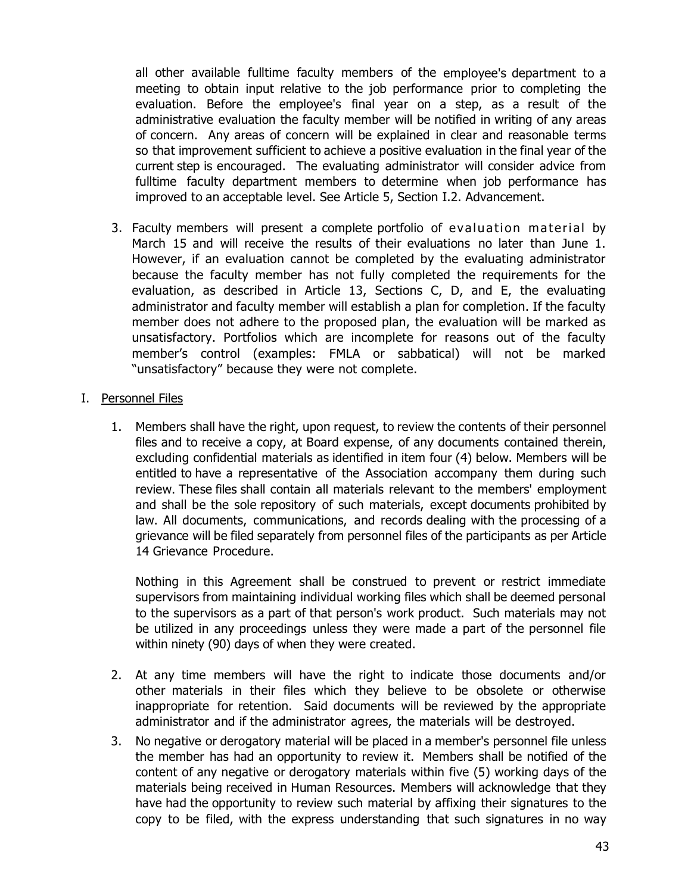all other available fulltime faculty members of the employee's department to a meeting to obtain input relative to the job performance prior to completing the evaluation. Before the employee's final year on a step, as a result of the administrative evaluation the faculty member will be notified in writing of any areas of concern. Any areas of concern will be explained in clear and reasonable terms so that improvement sufficient to achieve a positive evaluation in the final year of the current step is encouraged. The evaluating administrator will consider advice from fulltime faculty department members to determine when job performance has improved to an acceptable level. See Article 5, Section I.2. Advancement.

3. Faculty members will present a complete portfolio of evaluation material by March 15 and will receive the results of their evaluations no later than June 1. However, if an evaluation cannot be completed by the evaluating administrator because the faculty member has not fully completed the requirements for the evaluation, as described in Article 13, Sections C, D, and E, the evaluating administrator and faculty member will establish a plan for completion. If the faculty member does not adhere to the proposed plan, the evaluation will be marked as unsatisfactory. Portfolios which are incomplete for reasons out of the faculty member's control (examples: FMLA or sabbatical) will not be marked "unsatisfactory" because they were not complete.

I. Personnel Files

1. Members shall have the right, upon request, to review the contents of their personnel files and to receive a copy, at Board expense, of any documents contained therein, excluding confidential materials as identified in item four (4) below. Members will be entitled to have a representative of the Association accompany them during such review. These files shall contain all materials relevant to the members' employment and shall be the sole repository of such materials, except documents prohibited by law. All documents, communications, and records dealing with the processing of a grievance will be filed separately from personnel files of the participants as per Article 14 Grievance Procedure.

   Nothing in this Agreement shall be construed to prevent or restrict immediate supervisors from maintaining individual working files which shall be deemed personal to the supervisors as a part of that person's work product. Such materials may not be utilized in any proceedings unless they were made a part of the personnel file within ninety (90) days of when they were created.

2. At any time members will have the right to indicate those documents and/or other materials in their files which they believe to be obsolete or otherwise inappropriate for retention. Said documents will be reviewed by the appropriate administrator and if the administrator agrees, the materials will be destroyed.

3. No negative or derogatory material will be placed in a member's personnel file unless the member has had an opportunity to review it. Members shall be notified of the content of any negative or derogatory materials within five (5) working days of the materials being received in Human Resources. Members will acknowledge that they have had the opportunity to review such material by affixing their signatures to the copy to be filed, with the express understanding that such signatures in no way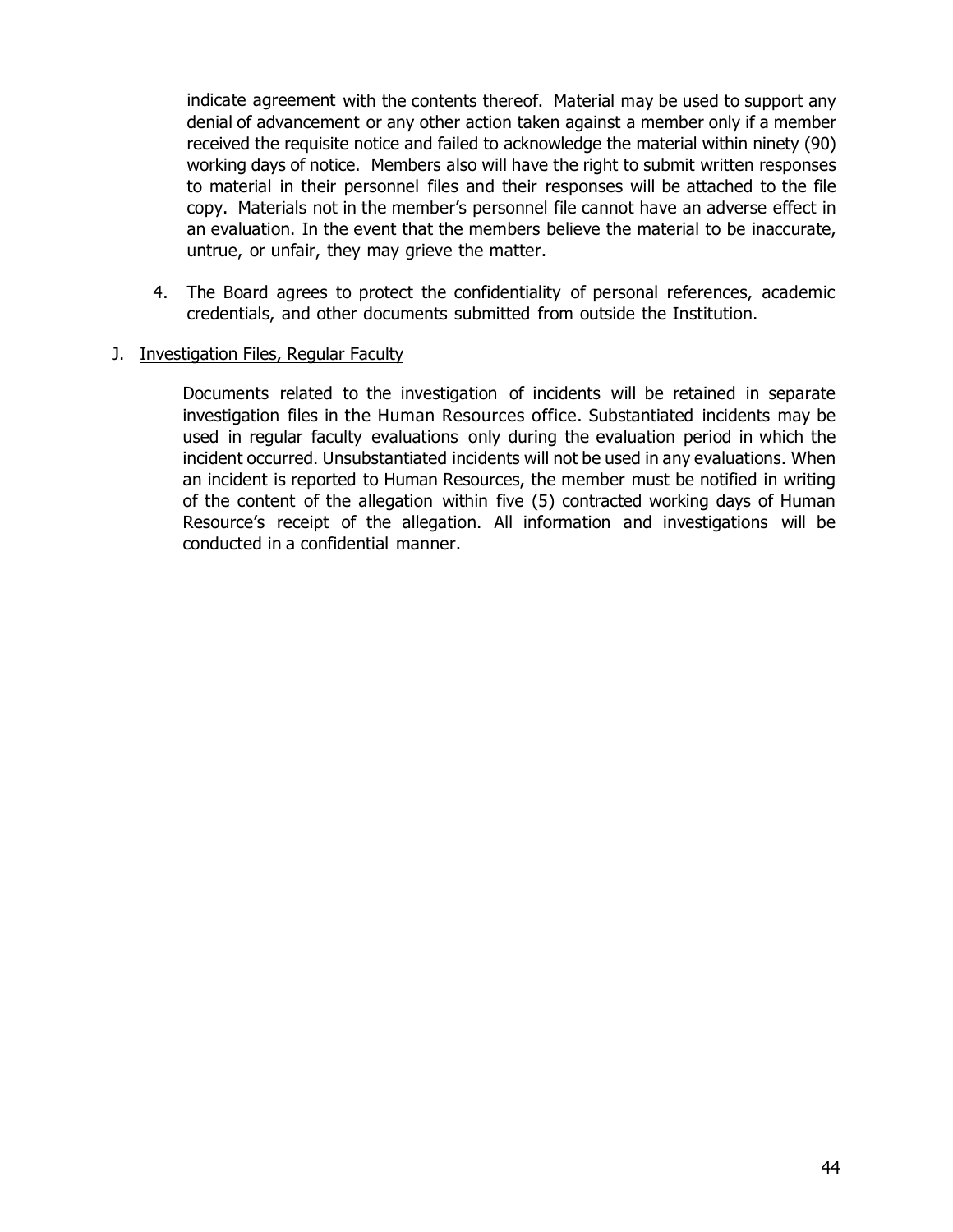indicate agreement with the contents thereof. Material may be used to support any denial of advancement or any other action taken against a member only if a member received the requisite notice and failed to acknowledge the material within ninety (90) working days of notice. Members also will have the right to submit written responses to material in their personnel files and their responses will be attached to the file copy. Materials not in the member's personnel file cannot have an adverse effect in an evaluation. In the event that the members believe the material to be inaccurate, untrue, or unfair, they may grieve the matter.

4. The Board agrees to protect the confidentiality of personal references, academic credentials, and other documents submitted from outside the Institution.

J. Investigation Files, Regular Faculty

Documents related to the investigation of incidents will be retained in separate investigation files in the Human Resources office. Substantiated incidents may be used in regular faculty evaluations only during the evaluation period in which the incident occurred. Unsubstantiated incidents will not be used in any evaluations. When an incident is reported to Human Resources, the member must be notified in writing of the content of the allegation within five (5) contracted working days of Human Resource's receipt of the allegation. All information and investigations will be conducted in a confidential manner.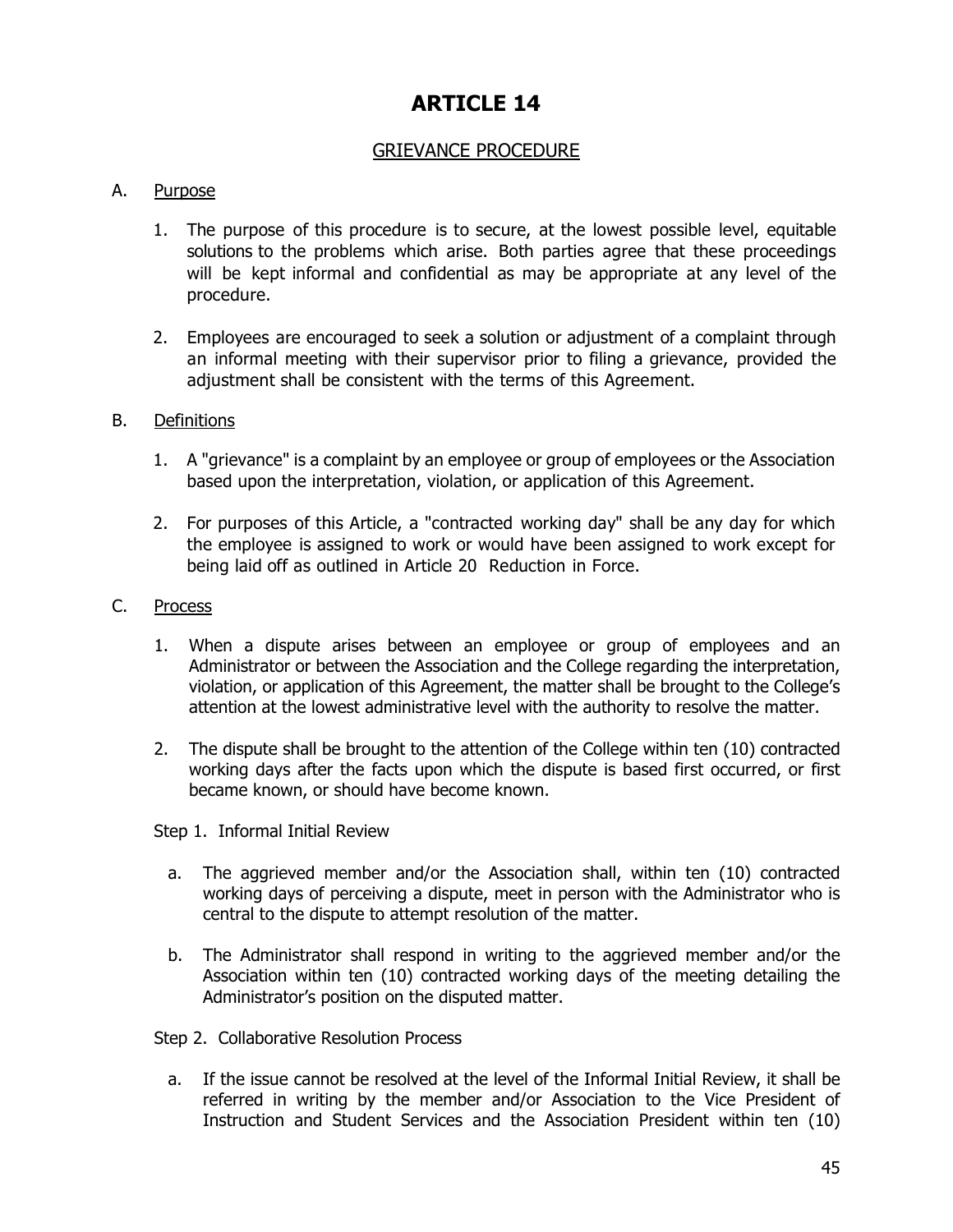# ARTICLE 14

## GRIEVANCE PROCEDURE

A. Purpose

1. The purpose of this procedure is to secure, at the lowest possible level, equitable solutions to the problems which arise. Both parties agree that these proceedings will be kept informal and confidential as may be appropriate at any level of the procedure.

2. Employees are encouraged to seek a solution or adjustment of a complaint through an informal meeting with their supervisor prior to filing a grievance, provided the adjustment shall be consistent with the terms of this Agreement.

B. Definitions

1. A "grievance" is a complaint by an employee or group of employees or the Association based upon the interpretation, violation, or application of this Agreement.

2. For purposes of this Article, a "contracted working day" shall be any day for which the employee is assigned to work or would have been assigned to work except for being laid off as outlined in Article 20 Reduction in Force.

C. Process

1. When a dispute arises between an employee or group of employees and an Administrator or between the Association and the College regarding the interpretation, violation, or application of this Agreement, the matter shall be brought to the College's attention at the lowest administrative level with the authority to resolve the matter.

2. The dispute shall be brought to the attention of the College within ten (10) contracted working days after the facts upon which the dispute is based first occurred, or first became known, or should have become known.

Step 1. Informal Initial Review

a. The aggrieved member and/or the Association shall, within ten (10) contracted working days of perceiving a dispute, meet in person with the Administrator who is central to the dispute to attempt resolution of the matter.

b. The Administrator shall respond in writing to the aggrieved member and/or the Association within ten (10) contracted working days of the meeting detailing the Administrator's position on the disputed matter.

Step 2. Collaborative Resolution Process

a. If the issue cannot be resolved at the level of the Informal Initial Review, it shall be referred in writing by the member and/or Association to the Vice President of Instruction and Student Services and the Association President within ten (10)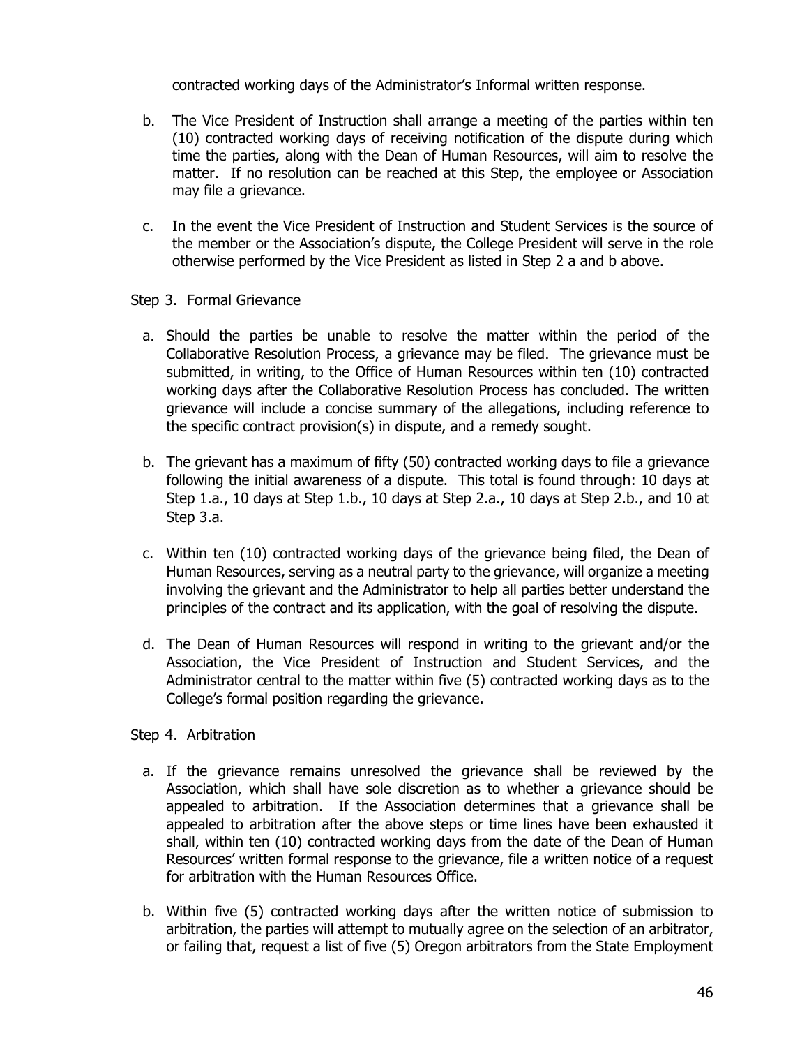contracted working days of the Administrator's Informal written response.

b. The Vice President of Instruction shall arrange a meeting of the parties within ten (10) contracted working days of receiving notification of the dispute during which time the parties, along with the Dean of Human Resources, will aim to resolve the matter. If no resolution can be reached at this Step, the employee or Association may file a grievance.

c. In the event the Vice President of Instruction and Student Services is the source of the member or the Association's dispute, the College President will serve in the role otherwise performed by the Vice President as listed in Step 2 a and b above.

Step 3. Formal Grievance

a. Should the parties be unable to resolve the matter within the period of the Collaborative Resolution Process, a grievance may be filed. The grievance must be submitted, in writing, to the Office of Human Resources within ten (10) contracted working days after the Collaborative Resolution Process has concluded. The written grievance will include a concise summary of the allegations, including reference to the specific contract provision(s) in dispute, and a remedy sought.

b. The grievant has a maximum of fifty (50) contracted working days to file a grievance following the initial awareness of a dispute. This total is found through: 10 days at Step 1.a., 10 days at Step 1.b., 10 days at Step 2.a., 10 days at Step 2.b., and 10 at Step 3.a.

c. Within ten (10) contracted working days of the grievance being filed, the Dean of Human Resources, serving as a neutral party to the grievance, will organize a meeting involving the grievant and the Administrator to help all parties better understand the principles of the contract and its application, with the goal of resolving the dispute.

d. The Dean of Human Resources will respond in writing to the grievant and/or the Association, the Vice President of Instruction and Student Services, and the Administrator central to the matter within five (5) contracted working days as to the College's formal position regarding the grievance.

Step 4. Arbitration

a. If the grievance remains unresolved the grievance shall be reviewed by the Association, which shall have sole discretion as to whether a grievance should be appealed to arbitration. If the Association determines that a grievance shall be appealed to arbitration after the above steps or time lines have been exhausted it shall, within ten (10) contracted working days from the date of the Dean of Human Resources' written formal response to the grievance, file a written notice of a request for arbitration with the Human Resources Office.

b. Within five (5) contracted working days after the written notice of submission to arbitration, the parties will attempt to mutually agree on the selection of an arbitrator, or failing that, request a list of five (5) Oregon arbitrators from the State Employment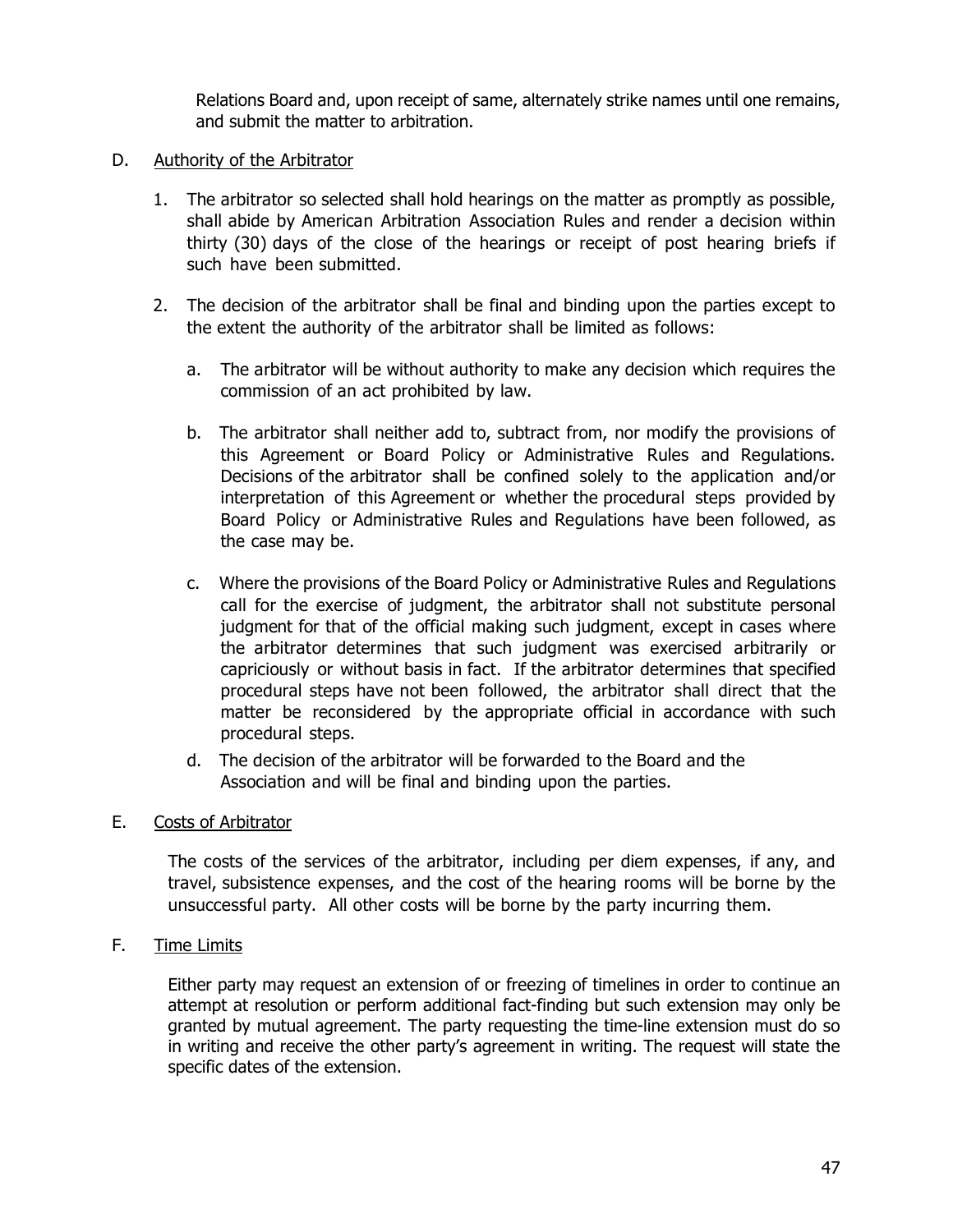Relations Board and, upon receipt of same, alternately strike names until one remains, and submit the matter to arbitration.

D. Authority of the Arbitrator

1. The arbitrator so selected shall hold hearings on the matter as promptly as possible, shall abide by American Arbitration Association Rules and render a decision within thirty (30) days of the close of the hearings or receipt of post hearing briefs if such have been submitted.

2. The decision of the arbitrator shall be final and binding upon the parties except to the extent the authority of the arbitrator shall be limited as follows:

   a. The arbitrator will be without authority to make any decision which requires the commission of an act prohibited by law.

   b. The arbitrator shall neither add to, subtract from, nor modify the provisions of this Agreement or Board Policy or Administrative Rules and Regulations. Decisions of the arbitrator shall be confined solely to the application and/or interpretation of this Agreement or whether the procedural steps provided by Board Policy or Administrative Rules and Regulations have been followed, as the case may be.

   c. Where the provisions of the Board Policy or Administrative Rules and Regulations call for the exercise of judgment, the arbitrator shall not substitute personal judgment for that of the official making such judgment, except in cases where the arbitrator determines that such judgment was exercised arbitrarily or capriciously or without basis in fact. If the arbitrator determines that specified procedural steps have not been followed, the arbitrator shall direct that the matter be reconsidered by the appropriate official in accordance with such procedural steps.

   d. The decision of the arbitrator will be forwarded to the Board and the Association and will be final and binding upon the parties.

E. Costs of Arbitrator

The costs of the services of the arbitrator, including per diem expenses, if any, and travel, subsistence expenses, and the cost of the hearing rooms will be borne by the unsuccessful party. All other costs will be borne by the party incurring them.

F. Time Limits

Either party may request an extension of or freezing of timelines in order to continue an attempt at resolution or perform additional fact-finding but such extension may only be granted by mutual agreement. The party requesting the time-line extension must do so in writing and receive the other party's agreement in writing. The request will state the specific dates of the extension.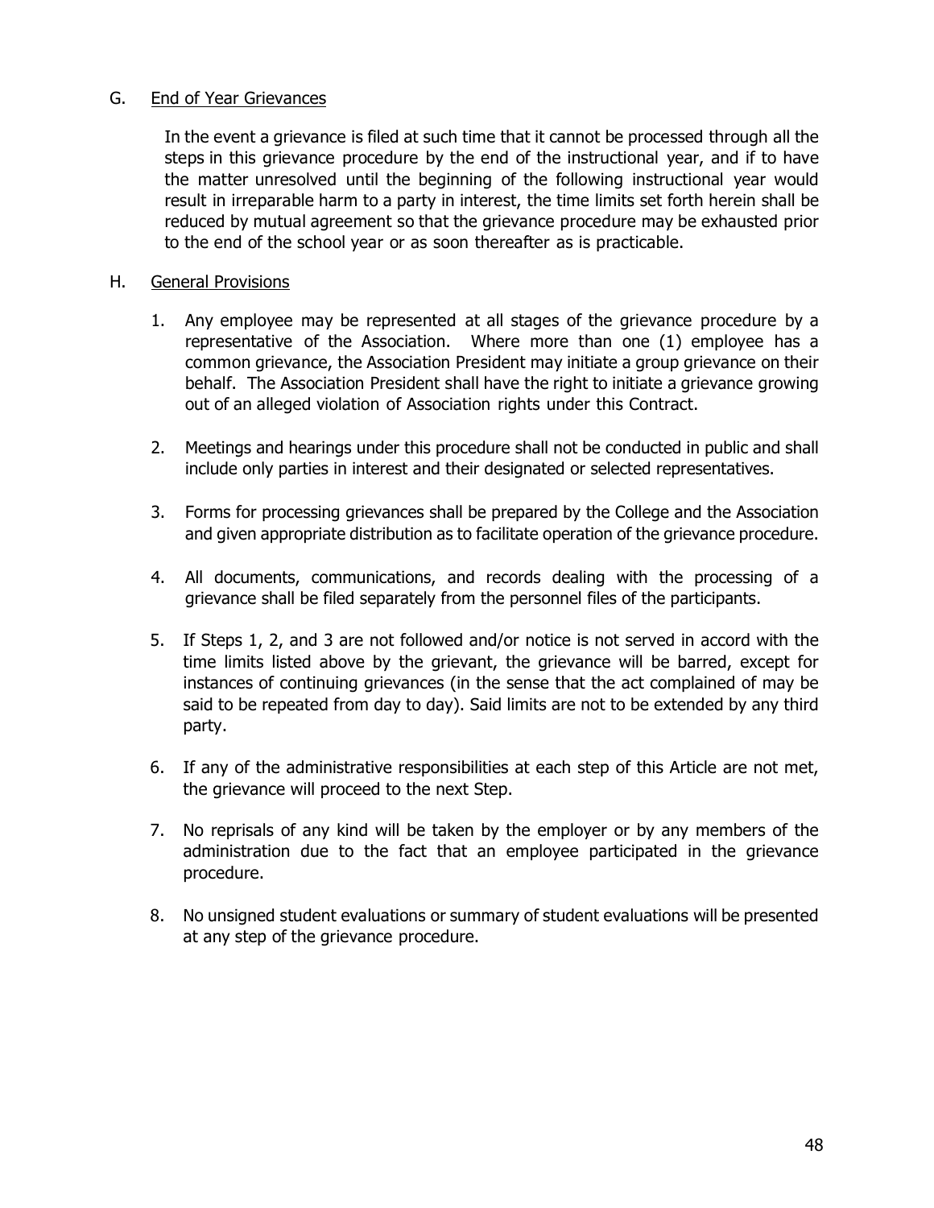G. <u>End of Year Grievances</u>

In the event a grievance is filed at such time that it cannot be processed through all the steps in this grievance procedure by the end of the instructional year, and if to have the matter unresolved until the beginning of the following instructional year would result in irreparable harm to a party in interest, the time limits set forth herein shall be reduced by mutual agreement so that the grievance procedure may be exhausted prior to the end of the school year or as soon thereafter as is practicable.

H. <u>General Provisions</u>

1. Any employee may be represented at all stages of the grievance procedure by a representative of the Association. Where more than one (1) employee has a common grievance, the Association President may initiate a group grievance on their behalf. The Association President shall have the right to initiate a grievance growing out of an alleged violation of Association rights under this Contract.

2. Meetings and hearings under this procedure shall not be conducted in public and shall include only parties in interest and their designated or selected representatives.

3. Forms for processing grievances shall be prepared by the College and the Association and given appropriate distribution as to facilitate operation of the grievance procedure.

4. All documents, communications, and records dealing with the processing of a grievance shall be filed separately from the personnel files of the participants.

5. If Steps 1, 2, and 3 are not followed and/or notice is not served in accord with the time limits listed above by the grievant, the grievance will be barred, except for instances of continuing grievances (in the sense that the act complained of may be said to be repeated from day to day). Said limits are not to be extended by any third party.

6. If any of the administrative responsibilities at each step of this Article are not met, the grievance will proceed to the next Step.

7. No reprisals of any kind will be taken by the employer or by any members of the administration due to the fact that an employee participated in the grievance procedure.

8. No unsigned student evaluations or summary of student evaluations will be presented at any step of the grievance procedure.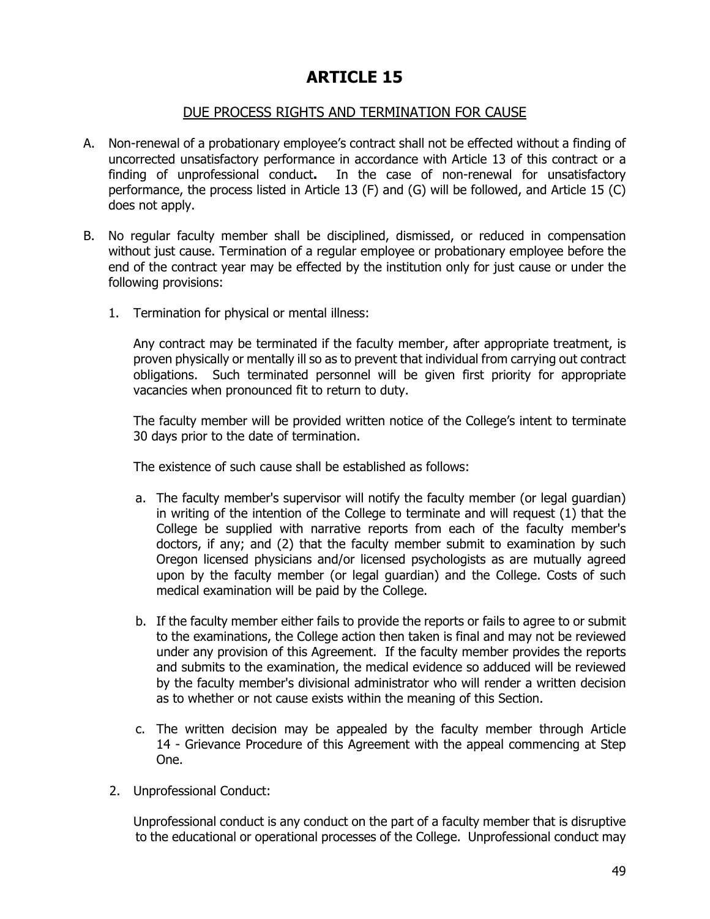# ARTICLE 15

## DUE PROCESS RIGHTS AND TERMINATION FOR CAUSE

A. Non-renewal of a probationary employee's contract shall not be effected without a finding of uncorrected unsatisfactory performance in accordance with Article 13 of this contract or a finding of unprofessional conduct**.** In the case of non-renewal for unsatisfactory performance, the process listed in Article 13 (F) and (G) will be followed, and Article 15 (C) does not apply.

B. No regular faculty member shall be disciplined, dismissed, or reduced in compensation without just cause. Termination of a regular employee or probationary employee before the end of the contract year may be effected by the institution only for just cause or under the following provisions:

   1. Termination for physical or mental illness:

      Any contract may be terminated if the faculty member, after appropriate treatment, is proven physically or mentally ill so as to prevent that individual from carrying out contract obligations. Such terminated personnel will be given first priority for appropriate vacancies when pronounced fit to return to duty.

      The faculty member will be provided written notice of the College's intent to terminate 30 days prior to the date of termination.

      The existence of such cause shall be established as follows:

      a. The faculty member's supervisor will notify the faculty member (or legal guardian) in writing of the intention of the College to terminate and will request (1) that the College be supplied with narrative reports from each of the faculty member's doctors, if any; and (2) that the faculty member submit to examination by such Oregon licensed physicians and/or licensed psychologists as are mutually agreed upon by the faculty member (or legal guardian) and the College. Costs of such medical examination will be paid by the College.

      b. If the faculty member either fails to provide the reports or fails to agree to or submit to the examinations, the College action then taken is final and may not be reviewed under any provision of this Agreement. If the faculty member provides the reports and submits to the examination, the medical evidence so adduced will be reviewed by the faculty member's divisional administrator who will render a written decision as to whether or not cause exists within the meaning of this Section.

      c. The written decision may be appealed by the faculty member through Article 14 - Grievance Procedure of this Agreement with the appeal commencing at Step One.

   2. Unprofessional Conduct:

      Unprofessional conduct is any conduct on the part of a faculty member that is disruptive to the educational or operational processes of the College. Unprofessional conduct may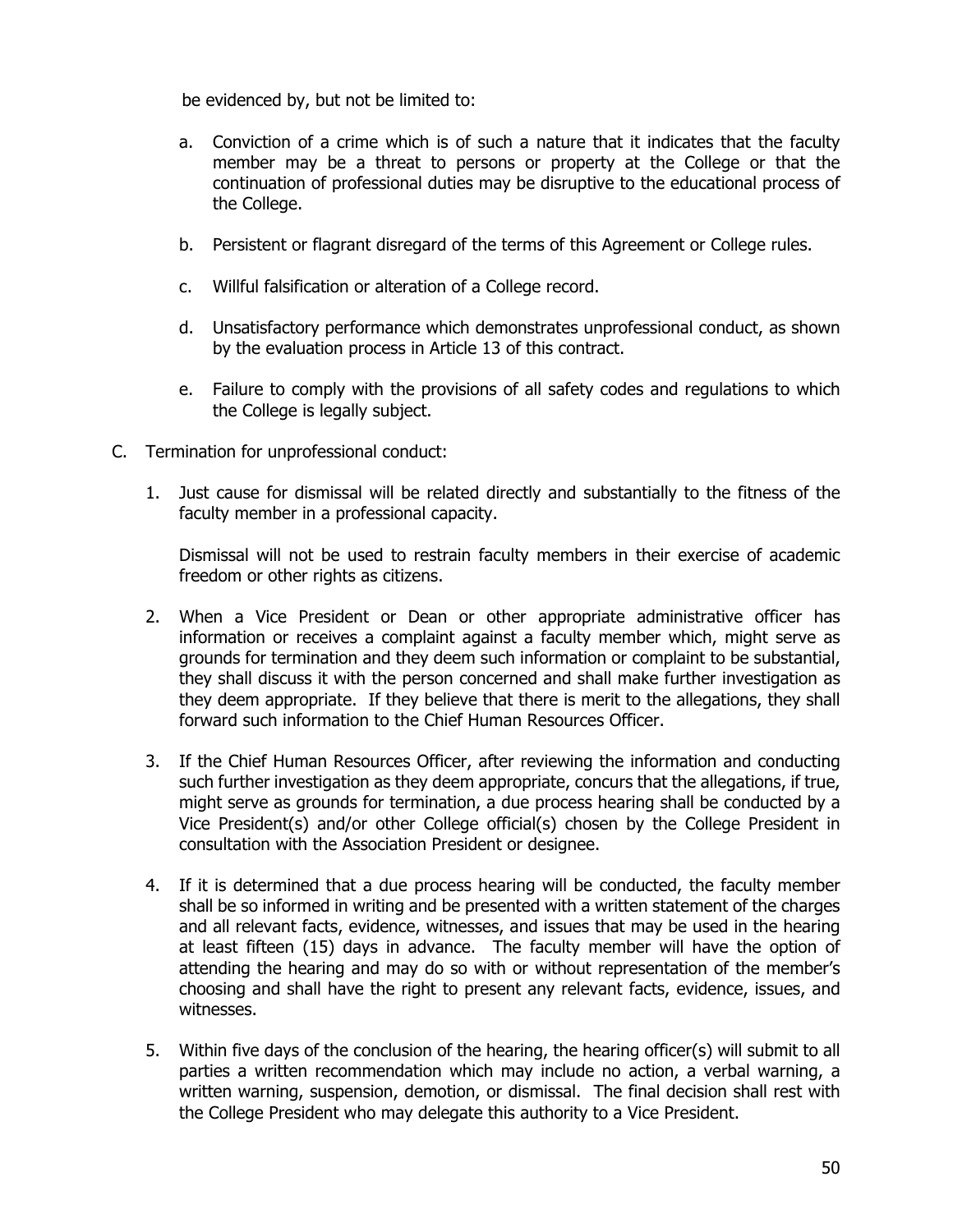be evidenced by, but not be limited to:

a. Conviction of a crime which is of such a nature that it indicates that the faculty member may be a threat to persons or property at the College or that the continuation of professional duties may be disruptive to the educational process of the College.

b. Persistent or flagrant disregard of the terms of this Agreement or College rules.

c. Willful falsification or alteration of a College record.

d. Unsatisfactory performance which demonstrates unprofessional conduct, as shown by the evaluation process in Article 13 of this contract.

e. Failure to comply with the provisions of all safety codes and regulations to which the College is legally subject.

C. Termination for unprofessional conduct:

1. Just cause for dismissal will be related directly and substantially to the fitness of the faculty member in a professional capacity.

   Dismissal will not be used to restrain faculty members in their exercise of academic freedom or other rights as citizens.

2. When a Vice President or Dean or other appropriate administrative officer has information or receives a complaint against a faculty member which, might serve as grounds for termination and they deem such information or complaint to be substantial, they shall discuss it with the person concerned and shall make further investigation as they deem appropriate. If they believe that there is merit to the allegations, they shall forward such information to the Chief Human Resources Officer.

3. If the Chief Human Resources Officer, after reviewing the information and conducting such further investigation as they deem appropriate, concurs that the allegations, if true, might serve as grounds for termination, a due process hearing shall be conducted by a Vice President(s) and/or other College official(s) chosen by the College President in consultation with the Association President or designee.

4. If it is determined that a due process hearing will be conducted, the faculty member shall be so informed in writing and be presented with a written statement of the charges and all relevant facts, evidence, witnesses, and issues that may be used in the hearing at least fifteen (15) days in advance. The faculty member will have the option of attending the hearing and may do so with or without representation of the member's choosing and shall have the right to present any relevant facts, evidence, issues, and witnesses.

5. Within five days of the conclusion of the hearing, the hearing officer(s) will submit to all parties a written recommendation which may include no action, a verbal warning, a written warning, suspension, demotion, or dismissal. The final decision shall rest with the College President who may delegate this authority to a Vice President.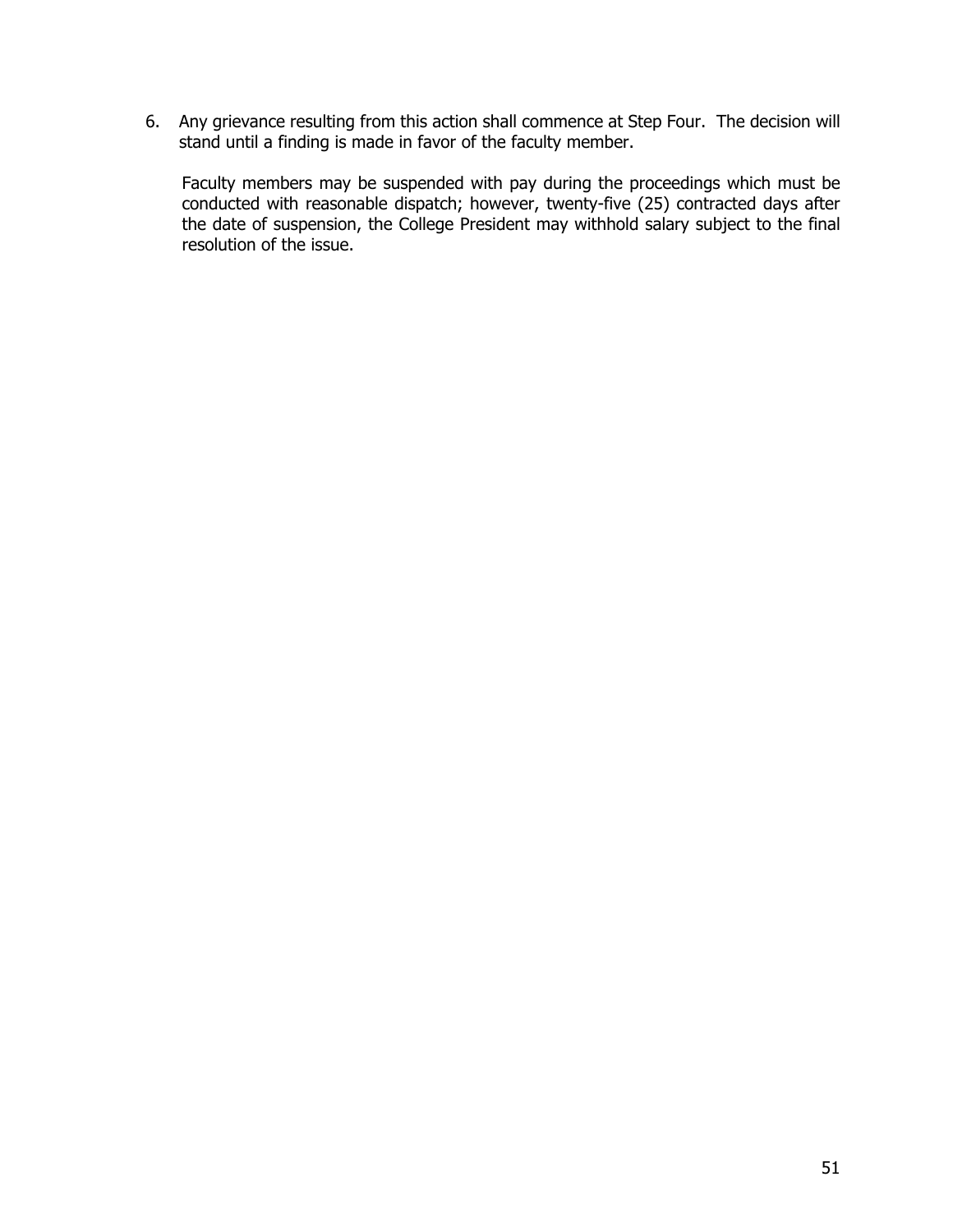6. Any grievance resulting from this action shall commence at Step Four. The decision will stand until a finding is made in favor of the faculty member.

   Faculty members may be suspended with pay during the proceedings which must be conducted with reasonable dispatch; however, twenty-five (25) contracted days after the date of suspension, the College President may withhold salary subject to the final resolution of the issue.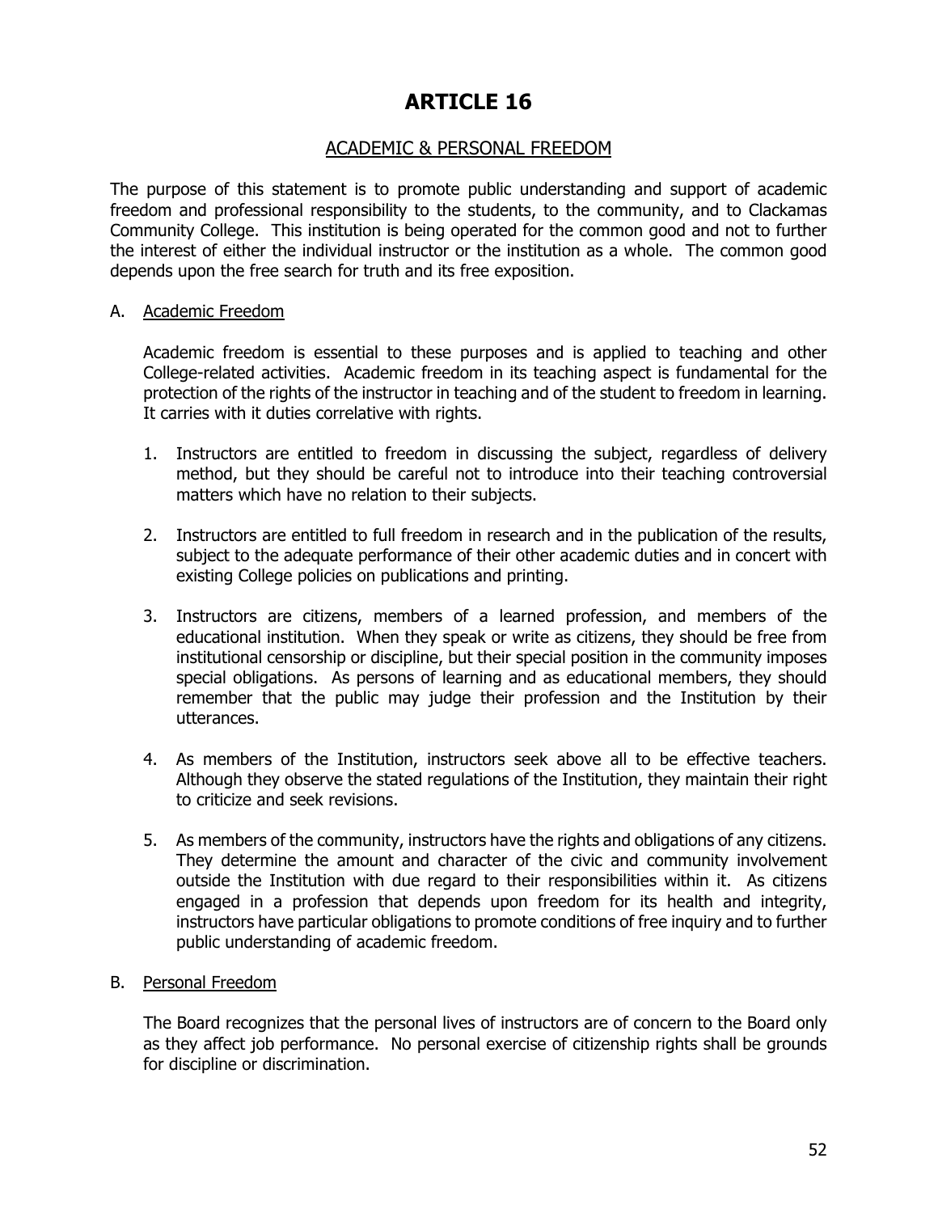# ARTICLE 16

## ACADEMIC & PERSONAL FREEDOM

The purpose of this statement is to promote public understanding and support of academic freedom and professional responsibility to the students, to the community, and to Clackamas Community College. This institution is being operated for the common good and not to further the interest of either the individual instructor or the institution as a whole. The common good depends upon the free search for truth and its free exposition.

A. Academic Freedom

Academic freedom is essential to these purposes and is applied to teaching and other College-related activities. Academic freedom in its teaching aspect is fundamental for the protection of the rights of the instructor in teaching and of the student to freedom in learning. It carries with it duties correlative with rights.

1. Instructors are entitled to freedom in discussing the subject, regardless of delivery method, but they should be careful not to introduce into their teaching controversial matters which have no relation to their subjects.

2. Instructors are entitled to full freedom in research and in the publication of the results, subject to the adequate performance of their other academic duties and in concert with existing College policies on publications and printing.

3. Instructors are citizens, members of a learned profession, and members of the educational institution. When they speak or write as citizens, they should be free from institutional censorship or discipline, but their special position in the community imposes special obligations. As persons of learning and as educational members, they should remember that the public may judge their profession and the Institution by their utterances.

4. As members of the Institution, instructors seek above all to be effective teachers. Although they observe the stated regulations of the Institution, they maintain their right to criticize and seek revisions.

5. As members of the community, instructors have the rights and obligations of any citizens. They determine the amount and character of the civic and community involvement outside the Institution with due regard to their responsibilities within it. As citizens engaged in a profession that depends upon freedom for its health and integrity, instructors have particular obligations to promote conditions of free inquiry and to further public understanding of academic freedom.

B. Personal Freedom

The Board recognizes that the personal lives of instructors are of concern to the Board only as they affect job performance. No personal exercise of citizenship rights shall be grounds for discipline or discrimination.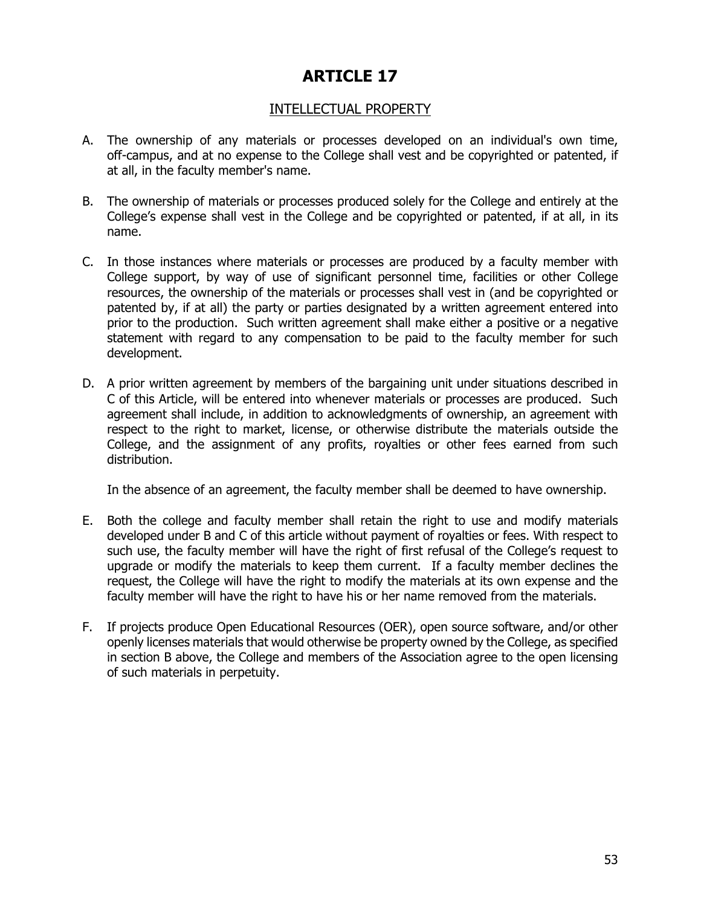# ARTICLE 17

## INTELLECTUAL PROPERTY

A. The ownership of any materials or processes developed on an individual's own time, off-campus, and at no expense to the College shall vest and be copyrighted or patented, if at all, in the faculty member's name.

B. The ownership of materials or processes produced solely for the College and entirely at the College's expense shall vest in the College and be copyrighted or patented, if at all, in its name.

C. In those instances where materials or processes are produced by a faculty member with College support, by way of use of significant personnel time, facilities or other College resources, the ownership of the materials or processes shall vest in (and be copyrighted or patented by, if at all) the party or parties designated by a written agreement entered into prior to the production. Such written agreement shall make either a positive or a negative statement with regard to any compensation to be paid to the faculty member for such development.

D. A prior written agreement by members of the bargaining unit under situations described in C of this Article, will be entered into whenever materials or processes are produced. Such agreement shall include, in addition to acknowledgments of ownership, an agreement with respect to the right to market, license, or otherwise distribute the materials outside the College, and the assignment of any profits, royalties or other fees earned from such distribution.

   In the absence of an agreement, the faculty member shall be deemed to have ownership.

E. Both the college and faculty member shall retain the right to use and modify materials developed under B and C of this article without payment of royalties or fees. With respect to such use, the faculty member will have the right of first refusal of the College's request to upgrade or modify the materials to keep them current. If a faculty member declines the request, the College will have the right to modify the materials at its own expense and the faculty member will have the right to have his or her name removed from the materials.

F. If projects produce Open Educational Resources (OER), open source software, and/or other openly licenses materials that would otherwise be property owned by the College, as specified in section B above, the College and members of the Association agree to the open licensing of such materials in perpetuity.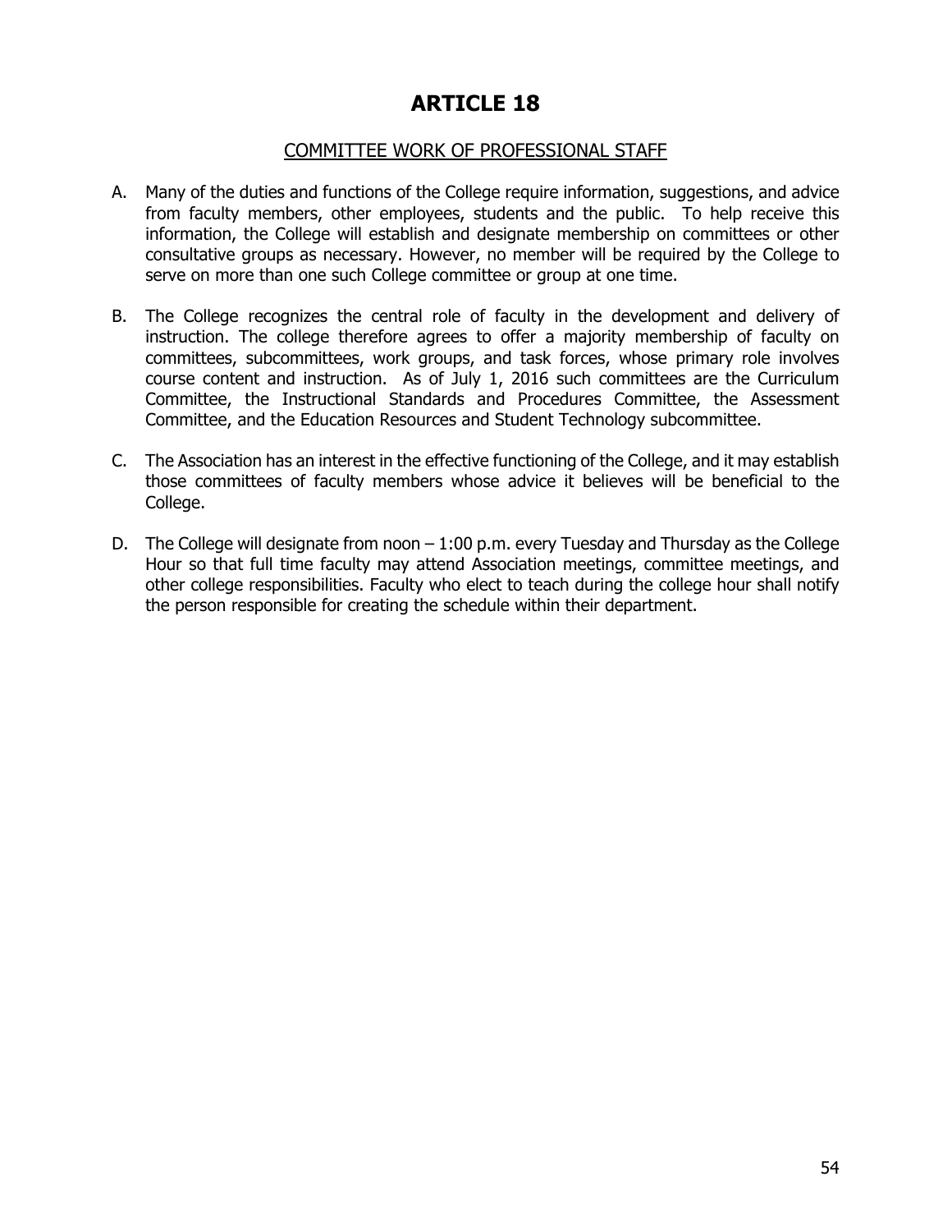# ARTICLE 18

## COMMITTEE WORK OF PROFESSIONAL STAFF

A. Many of the duties and functions of the College require information, suggestions, and advice from faculty members, other employees, students and the public. To help receive this information, the College will establish and designate membership on committees or other consultative groups as necessary. However, no member will be required by the College to serve on more than one such College committee or group at one time.

B. The College recognizes the central role of faculty in the development and delivery of instruction. The college therefore agrees to offer a majority membership of faculty on committees, subcommittees, work groups, and task forces, whose primary role involves course content and instruction. As of July 1, 2016 such committees are the Curriculum Committee, the Instructional Standards and Procedures Committee, the Assessment Committee, and the Education Resources and Student Technology subcommittee.

C. The Association has an interest in the effective functioning of the College, and it may establish those committees of faculty members whose advice it believes will be beneficial to the College.

D. The College will designate from noon – 1:00 p.m. every Tuesday and Thursday as the College Hour so that full time faculty may attend Association meetings, committee meetings, and other college responsibilities. Faculty who elect to teach during the college hour shall notify the person responsible for creating the schedule within their department.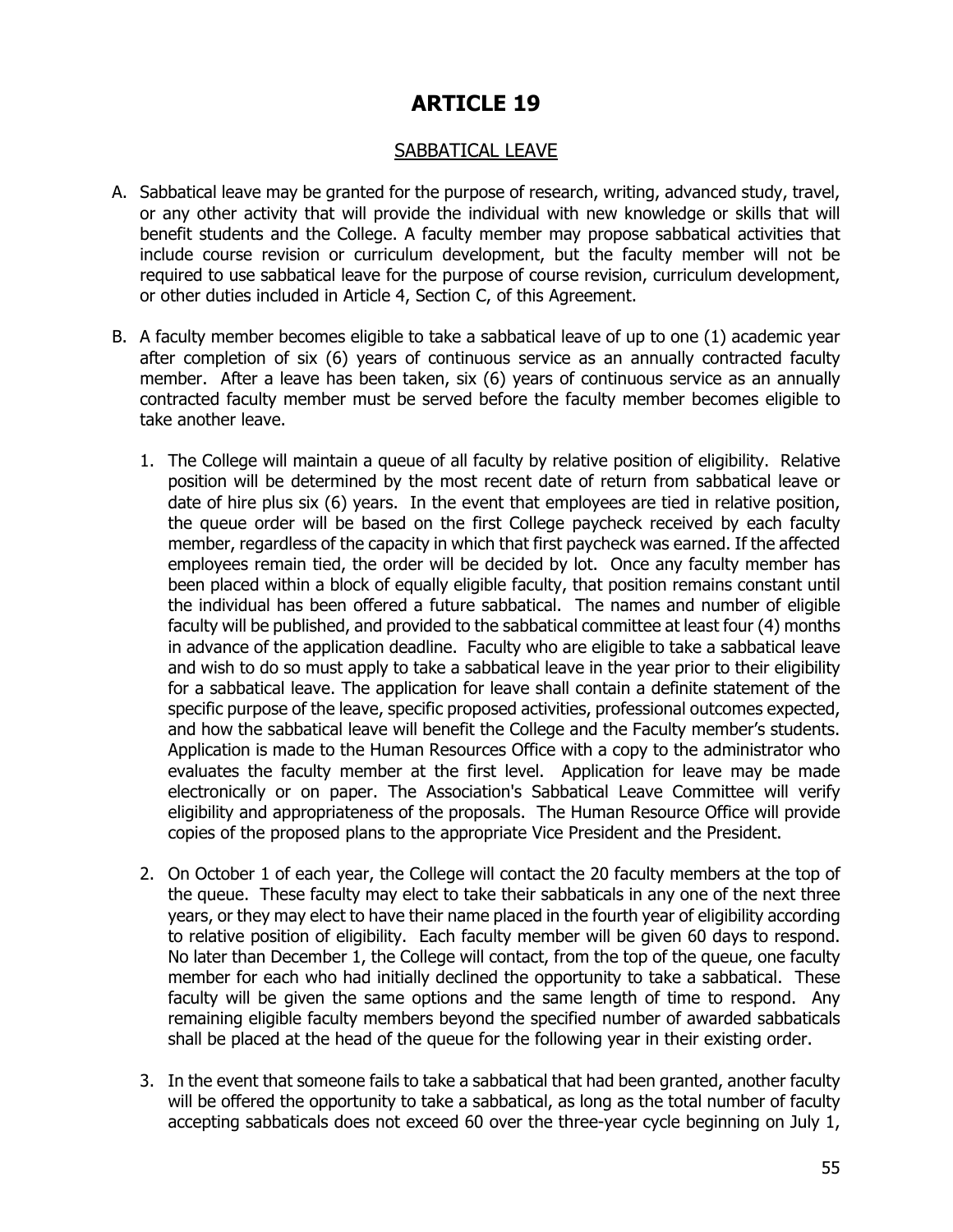# ARTICLE 19

## SABBATICAL LEAVE

A. Sabbatical leave may be granted for the purpose of research, writing, advanced study, travel, or any other activity that will provide the individual with new knowledge or skills that will benefit students and the College. A faculty member may propose sabbatical activities that include course revision or curriculum development, but the faculty member will not be required to use sabbatical leave for the purpose of course revision, curriculum development, or other duties included in Article 4, Section C, of this Agreement.

B. A faculty member becomes eligible to take a sabbatical leave of up to one (1) academic year after completion of six (6) years of continuous service as an annually contracted faculty member. After a leave has been taken, six (6) years of continuous service as an annually contracted faculty member must be served before the faculty member becomes eligible to take another leave.

   1. The College will maintain a queue of all faculty by relative position of eligibility. Relative position will be determined by the most recent date of return from sabbatical leave or date of hire plus six (6) years. In the event that employees are tied in relative position, the queue order will be based on the first College paycheck received by each faculty member, regardless of the capacity in which that first paycheck was earned. If the affected employees remain tied, the order will be decided by lot. Once any faculty member has been placed within a block of equally eligible faculty, that position remains constant until the individual has been offered a future sabbatical. The names and number of eligible faculty will be published, and provided to the sabbatical committee at least four (4) months in advance of the application deadline. Faculty who are eligible to take a sabbatical leave and wish to do so must apply to take a sabbatical leave in the year prior to their eligibility for a sabbatical leave. The application for leave shall contain a definite statement of the specific purpose of the leave, specific proposed activities, professional outcomes expected, and how the sabbatical leave will benefit the College and the Faculty member's students. Application is made to the Human Resources Office with a copy to the administrator who evaluates the faculty member at the first level. Application for leave may be made electronically or on paper. The Association's Sabbatical Leave Committee will verify eligibility and appropriateness of the proposals. The Human Resource Office will provide copies of the proposed plans to the appropriate Vice President and the President.

   2. On October 1 of each year, the College will contact the 20 faculty members at the top of the queue. These faculty may elect to take their sabbaticals in any one of the next three years, or they may elect to have their name placed in the fourth year of eligibility according to relative position of eligibility. Each faculty member will be given 60 days to respond. No later than December 1, the College will contact, from the top of the queue, one faculty member for each who had initially declined the opportunity to take a sabbatical. These faculty will be given the same options and the same length of time to respond. Any remaining eligible faculty members beyond the specified number of awarded sabbaticals shall be placed at the head of the queue for the following year in their existing order.

   3. In the event that someone fails to take a sabbatical that had been granted, another faculty will be offered the opportunity to take a sabbatical, as long as the total number of faculty accepting sabbaticals does not exceed 60 over the three-year cycle beginning on July 1,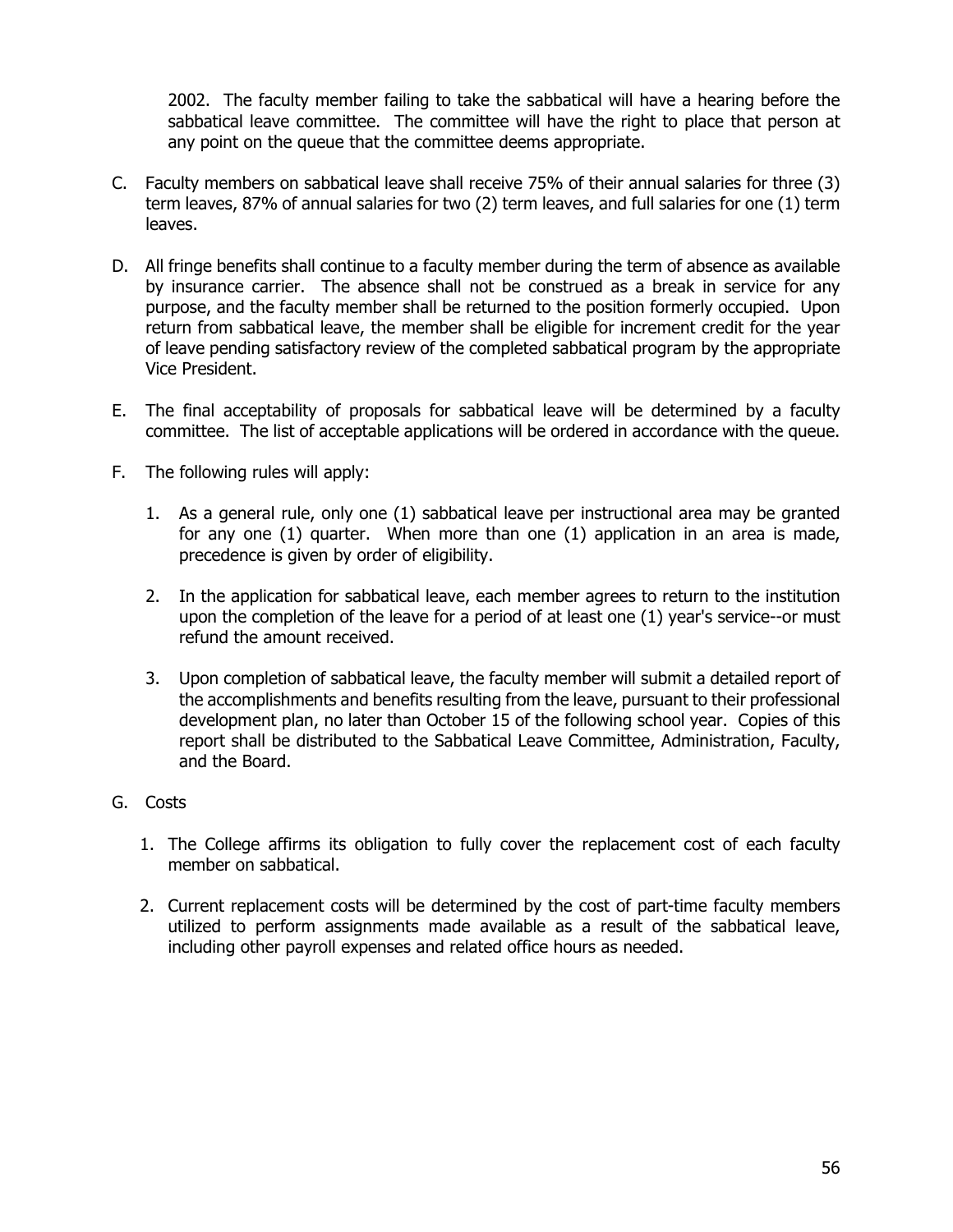2002. The faculty member failing to take the sabbatical will have a hearing before the sabbatical leave committee. The committee will have the right to place that person at any point on the queue that the committee deems appropriate.

C. Faculty members on sabbatical leave shall receive 75% of their annual salaries for three (3) term leaves, 87% of annual salaries for two (2) term leaves, and full salaries for one (1) term leaves.

D. All fringe benefits shall continue to a faculty member during the term of absence as available by insurance carrier. The absence shall not be construed as a break in service for any purpose, and the faculty member shall be returned to the position formerly occupied. Upon return from sabbatical leave, the member shall be eligible for increment credit for the year of leave pending satisfactory review of the completed sabbatical program by the appropriate Vice President.

E. The final acceptability of proposals for sabbatical leave will be determined by a faculty committee. The list of acceptable applications will be ordered in accordance with the queue.

F. The following rules will apply:

   1. As a general rule, only one (1) sabbatical leave per instructional area may be granted for any one (1) quarter. When more than one (1) application in an area is made, precedence is given by order of eligibility.

   2. In the application for sabbatical leave, each member agrees to return to the institution upon the completion of the leave for a period of at least one (1) year's service--or must refund the amount received.

   3. Upon completion of sabbatical leave, the faculty member will submit a detailed report of the accomplishments and benefits resulting from the leave, pursuant to their professional development plan, no later than October 15 of the following school year. Copies of this report shall be distributed to the Sabbatical Leave Committee, Administration, Faculty, and the Board.

G. Costs

   1. The College affirms its obligation to fully cover the replacement cost of each faculty member on sabbatical.

   2. Current replacement costs will be determined by the cost of part-time faculty members utilized to perform assignments made available as a result of the sabbatical leave, including other payroll expenses and related office hours as needed.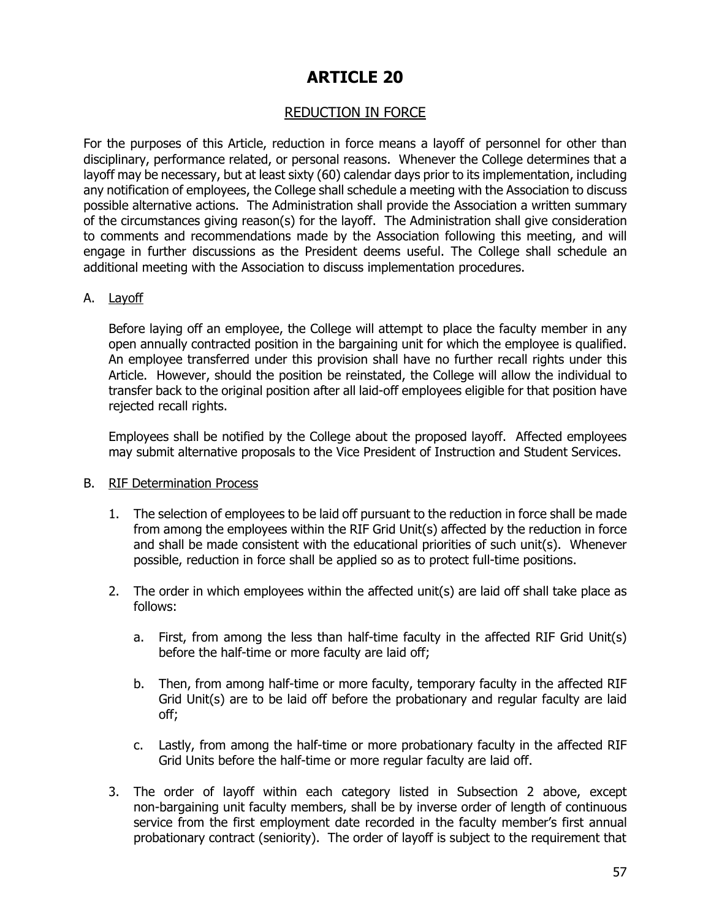# ARTICLE 20

## REDUCTION IN FORCE

For the purposes of this Article, reduction in force means a layoff of personnel for other than disciplinary, performance related, or personal reasons. Whenever the College determines that a layoff may be necessary, but at least sixty (60) calendar days prior to its implementation, including any notification of employees, the College shall schedule a meeting with the Association to discuss possible alternative actions. The Administration shall provide the Association a written summary of the circumstances giving reason(s) for the layoff. The Administration shall give consideration to comments and recommendations made by the Association following this meeting, and will engage in further discussions as the President deems useful. The College shall schedule an additional meeting with the Association to discuss implementation procedures.

A. Layoff

Before laying off an employee, the College will attempt to place the faculty member in any open annually contracted position in the bargaining unit for which the employee is qualified. An employee transferred under this provision shall have no further recall rights under this Article. However, should the position be reinstated, the College will allow the individual to transfer back to the original position after all laid-off employees eligible for that position have rejected recall rights.

Employees shall be notified by the College about the proposed layoff. Affected employees may submit alternative proposals to the Vice President of Instruction and Student Services.

B. RIF Determination Process

1. The selection of employees to be laid off pursuant to the reduction in force shall be made from among the employees within the RIF Grid Unit(s) affected by the reduction in force and shall be made consistent with the educational priorities of such unit(s). Whenever possible, reduction in force shall be applied so as to protect full-time positions.

2. The order in which employees within the affected unit(s) are laid off shall take place as follows:

   a. First, from among the less than half-time faculty in the affected RIF Grid Unit(s) before the half-time or more faculty are laid off;

   b. Then, from among half-time or more faculty, temporary faculty in the affected RIF Grid Unit(s) are to be laid off before the probationary and regular faculty are laid off;

   c. Lastly, from among the half-time or more probationary faculty in the affected RIF Grid Units before the half-time or more regular faculty are laid off.

3. The order of layoff within each category listed in Subsection 2 above, except non-bargaining unit faculty members, shall be by inverse order of length of continuous service from the first employment date recorded in the faculty member's first annual probationary contract (seniority). The order of layoff is subject to the requirement that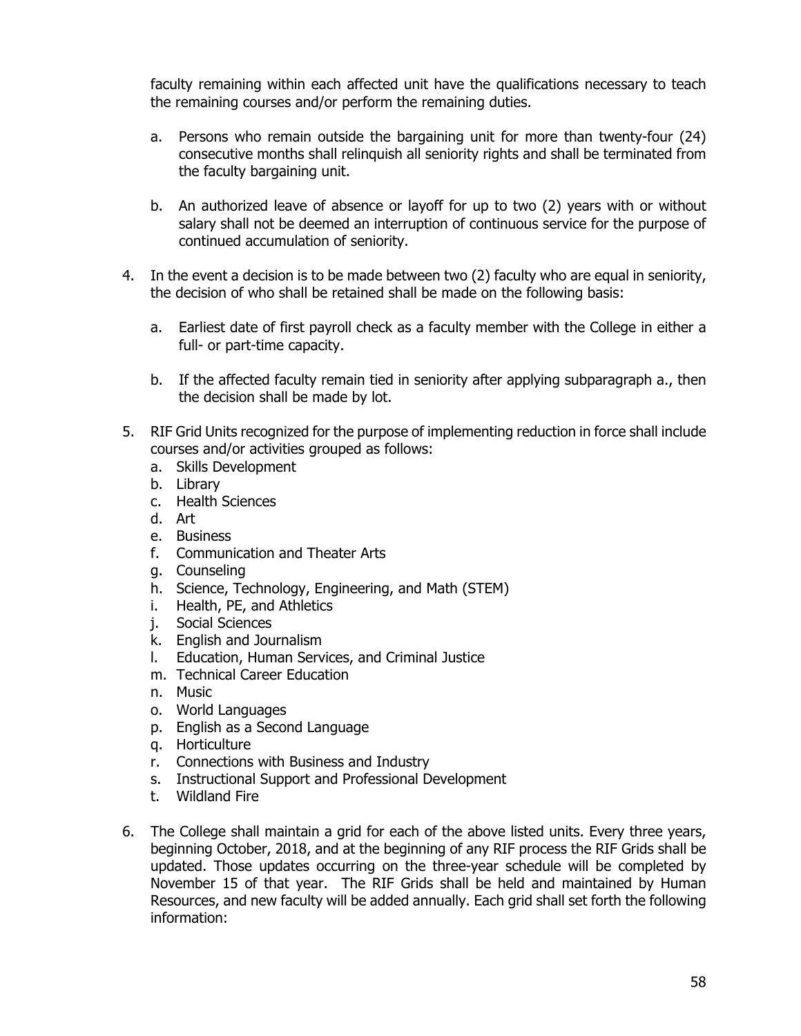faculty remaining within each affected unit have the qualifications necessary to teach the remaining courses and/or perform the remaining duties.

a. Persons who remain outside the bargaining unit for more than twenty-four (24) consecutive months shall relinquish all seniority rights and shall be terminated from the faculty bargaining unit.

b. An authorized leave of absence or layoff for up to two (2) years with or without salary shall not be deemed an interruption of continuous service for the purpose of continued accumulation of seniority.

4. In the event a decision is to be made between two (2) faculty who are equal in seniority, the decision of who shall be retained shall be made on the following basis:

   a. Earliest date of first payroll check as a faculty member with the College in either a full- or part-time capacity.

   b. If the affected faculty remain tied in seniority after applying subparagraph a., then the decision shall be made by lot.

5. RIF Grid Units recognized for the purpose of implementing reduction in force shall include courses and/or activities grouped as follows:
   a. Skills Development
   b. Library
   c. Health Sciences
   d. Art
   e. Business
   f. Communication and Theater Arts
   g. Counseling
   h. Science, Technology, Engineering, and Math (STEM)
   i. Health, PE, and Athletics
   j. Social Sciences
   k. English and Journalism
   l. Education, Human Services, and Criminal Justice
   m. Technical Career Education
   n. Music
   o. World Languages
   p. English as a Second Language
   q. Horticulture
   r. Connections with Business and Industry
   s. Instructional Support and Professional Development
   t. Wildland Fire

6. The College shall maintain a grid for each of the above listed units. Every three years, beginning October, 2018, and at the beginning of any RIF process the RIF Grids shall be updated. Those updates occurring on the three-year schedule will be completed by November 15 of that year. The RIF Grids shall be held and maintained by Human Resources, and new faculty will be added annually. Each grid shall set forth the following information: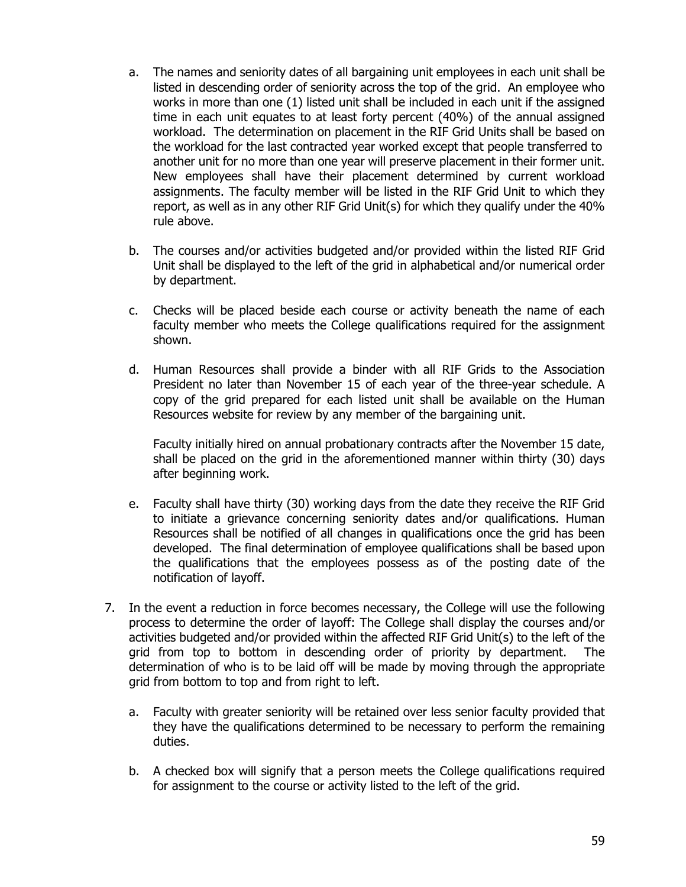a. The names and seniority dates of all bargaining unit employees in each unit shall be listed in descending order of seniority across the top of the grid. An employee who works in more than one (1) listed unit shall be included in each unit if the assigned time in each unit equates to at least forty percent (40%) of the annual assigned workload. The determination on placement in the RIF Grid Units shall be based on the workload for the last contracted year worked except that people transferred to another unit for no more than one year will preserve placement in their former unit. New employees shall have their placement determined by current workload assignments. The faculty member will be listed in the RIF Grid Unit to which they report, as well as in any other RIF Grid Unit(s) for which they qualify under the 40% rule above.

b. The courses and/or activities budgeted and/or provided within the listed RIF Grid Unit shall be displayed to the left of the grid in alphabetical and/or numerical order by department.

c. Checks will be placed beside each course or activity beneath the name of each faculty member who meets the College qualifications required for the assignment shown.

d. Human Resources shall provide a binder with all RIF Grids to the Association President no later than November 15 of each year of the three-year schedule. A copy of the grid prepared for each listed unit shall be available on the Human Resources website for review by any member of the bargaining unit.

   Faculty initially hired on annual probationary contracts after the November 15 date, shall be placed on the grid in the aforementioned manner within thirty (30) days after beginning work.

e. Faculty shall have thirty (30) working days from the date they receive the RIF Grid to initiate a grievance concerning seniority dates and/or qualifications. Human Resources shall be notified of all changes in qualifications once the grid has been developed. The final determination of employee qualifications shall be based upon the qualifications that the employees possess as of the posting date of the notification of layoff.

7. In the event a reduction in force becomes necessary, the College will use the following process to determine the order of layoff: The College shall display the courses and/or activities budgeted and/or provided within the affected RIF Grid Unit(s) to the left of the grid from top to bottom in descending order of priority by department. The determination of who is to be laid off will be made by moving through the appropriate grid from bottom to top and from right to left.

   a. Faculty with greater seniority will be retained over less senior faculty provided that they have the qualifications determined to be necessary to perform the remaining duties.

   b. A checked box will signify that a person meets the College qualifications required for assignment to the course or activity listed to the left of the grid.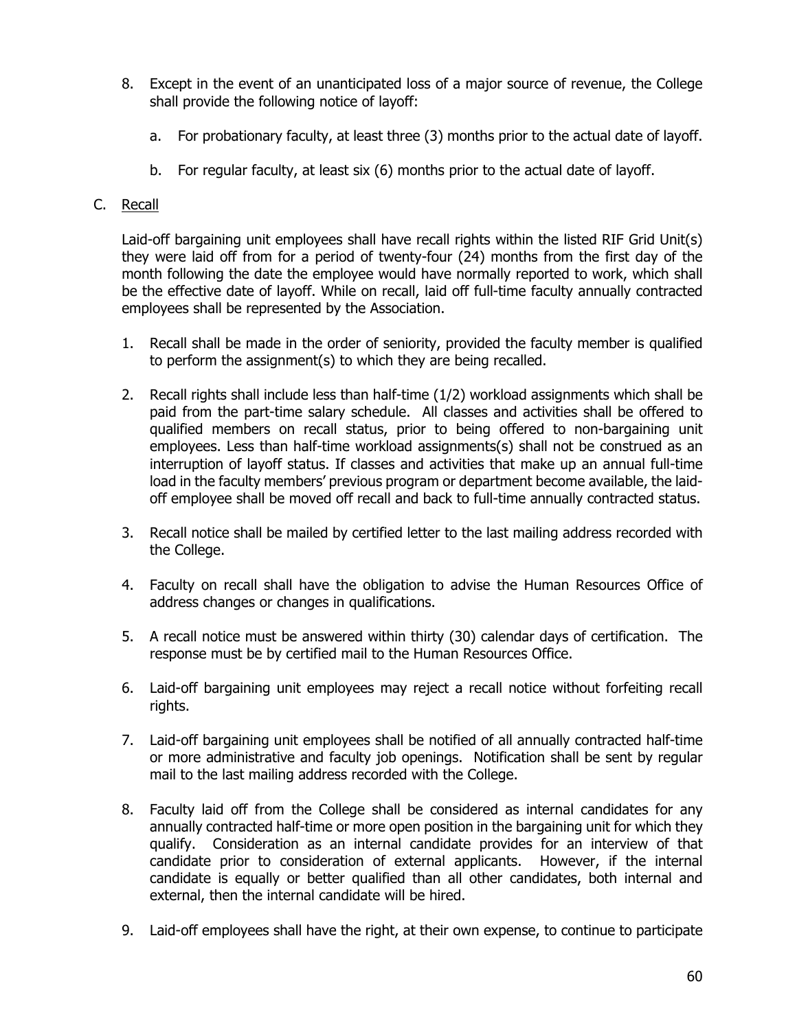8. Except in the event of an unanticipated loss of a major source of revenue, the College shall provide the following notice of layoff:

   a. For probationary faculty, at least three (3) months prior to the actual date of layoff.

   b. For regular faculty, at least six (6) months prior to the actual date of layoff.

C. <u>Recall</u>

Laid-off bargaining unit employees shall have recall rights within the listed RIF Grid Unit(s) they were laid off from for a period of twenty-four (24) months from the first day of the month following the date the employee would have normally reported to work, which shall be the effective date of layoff. While on recall, laid off full-time faculty annually contracted employees shall be represented by the Association.

1. Recall shall be made in the order of seniority, provided the faculty member is qualified to perform the assignment(s) to which they are being recalled.

2. Recall rights shall include less than half-time (1/2) workload assignments which shall be paid from the part-time salary schedule. All classes and activities shall be offered to qualified members on recall status, prior to being offered to non-bargaining unit employees. Less than half-time workload assignments(s) shall not be construed as an interruption of layoff status. If classes and activities that make up an annual full-time load in the faculty members' previous program or department become available, the laid-off employee shall be moved off recall and back to full-time annually contracted status.

3. Recall notice shall be mailed by certified letter to the last mailing address recorded with the College.

4. Faculty on recall shall have the obligation to advise the Human Resources Office of address changes or changes in qualifications.

5. A recall notice must be answered within thirty (30) calendar days of certification. The response must be by certified mail to the Human Resources Office.

6. Laid-off bargaining unit employees may reject a recall notice without forfeiting recall rights.

7. Laid-off bargaining unit employees shall be notified of all annually contracted half-time or more administrative and faculty job openings. Notification shall be sent by regular mail to the last mailing address recorded with the College.

8. Faculty laid off from the College shall be considered as internal candidates for any annually contracted half-time or more open position in the bargaining unit for which they qualify. Consideration as an internal candidate provides for an interview of that candidate prior to consideration of external applicants. However, if the internal candidate is equally or better qualified than all other candidates, both internal and external, then the internal candidate will be hired.

9. Laid-off employees shall have the right, at their own expense, to continue to participate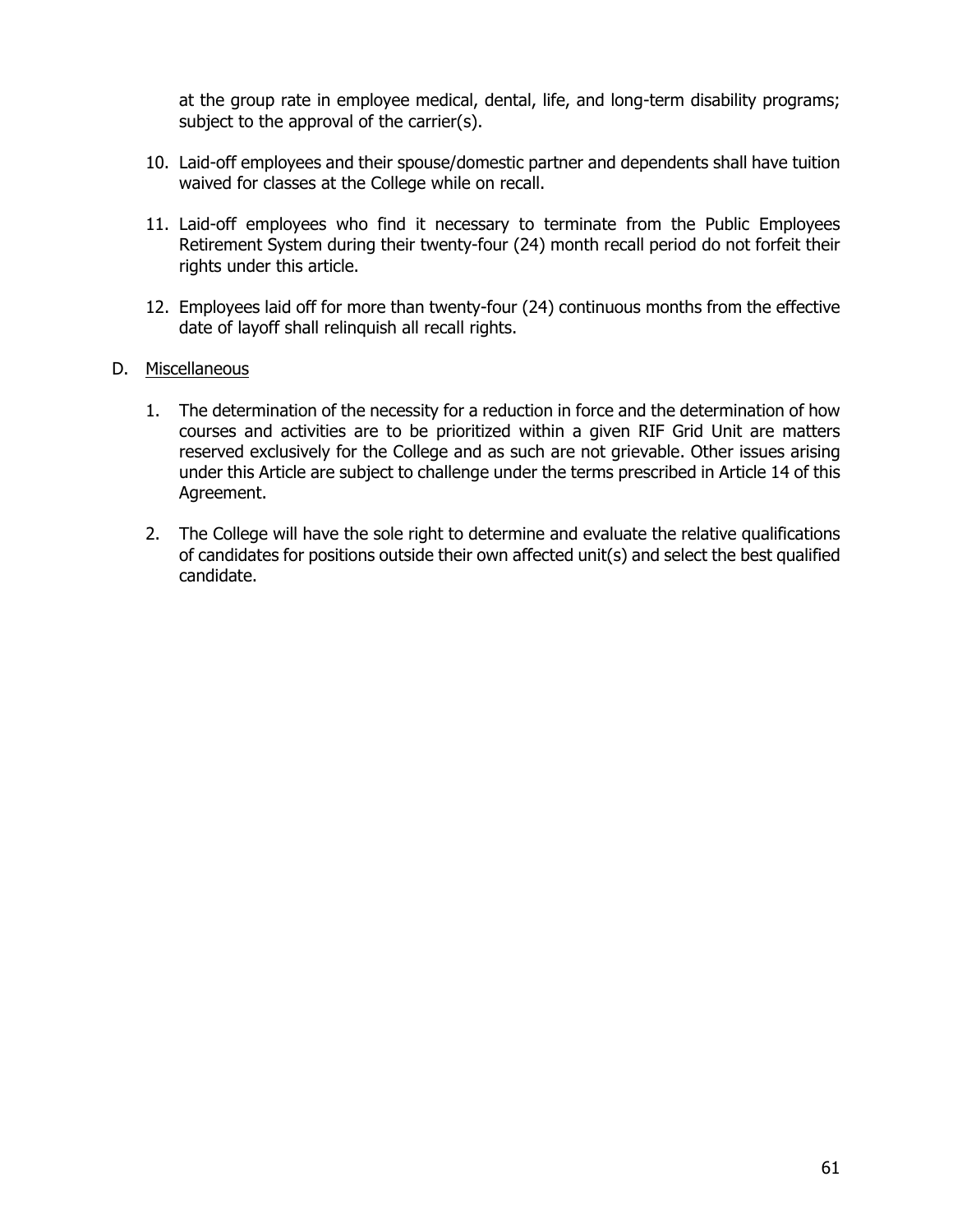at the group rate in employee medical, dental, life, and long-term disability programs; subject to the approval of the carrier(s).

10. Laid-off employees and their spouse/domestic partner and dependents shall have tuition waived for classes at the College while on recall.

11. Laid-off employees who find it necessary to terminate from the Public Employees Retirement System during their twenty-four (24) month recall period do not forfeit their rights under this article.

12. Employees laid off for more than twenty-four (24) continuous months from the effective date of layoff shall relinquish all recall rights.

D. Miscellaneous

1. The determination of the necessity for a reduction in force and the determination of how courses and activities are to be prioritized within a given RIF Grid Unit are matters reserved exclusively for the College and as such are not grievable. Other issues arising under this Article are subject to challenge under the terms prescribed in Article 14 of this Agreement.

2. The College will have the sole right to determine and evaluate the relative qualifications of candidates for positions outside their own affected unit(s) and select the best qualified candidate.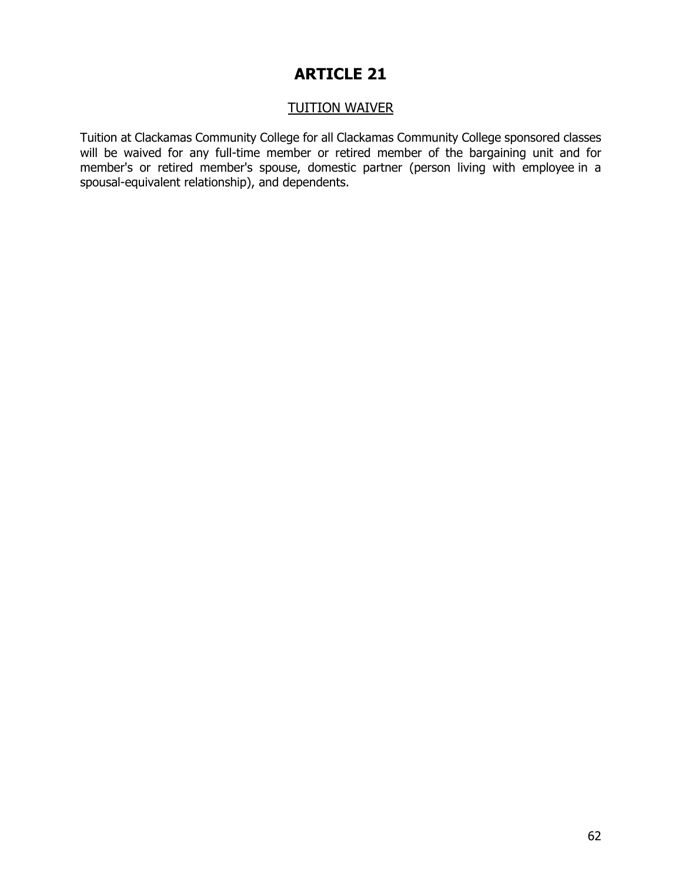# ARTICLE 21

## TUITION WAIVER

Tuition at Clackamas Community College for all Clackamas Community College sponsored classes will be waived for any full-time member or retired member of the bargaining unit and for member's or retired member's spouse, domestic partner (person living with employee in a spousal-equivalent relationship), and dependents.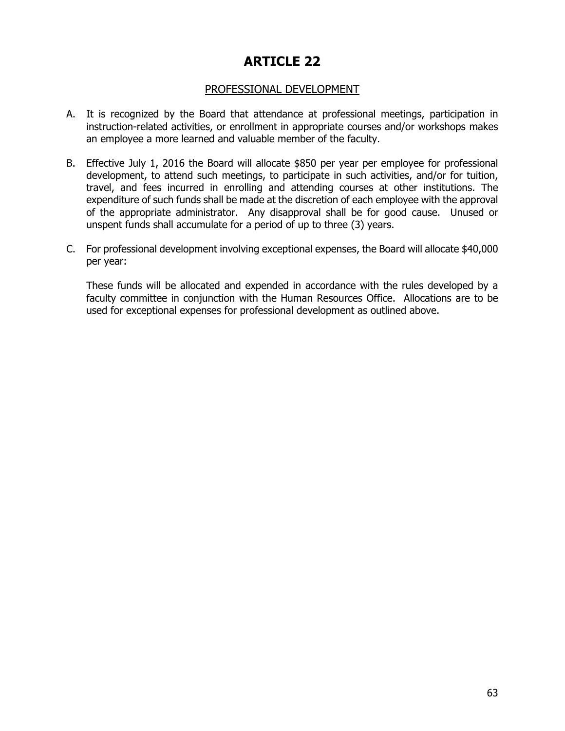# ARTICLE 22

## PROFESSIONAL DEVELOPMENT

A. It is recognized by the Board that attendance at professional meetings, participation in instruction-related activities, or enrollment in appropriate courses and/or workshops makes an employee a more learned and valuable member of the faculty.

B. Effective July 1, 2016 the Board will allocate $850 per year per employee for professional development, to attend such meetings, to participate in such activities, and/or for tuition, travel, and fees incurred in enrolling and attending courses at other institutions. The expenditure of such funds shall be made at the discretion of each employee with the approval of the appropriate administrator. Any disapproval shall be for good cause. Unused or unspent funds shall accumulate for a period of up to three (3) years.

C. For professional development involving exceptional expenses, the Board will allocate $40,000 per year:

   These funds will be allocated and expended in accordance with the rules developed by a faculty committee in conjunction with the Human Resources Office. Allocations are to be used for exceptional expenses for professional development as outlined above.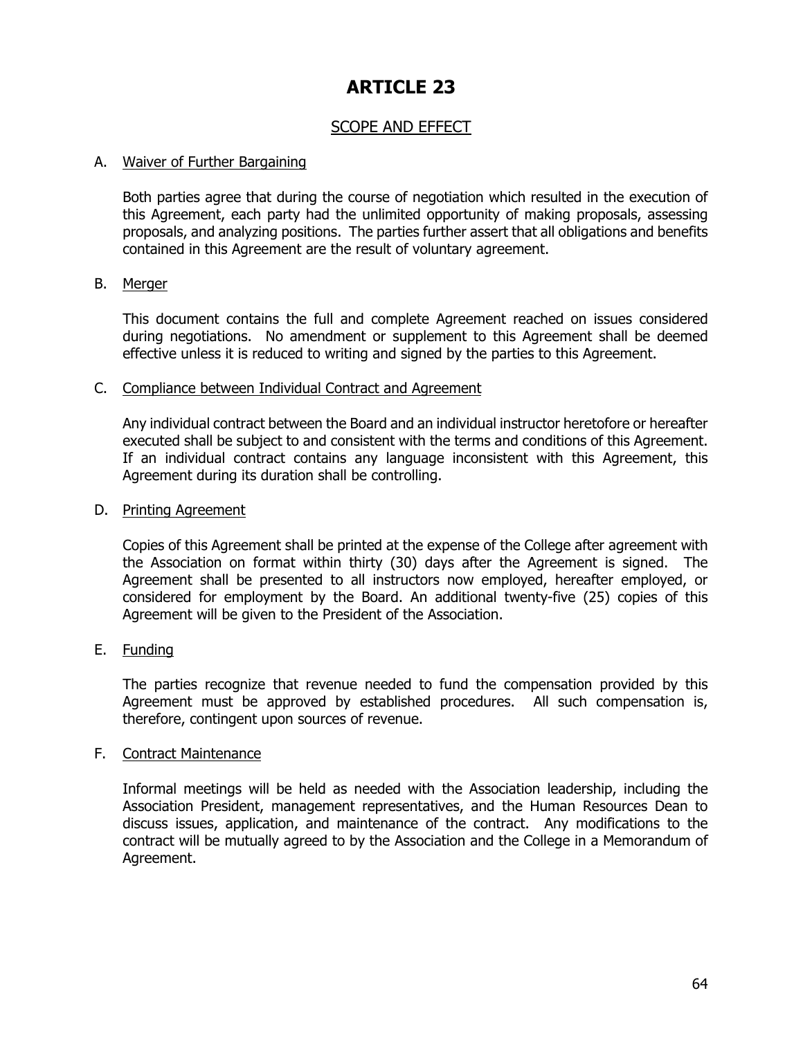# ARTICLE 23

## SCOPE AND EFFECT

A. Waiver of Further Bargaining

Both parties agree that during the course of negotiation which resulted in the execution of this Agreement, each party had the unlimited opportunity of making proposals, assessing proposals, and analyzing positions. The parties further assert that all obligations and benefits contained in this Agreement are the result of voluntary agreement.

B. Merger

This document contains the full and complete Agreement reached on issues considered during negotiations. No amendment or supplement to this Agreement shall be deemed effective unless it is reduced to writing and signed by the parties to this Agreement.

C. Compliance between Individual Contract and Agreement

Any individual contract between the Board and an individual instructor heretofore or hereafter executed shall be subject to and consistent with the terms and conditions of this Agreement. If an individual contract contains any language inconsistent with this Agreement, this Agreement during its duration shall be controlling.

D. Printing Agreement

Copies of this Agreement shall be printed at the expense of the College after agreement with the Association on format within thirty (30) days after the Agreement is signed. The Agreement shall be presented to all instructors now employed, hereafter employed, or considered for employment by the Board. An additional twenty-five (25) copies of this Agreement will be given to the President of the Association.

E. Funding

The parties recognize that revenue needed to fund the compensation provided by this Agreement must be approved by established procedures. All such compensation is, therefore, contingent upon sources of revenue.

F. Contract Maintenance

Informal meetings will be held as needed with the Association leadership, including the Association President, management representatives, and the Human Resources Dean to discuss issues, application, and maintenance of the contract. Any modifications to the contract will be mutually agreed to by the Association and the College in a Memorandum of Agreement.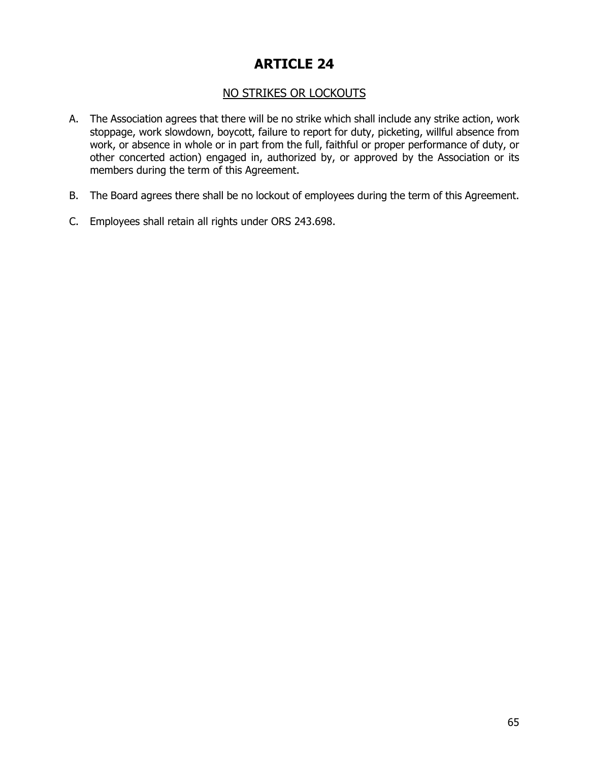# ARTICLE 24

## NO STRIKES OR LOCKOUTS

A. The Association agrees that there will be no strike which shall include any strike action, work stoppage, work slowdown, boycott, failure to report for duty, picketing, willful absence from work, or absence in whole or in part from the full, faithful or proper performance of duty, or other concerted action) engaged in, authorized by, or approved by the Association or its members during the term of this Agreement.

B. The Board agrees there shall be no lockout of employees during the term of this Agreement.

C. Employees shall retain all rights under ORS 243.698.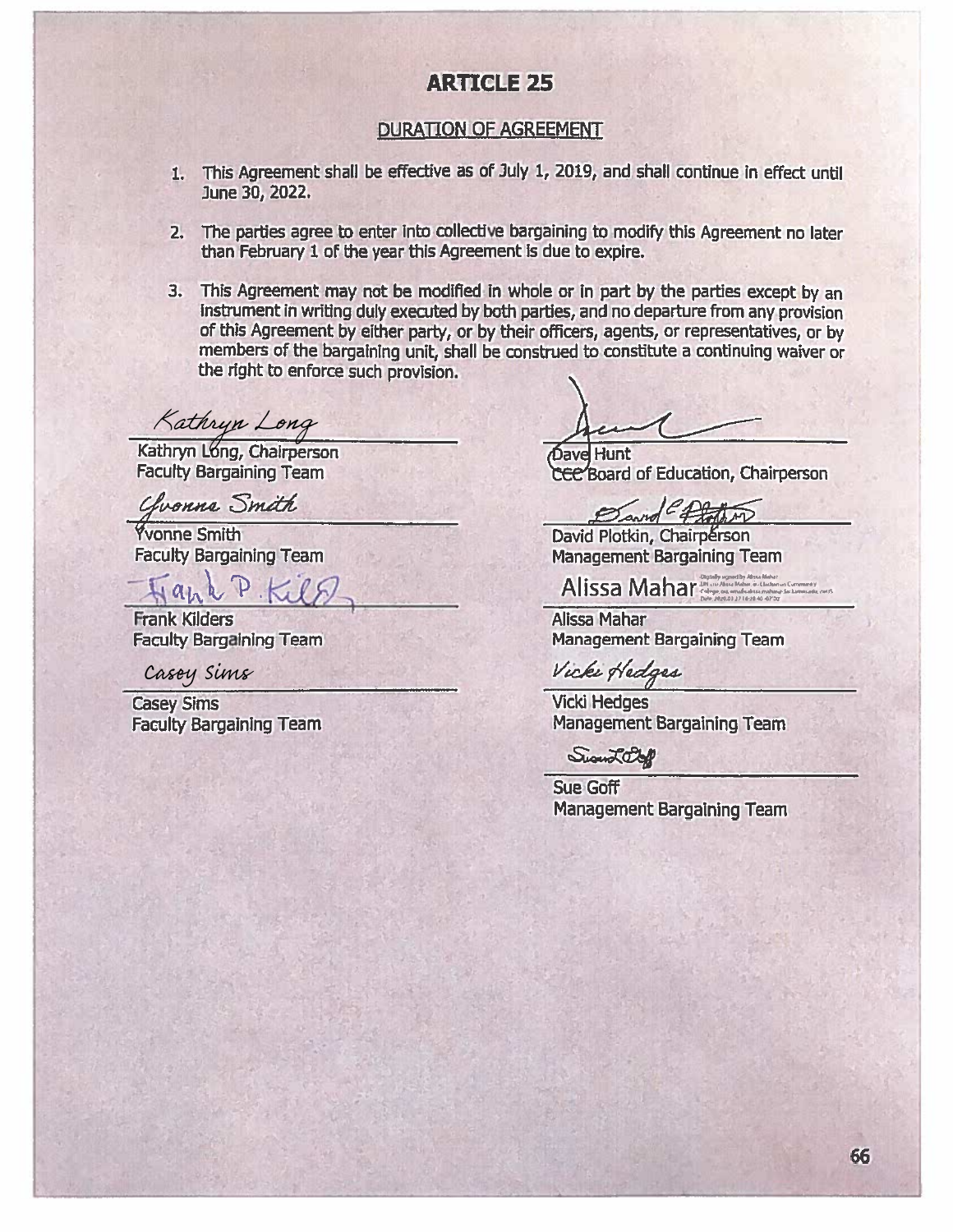# ARTICLE 25

## DURATION OF AGREEMENT

1. This Agreement shall be effective as of July 1, 2019, and shall continue in effect until June 30, 2022.

2. The parties agree to enter into collective bargaining to modify this Agreement no later than February 1 of the year this Agreement is due to expire.

3. This Agreement may not be modified in whole or in part by the parties except by an instrument in writing duly executed by both parties, and no departure from any provision of this Agreement by either party, or by their officers, agents, or representatives, or by members of the bargaining unit, shall be construed to constitute a continuing waiver or the right to enforce such provision.

Kathryn Long, Chairperson
Faculty Bargaining Team

Yvonne Smith
Faculty Bargaining Team

Frank Kilders
Faculty Bargaining Team

Casey Sims
Faculty Bargaining Team

Dave Hunt
CCC Board of Education, Chairperson

David Plotkin, Chairperson
Management Bargaining Team

Alissa Mahar
Management Bargaining Team

Vicki Hedges
Management Bargaining Team

Sue Goff
Management Bargaining Team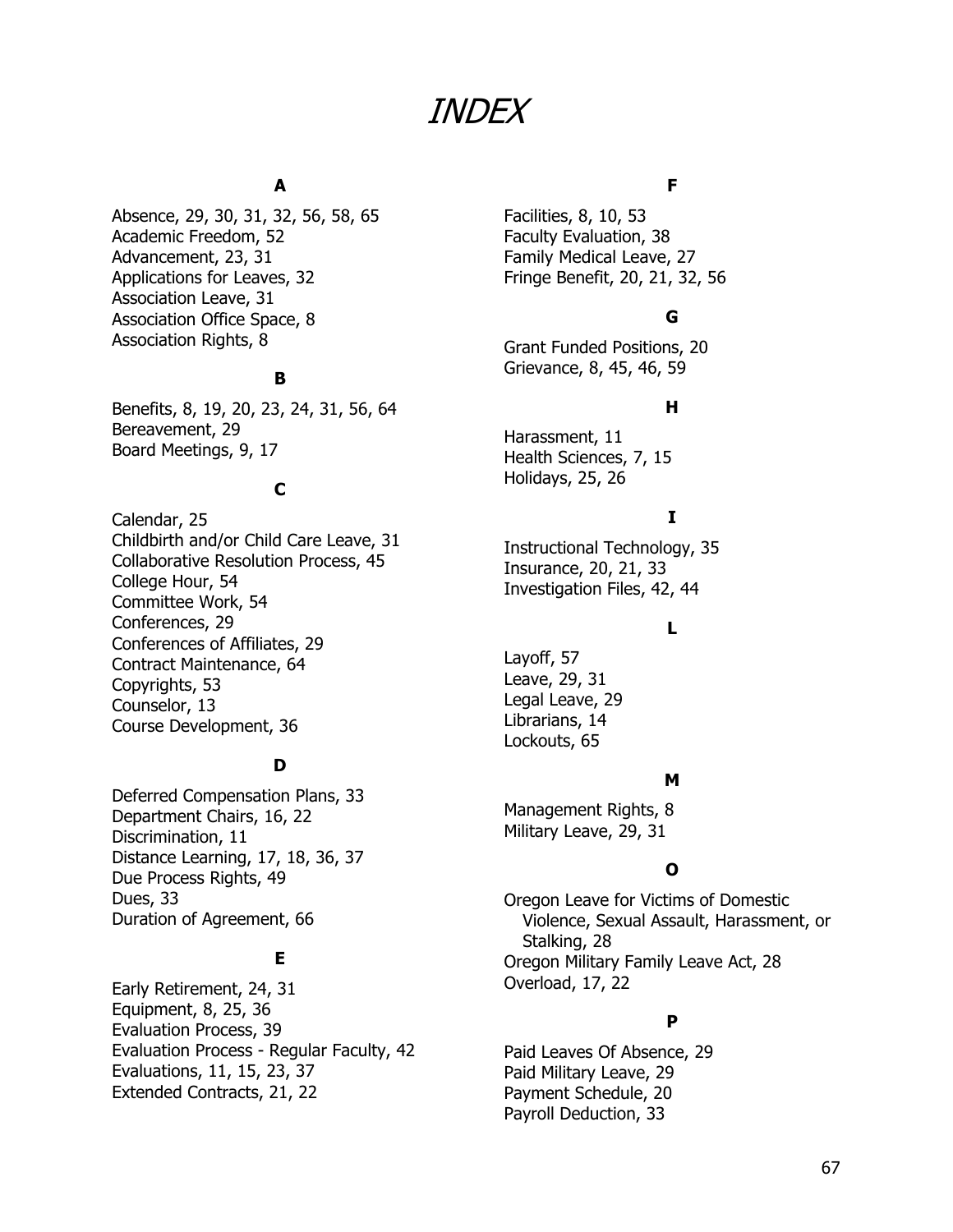# *INDEX*

### A

Absence, 29, 30, 31, 32, 56, 58, 65
Academic Freedom, 52
Advancement, 23, 31
Applications for Leaves, 32
Association Leave, 31
Association Office Space, 8
Association Rights, 8

### B

Benefits, 8, 19, 20, 23, 24, 31, 56, 64
Bereavement, 29
Board Meetings, 9, 17

### C

Calendar, 25
Childbirth and/or Child Care Leave, 31
Collaborative Resolution Process, 45
College Hour, 54
Committee Work, 54
Conferences, 29
Conferences of Affiliates, 29
Contract Maintenance, 64
Copyrights, 53
Counselor, 13
Course Development, 36

### D

Deferred Compensation Plans, 33
Department Chairs, 16, 22
Discrimination, 11
Distance Learning, 17, 18, 36, 37
Due Process Rights, 49
Dues, 33
Duration of Agreement, 66

### E

Early Retirement, 24, 31
Equipment, 8, 25, 36
Evaluation Process, 39
Evaluation Process - Regular Faculty, 42
Evaluations, 11, 15, 23, 37
Extended Contracts, 21, 22

### F

Facilities, 8, 10, 53
Faculty Evaluation, 38
Family Medical Leave, 27
Fringe Benefit, 20, 21, 32, 56

### G

Grant Funded Positions, 20
Grievance, 8, 45, 46, 59

### H

Harassment, 11
Health Sciences, 7, 15
Holidays, 25, 26

### I

Instructional Technology, 35
Insurance, 20, 21, 33
Investigation Files, 42, 44

### L

Layoff, 57
Leave, 29, 31
Legal Leave, 29
Librarians, 14
Lockouts, 65

### M

Management Rights, 8
Military Leave, 29, 31

### O

Oregon Leave for Victims of Domestic Violence, Sexual Assault, Harassment, or Stalking, 28
Oregon Military Family Leave Act, 28
Overload, 17, 22

### P

Paid Leaves Of Absence, 29
Paid Military Leave, 29
Payment Schedule, 20
Payroll Deduction, 33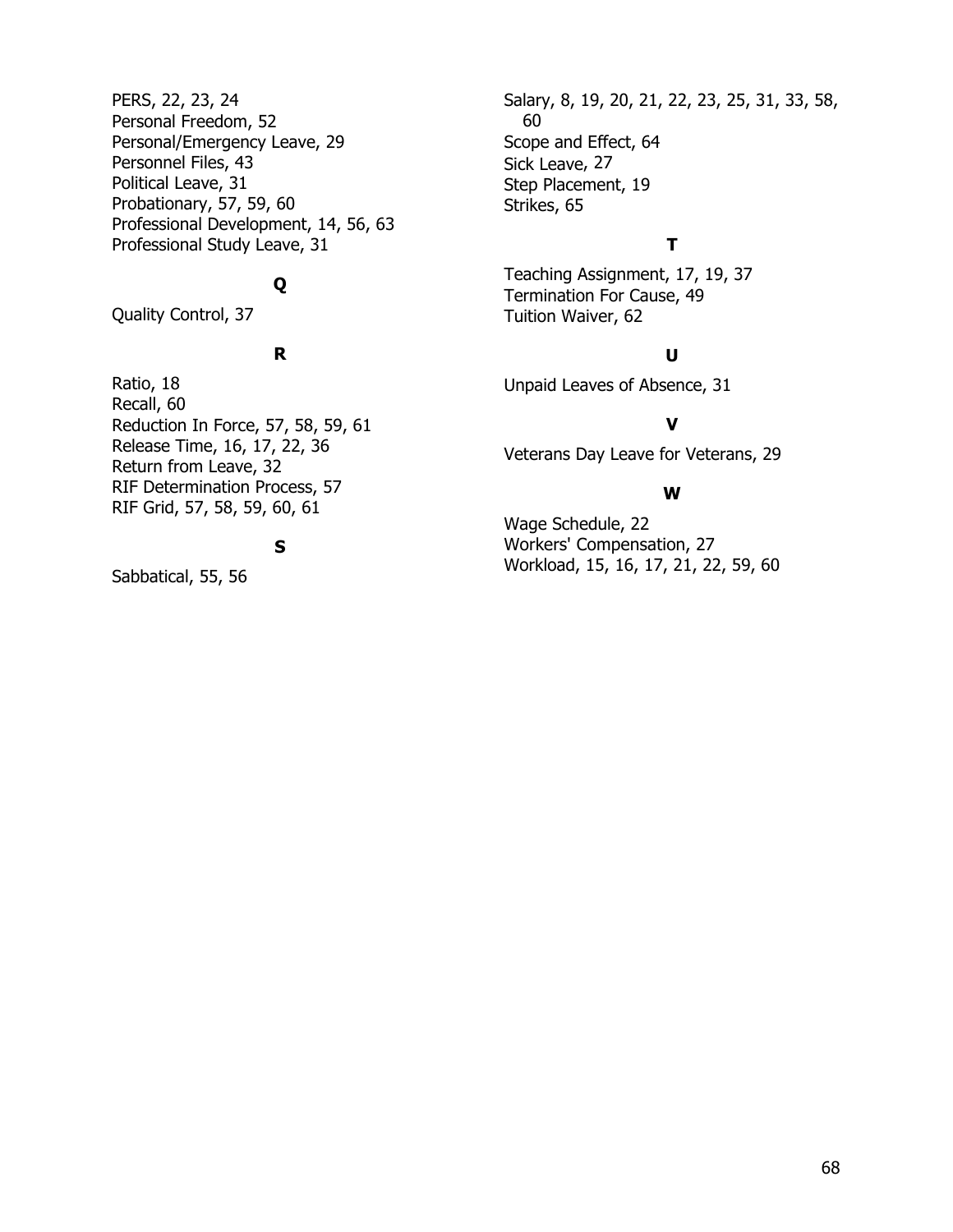PERS, 22, 23, 24
Personal Freedom, 52
Personal/Emergency Leave, 29
Personnel Files, 43
Political Leave, 31
Probationary, 57, 59, 60
Professional Development, 14, 56, 63
Professional Study Leave, 31

### Q

Quality Control, 37

### R

Ratio, 18
Recall, 60
Reduction In Force, 57, 58, 59, 61
Release Time, 16, 17, 22, 36
Return from Leave, 32
RIF Determination Process, 57
RIF Grid, 57, 58, 59, 60, 61

### S

Sabbatical, 55, 56
Salary, 8, 19, 20, 21, 22, 23, 25, 31, 33, 58, 60
Scope and Effect, 64
Sick Leave, 27
Step Placement, 19
Strikes, 65

### T

Teaching Assignment, 17, 19, 37
Termination For Cause, 49
Tuition Waiver, 62

### U

Unpaid Leaves of Absence, 31

### V

Veterans Day Leave for Veterans, 29

### W

Wage Schedule, 22
Workers' Compensation, 27
Workload, 15, 16, 17, 21, 22, 59, 60